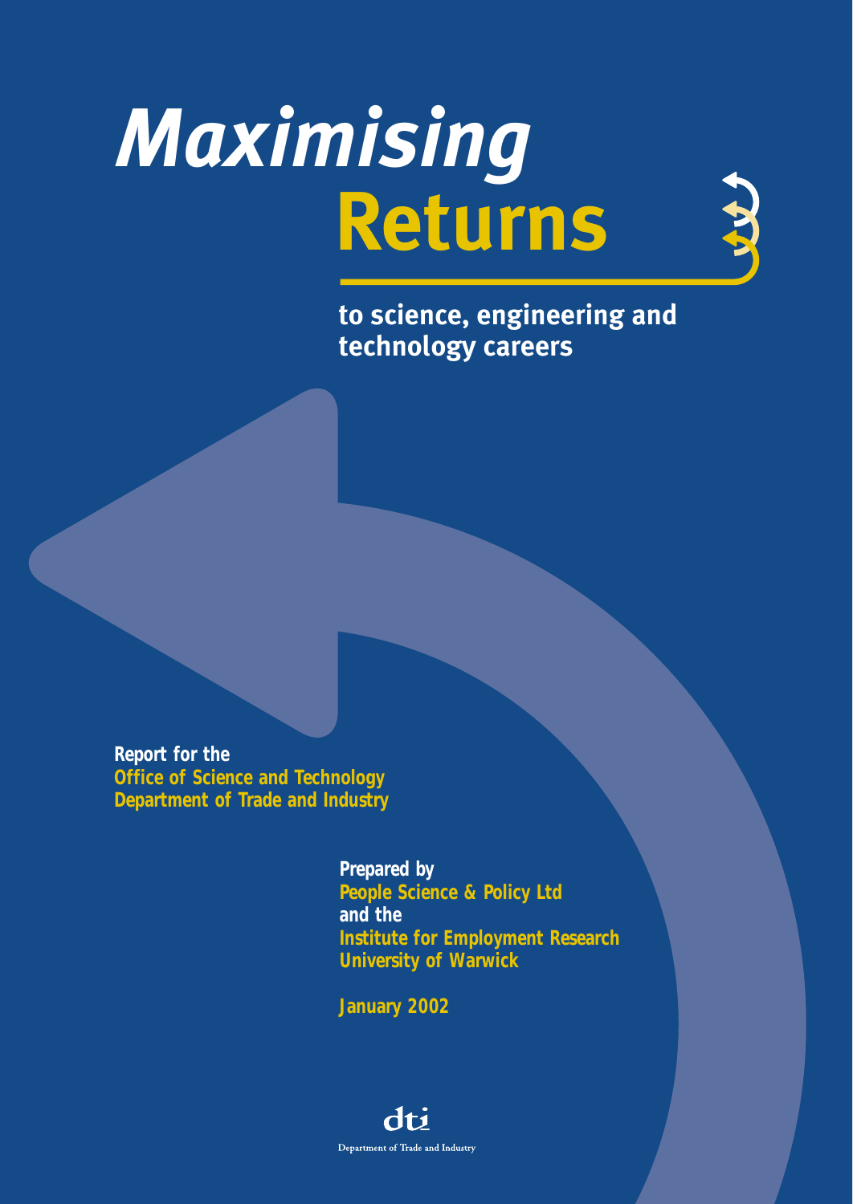# *Maximising* Returns

## to science, engineering and technology careers

**Report for the**
**Office of Science and Technology**
**Department of Trade and Industry**

**Prepared by**
**People Science & Policy Ltd**
**and the**
**Institute for Employment Research**
**University of Warwick**

**January 2002**

dti

Department of Trade and Industry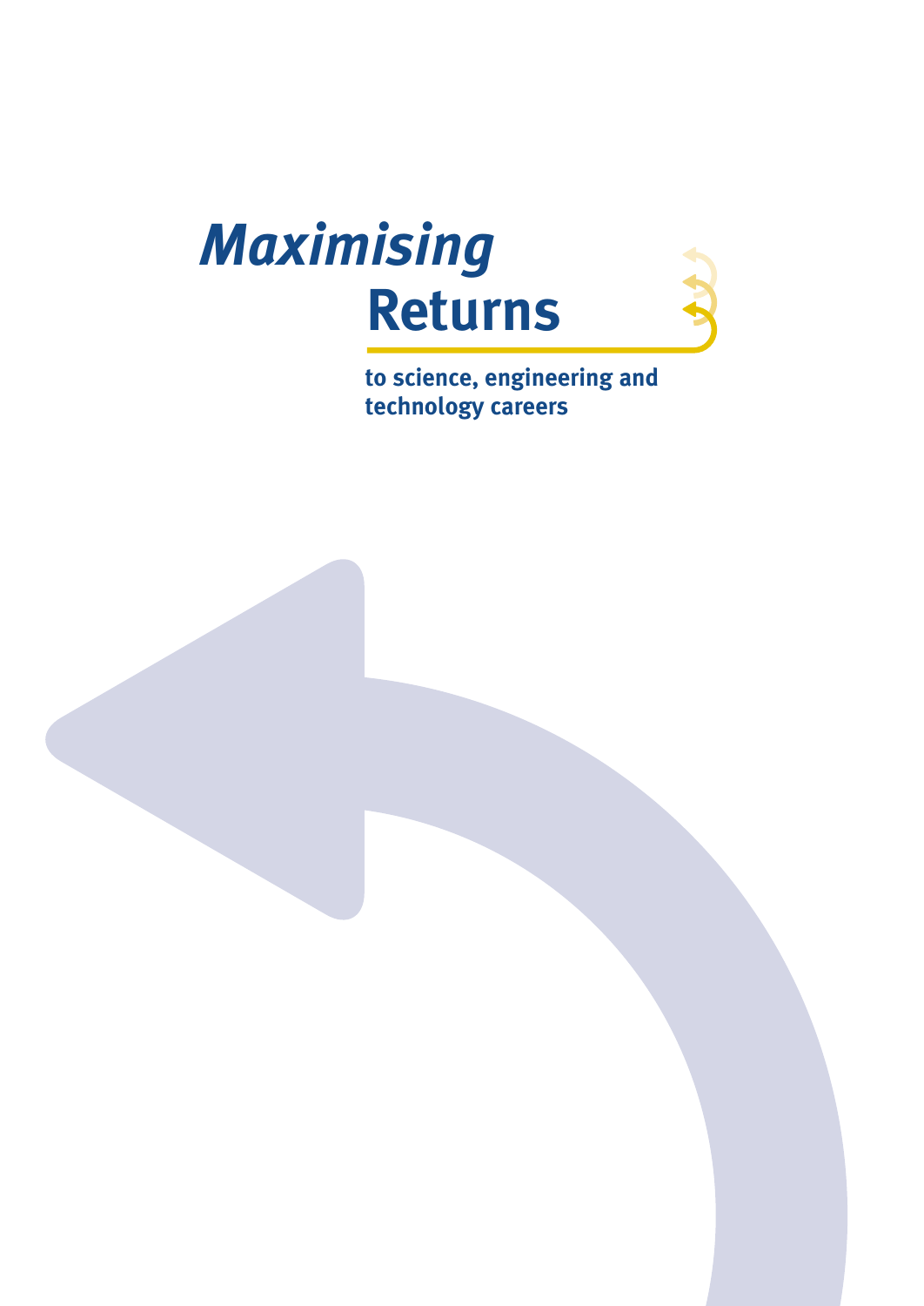# *Maximising* Returns

**to science, engineering and technology careers**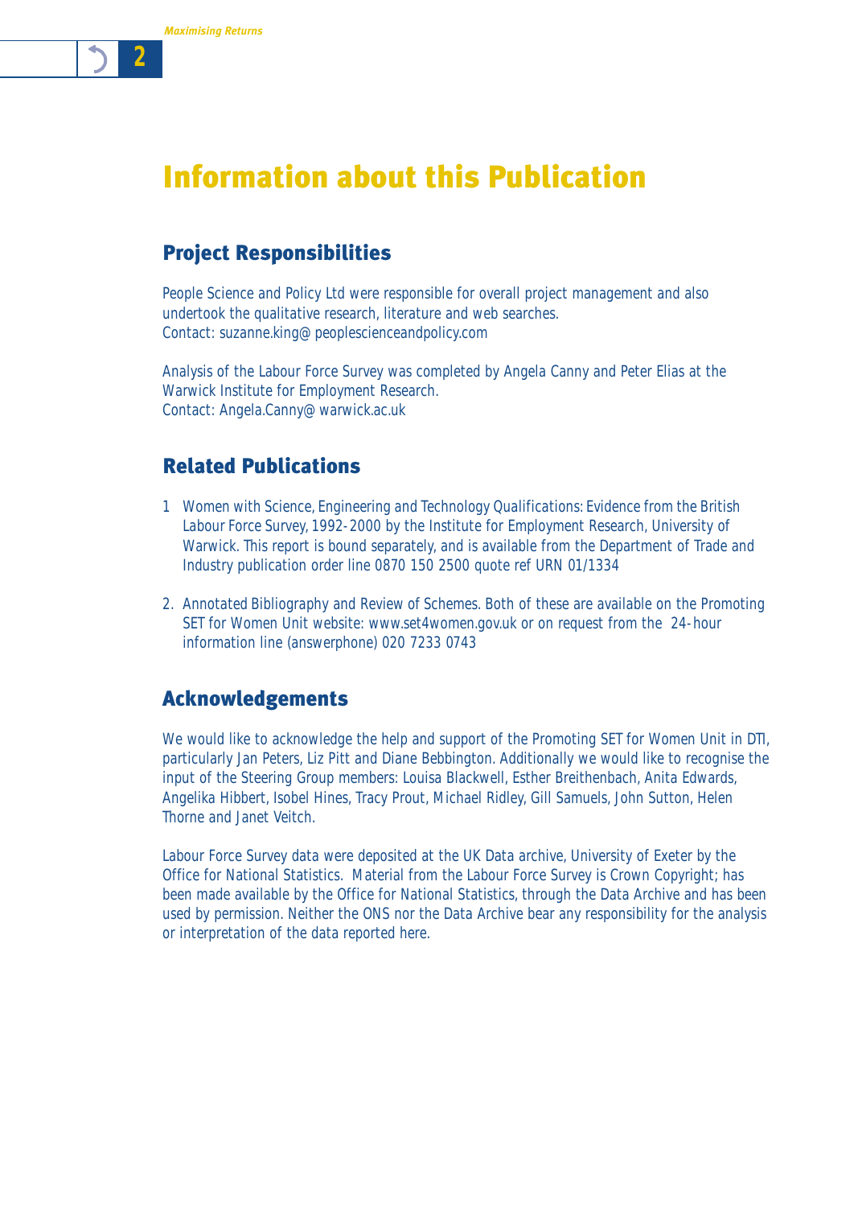# Information about this Publication

## Project Responsibilities

People Science and Policy Ltd were responsible for overall project management and also undertook the qualitative research, literature and web searches.
Contact: suzanne.king@peoplescienceandpolicy.com

Analysis of the Labour Force Survey was completed by Angela Canny and Peter Elias at the Warwick Institute for Employment Research.
Contact: Angela.Canny@warwick.ac.uk

## Related Publications

1 Women with Science, Engineering and Technology Qualifications: Evidence from the British Labour Force Survey, 1992-2000 by the Institute for Employment Research, University of Warwick. This report is bound separately, and is available from the Department of Trade and Industry publication order line 0870 150 2500 quote ref URN 01/1334

2. Annotated Bibliography and Review of Schemes. Both of these are available on the Promoting SET for Women Unit website: www.set4women.gov.uk or on request from the 24-hour information line (answerphone) 020 7233 0743

## Acknowledgements

We would like to acknowledge the help and support of the Promoting SET for Women Unit in DTI, particularly Jan Peters, Liz Pitt and Diane Bebbington. Additionally we would like to recognise the input of the Steering Group members: Louisa Blackwell, Esther Breithenbach, Anita Edwards, Angelika Hibbert, Isobel Hines, Tracy Prout, Michael Ridley, Gill Samuels, John Sutton, Helen Thorne and Janet Veitch.

Labour Force Survey data were deposited at the UK Data archive, University of Exeter by the Office for National Statistics. Material from the Labour Force Survey is Crown Copyright; has been made available by the Office for National Statistics, through the Data Archive and has been used by permission. Neither the ONS nor the Data Archive bear any responsibility for the analysis or interpretation of the data reported here.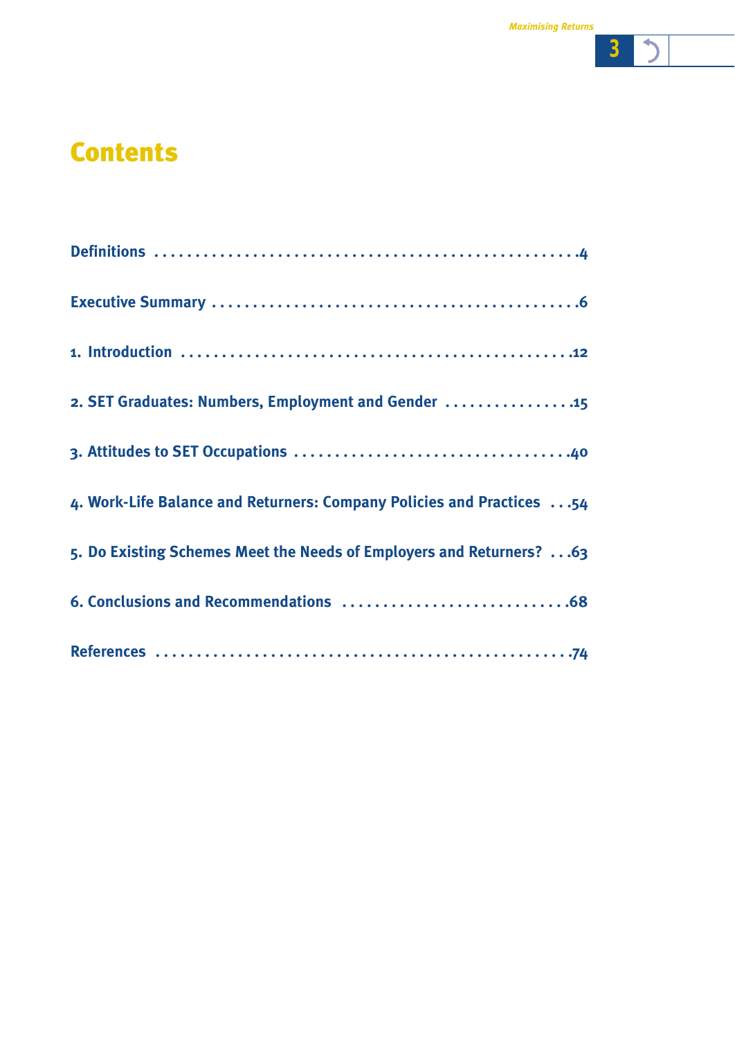# Contents

Definitions .......................................................4

Executive Summary ..............................................6

1. Introduction ..................................................12

2. SET Graduates: Numbers, Employment and Gender ................15

3. Attitudes to SET Occupations ....................................40

4. Work-Life Balance and Returners: Company Policies and Practices ...54

5. Do Existing Schemes Meet the Needs of Employers and Returners? ...63

6. Conclusions and Recommendations ..............................68

References .......................................................74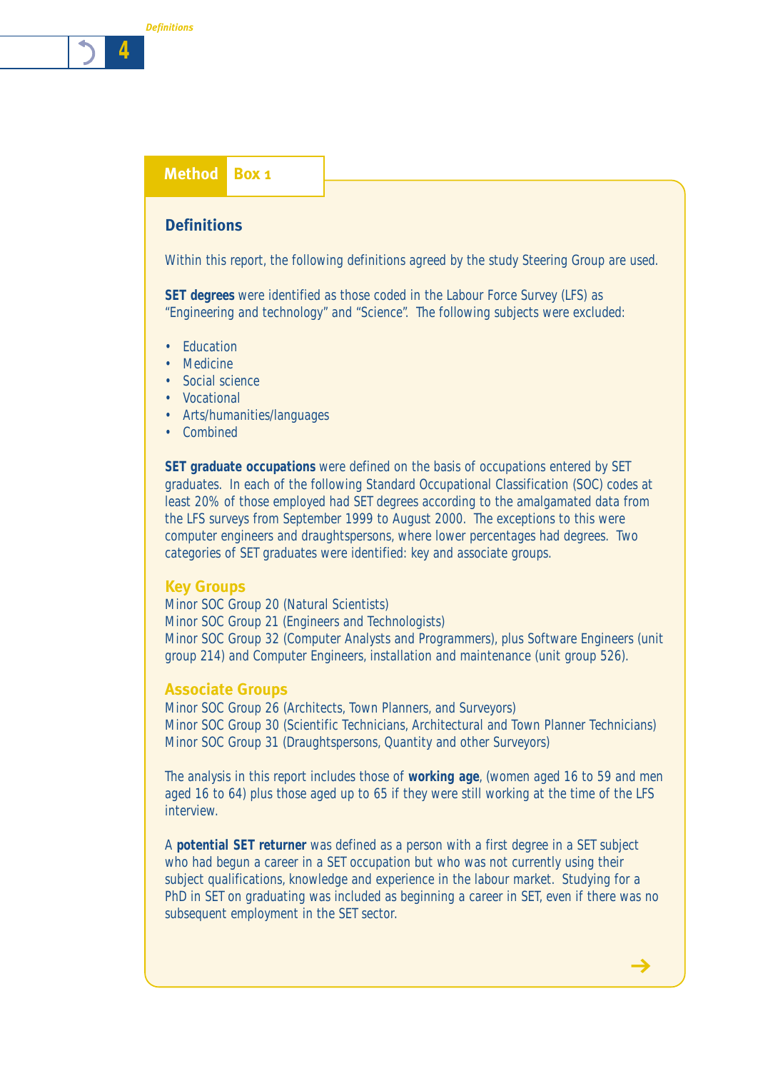**Method** Box 1

## Definitions

Within this report, the following definitions agreed by the study Steering Group are used.

**SET degrees** were identified as those coded in the Labour Force Survey (LFS) as "Engineering and technology" and "Science". The following subjects were excluded:

- Education
- Medicine
- Social science
- Vocational
- Arts/humanities/languages
- Combined

**SET graduate occupations** were defined on the basis of occupations entered by SET graduates. In each of the following Standard Occupational Classification (SOC) codes at least 20% of those employed had SET degrees according to the amalgamated data from the LFS surveys from September 1999 to August 2000. The exceptions to this were computer engineers and draughtspersons, where lower percentages had degrees. Two categories of SET graduates were identified: key and associate groups.

### Key Groups

Minor SOC Group 20 (Natural Scientists)
Minor SOC Group 21 (Engineers and Technologists)
Minor SOC Group 32 (Computer Analysts and Programmers), plus Software Engineers (unit group 214) and Computer Engineers, installation and maintenance (unit group 526).

### Associate Groups

Minor SOC Group 26 (Architects, Town Planners, and Surveyors)
Minor SOC Group 30 (Scientific Technicians, Architectural and Town Planner Technicians)
Minor SOC Group 31 (Draughtspersons, Quantity and other Surveyors)

The analysis in this report includes those of **working age**, (women aged 16 to 59 and men aged 16 to 64) plus those aged up to 65 if they were still working at the time of the LFS interview.

A **potential SET returner** was defined as a person with a first degree in a SET subject who had begun a career in a SET occupation but who was not currently using their subject qualifications, knowledge and experience in the labour market. Studying for a PhD in SET on graduating was included as beginning a career in SET, even if there was no subsequent employment in the SET sector.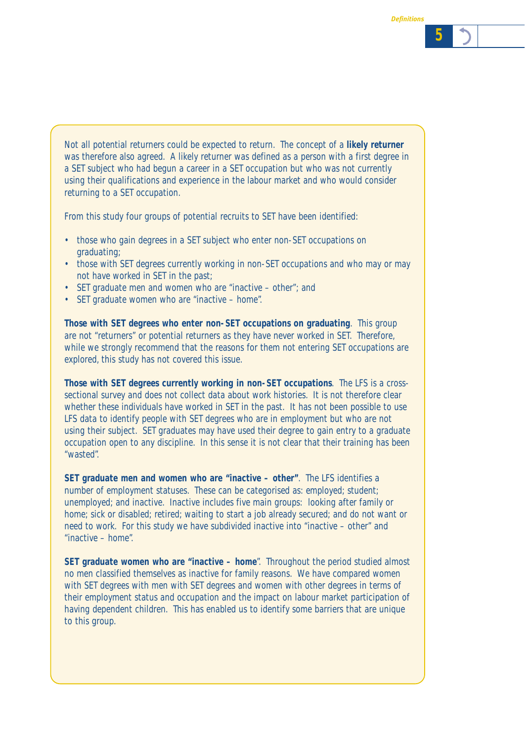Not all potential returners could be expected to return. The concept of a **likely returner** was therefore also agreed. A likely returner was defined as a person with a first degree in a SET subject who had begun a career in a SET occupation but who was not currently using their qualifications and experience in the labour market and who would consider returning to a SET occupation.

From this study four groups of potential recruits to SET have been identified:

- those who gain degrees in a SET subject who enter non-SET occupations on graduating;
- those with SET degrees currently working in non-SET occupations and who may or may not have worked in SET in the past;
- SET graduate men and women who are "inactive – other"; and
- SET graduate women who are "inactive – home".

**Those with SET degrees who enter non-SET occupations on graduating**. This group are not "returners" or potential returners as they have never worked in SET. Therefore, while we strongly recommend that the reasons for them not entering SET occupations are explored, this study has not covered this issue.

**Those with SET degrees currently working in non-SET occupations**. The LFS is a cross-sectional survey and does not collect data about work histories. It is not therefore clear whether these individuals have worked in SET in the past. It has not been possible to use LFS data to identify people with SET degrees who are in employment but who are not using their subject. SET graduates may have used their degree to gain entry to a graduate occupation open to any discipline. In this sense it is not clear that their training has been "wasted".

**SET graduate men and women who are "inactive – other"**. The LFS identifies a number of employment statuses. These can be categorised as: employed; student; unemployed; and inactive. Inactive includes five main groups: looking after family or home; sick or disabled; retired; waiting to start a job already secured; and do not want or need to work. For this study we have subdivided inactive into "inactive – other" and "inactive – home".

**SET graduate women who are "inactive – home**". Throughout the period studied almost no men classified themselves as inactive for family reasons. We have compared women with SET degrees with men with SET degrees and women with other degrees in terms of their employment status and occupation and the impact on labour market participation of having dependent children. This has enabled us to identify some barriers that are unique to this group.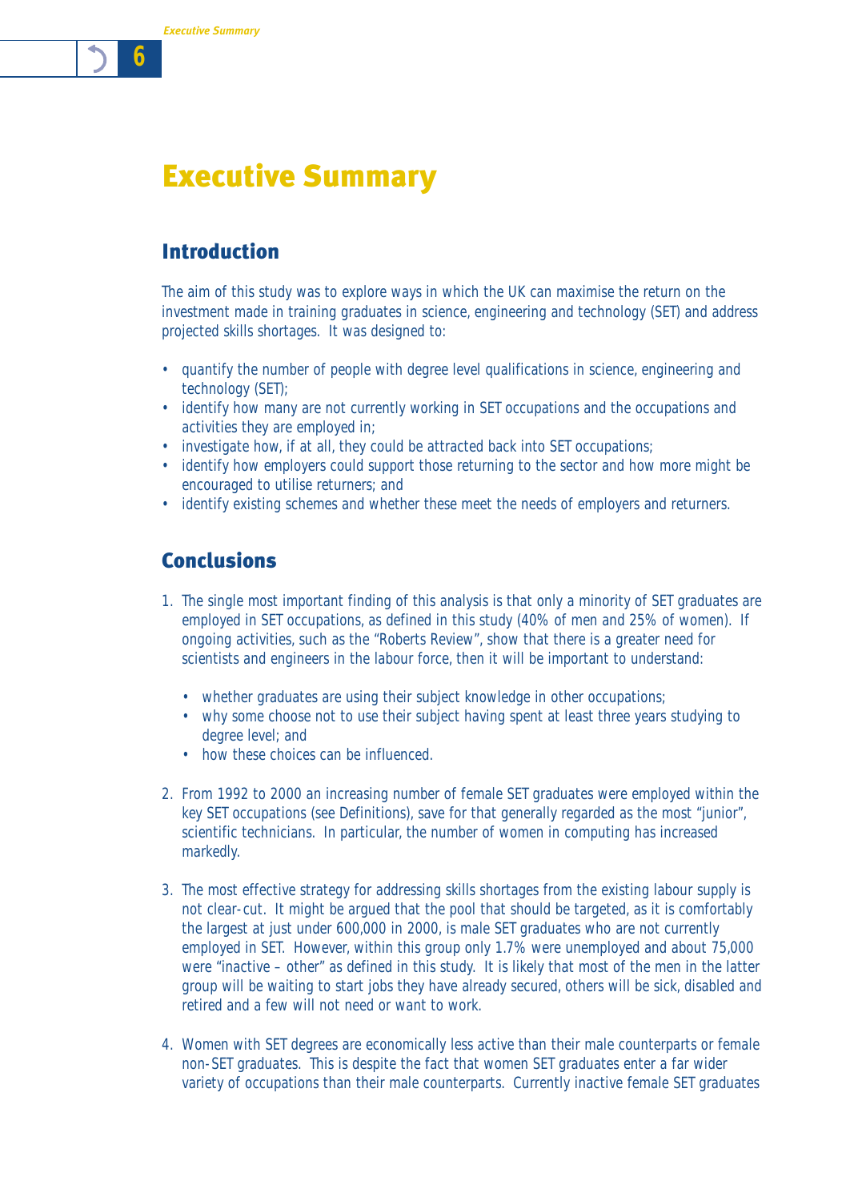# Executive Summary

## Introduction

The aim of this study was to explore ways in which the UK can maximise the return on the investment made in training graduates in science, engineering and technology (SET) and address projected skills shortages. It was designed to:

- quantify the number of people with degree level qualifications in science, engineering and technology (SET);
- identify how many are not currently working in SET occupations and the occupations and activities they are employed in;
- investigate how, if at all, they could be attracted back into SET occupations;
- identify how employers could support those returning to the sector and how more might be encouraged to utilise returners; and
- identify existing schemes and whether these meet the needs of employers and returners.

## Conclusions

1. The single most important finding of this analysis is that only a minority of SET graduates are employed in SET occupations, as defined in this study (40% of men and 25% of women). If ongoing activities, such as the "Roberts Review", show that there is a greater need for scientists and engineers in the labour force, then it will be important to understand:

   - whether graduates are using their subject knowledge in other occupations;
   - why some choose not to use their subject having spent at least three years studying to degree level; and
   - how these choices can be influenced.

2. From 1992 to 2000 an increasing number of female SET graduates were employed within the key SET occupations (see Definitions), save for that generally regarded as the most "junior", scientific technicians. In particular, the number of women in computing has increased markedly.

3. The most effective strategy for addressing skills shortages from the existing labour supply is not clear-cut. It might be argued that the pool that should be targeted, as it is comfortably the largest at just under 600,000 in 2000, is male SET graduates who are not currently employed in SET. However, within this group only 1.7% were unemployed and about 75,000 were "inactive – other" as defined in this study. It is likely that most of the men in the latter group will be waiting to start jobs they have already secured, others will be sick, disabled and retired and a few will not need or want to work.

4. Women with SET degrees are economically less active than their male counterparts or female non-SET graduates. This is despite the fact that women SET graduates enter a far wider variety of occupations than their male counterparts. Currently inactive female SET graduates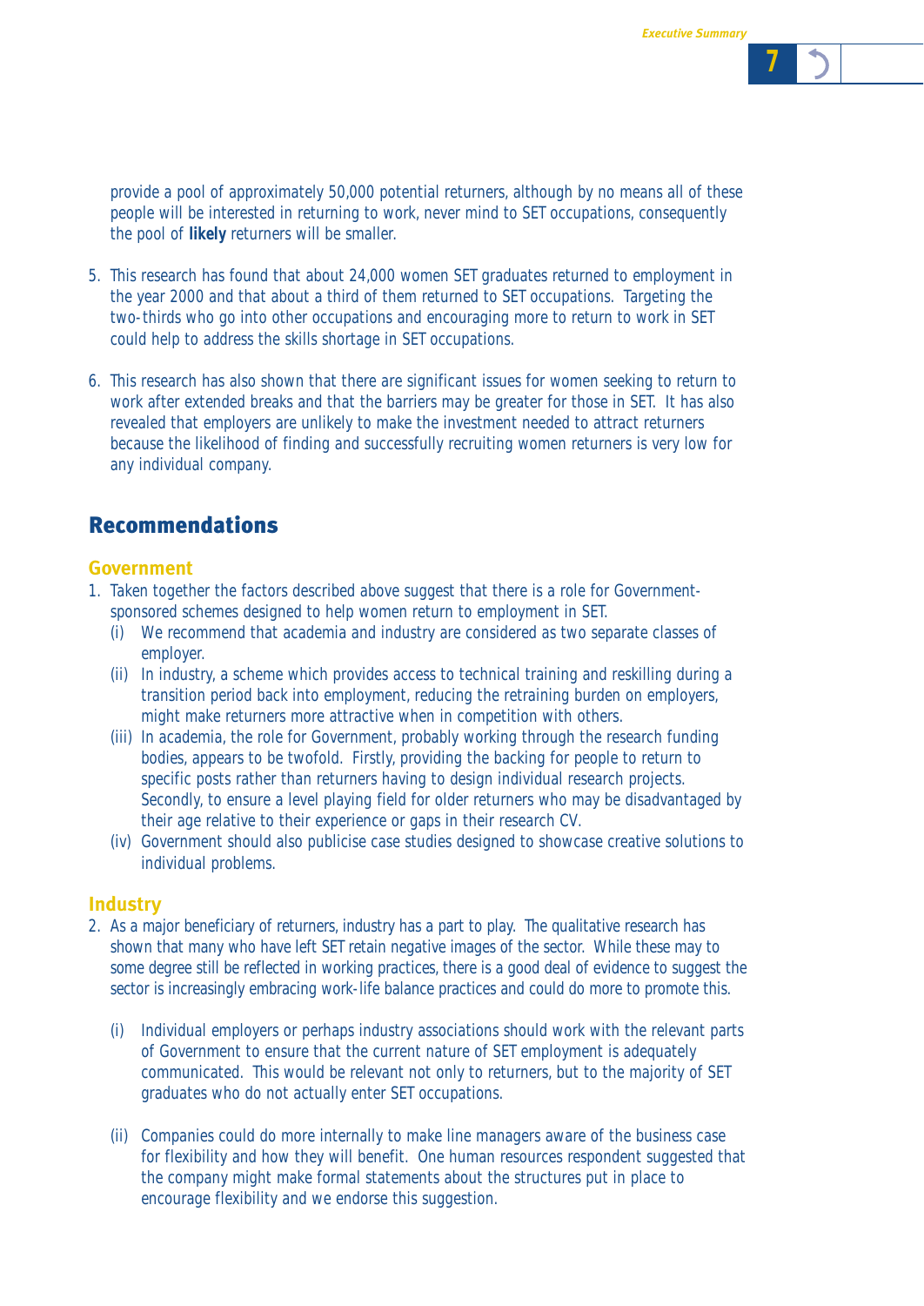provide a pool of approximately 50,000 potential returners, although by no means all of these people will be interested in returning to work, never mind to SET occupations, consequently the pool of **likely** returners will be smaller.

5. This research has found that about 24,000 women SET graduates returned to employment in the year 2000 and that about a third of them returned to SET occupations. Targeting the two-thirds who go into other occupations and encouraging more to return to work in SET could help to address the skills shortage in SET occupations.

6. This research has also shown that there are significant issues for women seeking to return to work after extended breaks and that the barriers may be greater for those in SET. It has also revealed that employers are unlikely to make the investment needed to attract returners because the likelihood of finding and successfully recruiting women returners is very low for any individual company.

## Recommendations

### Government

1. Taken together the factors described above suggest that there is a role for Government-sponsored schemes designed to help women return to employment in SET.
   - (i) We recommend that academia and industry are considered as two separate classes of employer.
   - (ii) In industry, a scheme which provides access to technical training and reskilling during a transition period back into employment, reducing the retraining burden on employers, might make returners more attractive when in competition with others.
   - (iii) In academia, the role for Government, probably working through the research funding bodies, appears to be twofold. Firstly, providing the backing for people to return to specific posts rather than returners having to design individual research projects. Secondly, to ensure a level playing field for older returners who may be disadvantaged by their age relative to their experience or gaps in their research CV.
   - (iv) Government should also publicise case studies designed to showcase creative solutions to individual problems.

### Industry

2. As a major beneficiary of returners, industry has a part to play. The qualitative research has shown that many who have left SET retain negative images of the sector. While these may to some degree still be reflected in working practices, there is a good deal of evidence to suggest the sector is increasingly embracing work-life balance practices and could do more to promote this.

   - (i) Individual employers or perhaps industry associations should work with the relevant parts of Government to ensure that the current nature of SET employment is adequately communicated. This would be relevant not only to returners, but to the majority of SET graduates who do not actually enter SET occupations.

   - (ii) Companies could do more internally to make line managers aware of the business case for flexibility and how they will benefit. One human resources respondent suggested that the company might make formal statements about the structures put in place to encourage flexibility and we endorse this suggestion.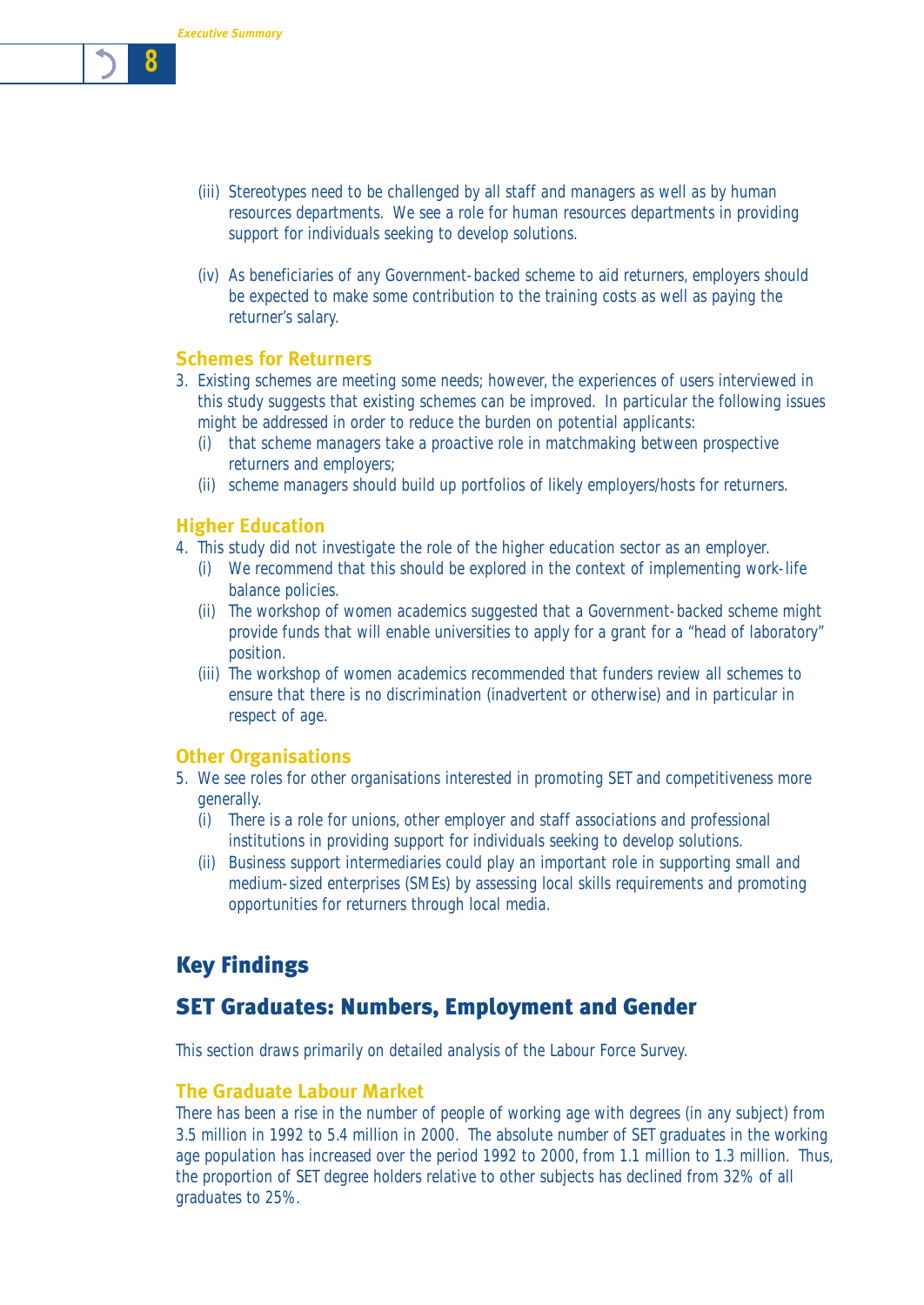(iii) Stereotypes need to be challenged by all staff and managers as well as by human resources departments. We see a role for human resources departments in providing support for individuals seeking to develop solutions.

(iv) As beneficiaries of any Government-backed scheme to aid returners, employers should be expected to make some contribution to the training costs as well as paying the returner's salary.

### Schemes for Returners

3. Existing schemes are meeting some needs; however, the experiences of users interviewed in this study suggests that existing schemes can be improved. In particular the following issues might be addressed in order to reduce the burden on potential applicants:
   (i) that scheme managers take a proactive role in matchmaking between prospective returners and employers;
   (ii) scheme managers should build up portfolios of likely employers/hosts for returners.

### Higher Education

4. This study did not investigate the role of the higher education sector as an employer.
   (i) We recommend that this should be explored in the context of implementing work-life balance policies.
   (ii) The workshop of women academics suggested that a Government-backed scheme might provide funds that will enable universities to apply for a grant for a "head of laboratory" position.
   (iii) The workshop of women academics recommended that funders review all schemes to ensure that there is no discrimination (inadvertent or otherwise) and in particular in respect of age.

### Other Organisations

5. We see roles for other organisations interested in promoting SET and competitiveness more generally.
   (i) There is a role for unions, other employer and staff associations and professional institutions in providing support for individuals seeking to develop solutions.
   (ii) Business support intermediaries could play an important role in supporting small and medium-sized enterprises (SMEs) by assessing local skills requirements and promoting opportunities for returners through local media.

# Key Findings

## SET Graduates: Numbers, Employment and Gender

This section draws primarily on detailed analysis of the Labour Force Survey.

### The Graduate Labour Market

There has been a rise in the number of people of working age with degrees (in any subject) from 3.5 million in 1992 to 5.4 million in 2000. The absolute number of SET graduates in the working age population has increased over the period 1992 to 2000, from 1.1 million to 1.3 million. Thus, the proportion of SET degree holders relative to other subjects has declined from 32% of all graduates to 25%.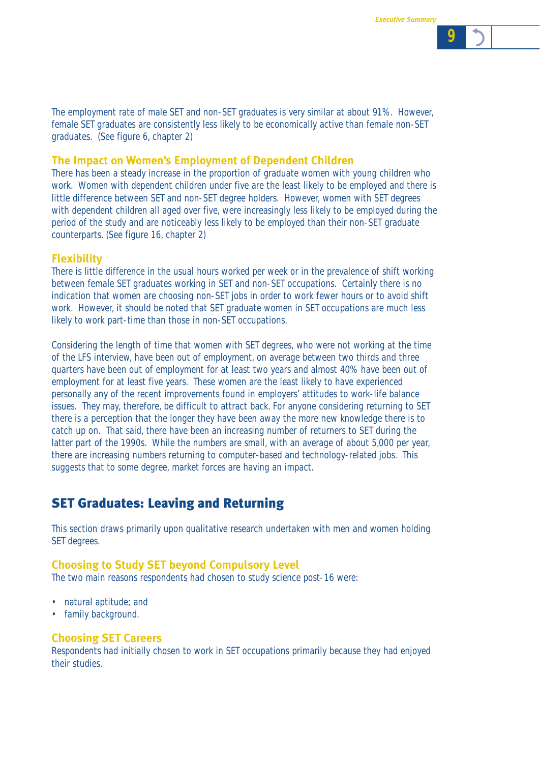The employment rate of male SET and non-SET graduates is very similar at about 91%. However, female SET graduates are consistently less likely to be economically active than female non-SET graduates. (See figure 6, chapter 2)

### The Impact on Women's Employment of Dependent Children

There has been a steady increase in the proportion of graduate women with young children who work. Women with dependent children under five are the least likely to be employed and there is little difference between SET and non-SET degree holders. However, women with SET degrees with dependent children all aged over five, were increasingly less likely to be employed during the period of the study and are noticeably less likely to be employed than their non-SET graduate counterparts. (See figure 16, chapter 2)

### Flexibility

There is little difference in the usual hours worked per week or in the prevalence of shift working between female SET graduates working in SET and non-SET occupations. Certainly there is no indication that women are choosing non-SET jobs in order to work fewer hours or to avoid shift work. However, it should be noted that SET graduate women in SET occupations are much less likely to work part-time than those in non-SET occupations.

Considering the length of time that women with SET degrees, who were not working at the time of the LFS interview, have been out of employment, on average between two thirds and three quarters have been out of employment for at least two years and almost 40% have been out of employment for at least five years. These women are the least likely to have experienced personally any of the recent improvements found in employers' attitudes to work-life balance issues. They may, therefore, be difficult to attract back. For anyone considering returning to SET there is a perception that the longer they have been away the more new knowledge there is to catch up on. That said, there have been an increasing number of returners to SET during the latter part of the 1990s. While the numbers are small, with an average of about 5,000 per year, there are increasing numbers returning to computer-based and technology-related jobs. This suggests that to some degree, market forces are having an impact.

## SET Graduates: Leaving and Returning

This section draws primarily upon qualitative research undertaken with men and women holding SET degrees.

### Choosing to Study SET beyond Compulsory Level

The two main reasons respondents had chosen to study science post-16 were:

- natural aptitude; and
- family background.

### Choosing SET Careers

Respondents had initially chosen to work in SET occupations primarily because they had enjoyed their studies.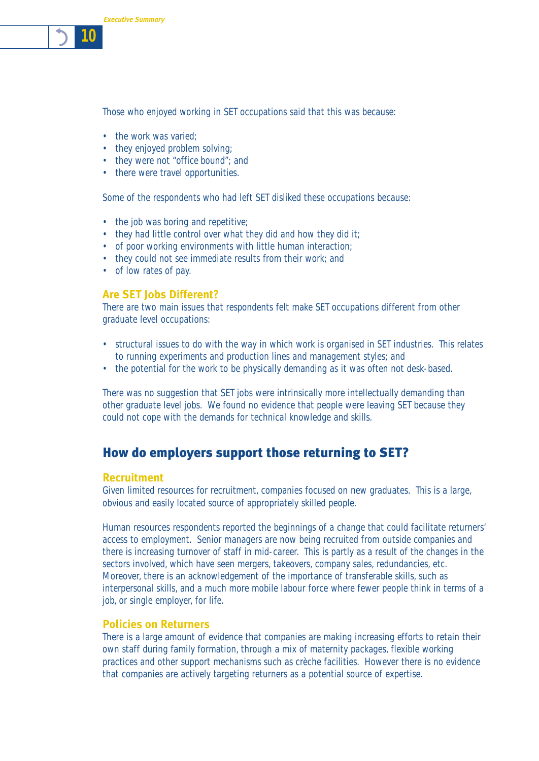Those who enjoyed working in SET occupations said that this was because:

- the work was varied;
- they enjoyed problem solving;
- they were not "office bound"; and
- there were travel opportunities.

Some of the respondents who had left SET disliked these occupations because:

- the job was boring and repetitive;
- they had little control over what they did and how they did it;
- of poor working environments with little human interaction;
- they could not see immediate results from their work; and
- of low rates of pay.

### Are SET Jobs Different?

There are two main issues that respondents felt make SET occupations different from other graduate level occupations:

- structural issues to do with the way in which work is organised in SET industries. This relates to running experiments and production lines and management styles; and
- the potential for the work to be physically demanding as it was often not desk-based.

There was no suggestion that SET jobs were intrinsically more intellectually demanding than other graduate level jobs. We found no evidence that people were leaving SET because they could not cope with the demands for technical knowledge and skills.

## How do employers support those returning to SET?

### Recruitment

Given limited resources for recruitment, companies focused on new graduates. This is a large, obvious and easily located source of appropriately skilled people.

Human resources respondents reported the beginnings of a change that could facilitate returners' access to employment. Senior managers are now being recruited from outside companies and there is increasing turnover of staff in mid-career. This is partly as a result of the changes in the sectors involved, which have seen mergers, takeovers, company sales, redundancies, etc. Moreover, there is an acknowledgement of the importance of transferable skills, such as interpersonal skills, and a much more mobile labour force where fewer people think in terms of a job, or single employer, for life.

### Policies on Returners

There is a large amount of evidence that companies are making increasing efforts to retain their own staff during family formation, through a mix of maternity packages, flexible working practices and other support mechanisms such as crèche facilities. However there is no evidence that companies are actively targeting returners as a potential source of expertise.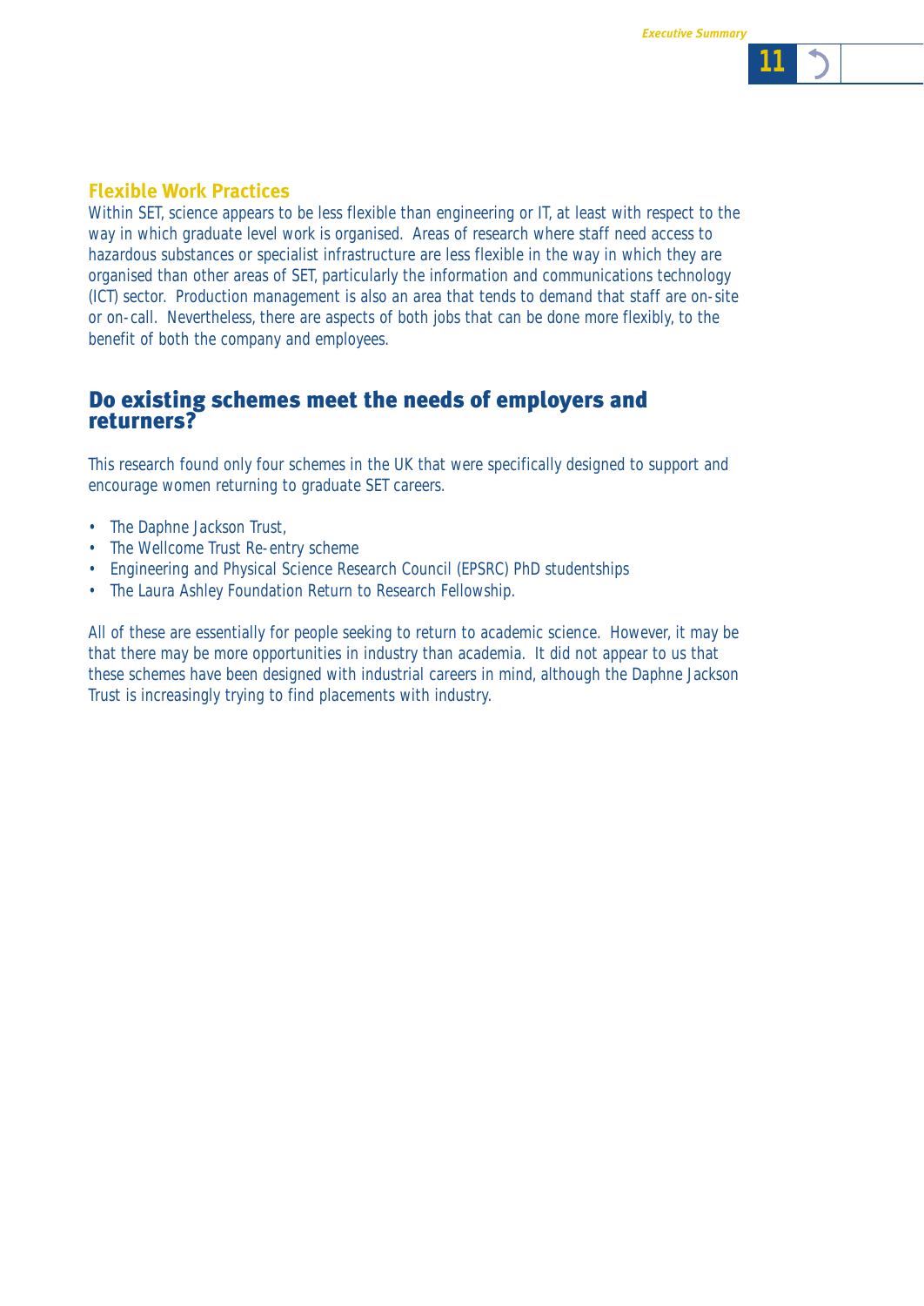### Flexible Work Practices

Within SET, science appears to be less flexible than engineering or IT, at least with respect to the way in which graduate level work is organised. Areas of research where staff need access to hazardous substances or specialist infrastructure are less flexible in the way in which they are organised than other areas of SET, particularly the information and communications technology (ICT) sector. Production management is also an area that tends to demand that staff are on-site or on-call. Nevertheless, there are aspects of both jobs that can be done more flexibly, to the benefit of both the company and employees.

## Do existing schemes meet the needs of employers and returners?

This research found only four schemes in the UK that were specifically designed to support and encourage women returning to graduate SET careers.

- The Daphne Jackson Trust,
- The Wellcome Trust Re-entry scheme
- Engineering and Physical Science Research Council (EPSRC) PhD studentships
- The Laura Ashley Foundation Return to Research Fellowship.

All of these are essentially for people seeking to return to academic science. However, it may be that there may be more opportunities in industry than academia. It did not appear to us that these schemes have been designed with industrial careers in mind, although the Daphne Jackson Trust is increasingly trying to find placements with industry.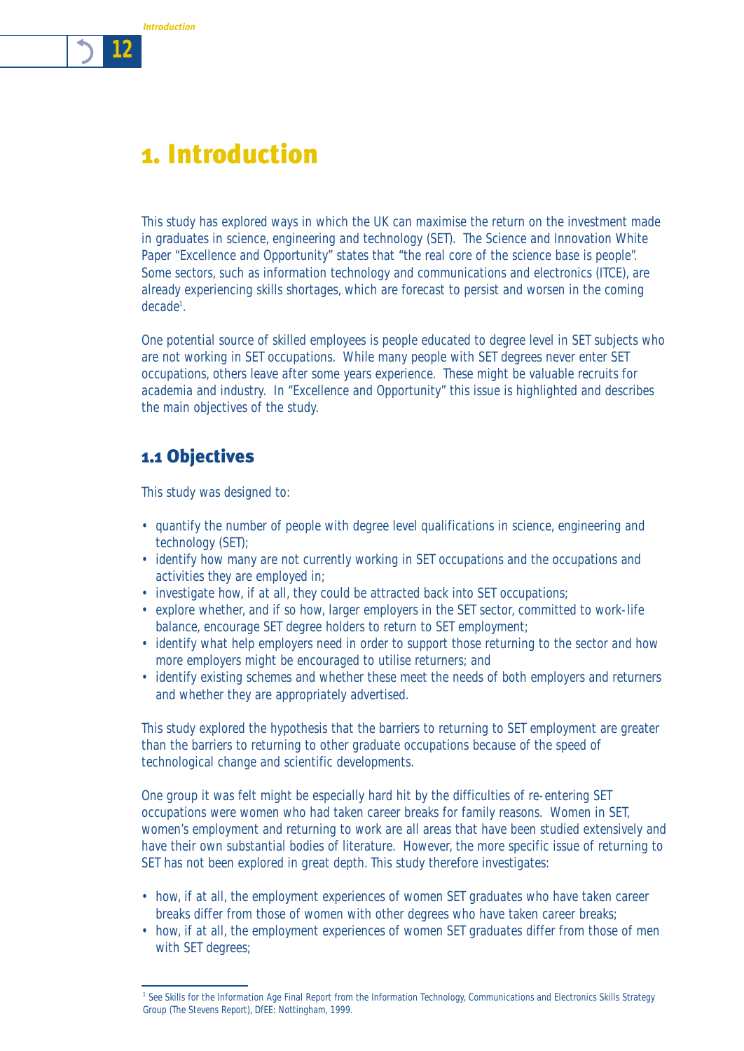# 1. Introduction

This study has explored ways in which the UK can maximise the return on the investment made in graduates in science, engineering and technology (SET). The Science and Innovation White Paper "Excellence and Opportunity" states that "the real core of the science base is people". Some sectors, such as information technology and communications and electronics (ITCE), are already experiencing skills shortages, which are forecast to persist and worsen in the coming decade[1].

One potential source of skilled employees is people educated to degree level in SET subjects who are not working in SET occupations. While many people with SET degrees never enter SET occupations, others leave after some years experience. These might be valuable recruits for academia and industry. In "Excellence and Opportunity" this issue is highlighted and describes the main objectives of the study.

## 1.1 Objectives

This study was designed to:

- quantify the number of people with degree level qualifications in science, engineering and technology (SET);
- identify how many are not currently working in SET occupations and the occupations and activities they are employed in;
- investigate how, if at all, they could be attracted back into SET occupations;
- explore whether, and if so how, larger employers in the SET sector, committed to work-life balance, encourage SET degree holders to return to SET employment;
- identify what help employers need in order to support those returning to the sector and how more employers might be encouraged to utilise returners; and
- identify existing schemes and whether these meet the needs of both employers and returners and whether they are appropriately advertised.

This study explored the hypothesis that the barriers to returning to SET employment are greater than the barriers to returning to other graduate occupations because of the speed of technological change and scientific developments.

One group it was felt might be especially hard hit by the difficulties of re-entering SET occupations were women who had taken career breaks for family reasons. Women in SET, women's employment and returning to work are all areas that have been studied extensively and have their own substantial bodies of literature. However, the more specific issue of returning to SET has not been explored in great depth. This study therefore investigates:

- how, if at all, the employment experiences of women SET graduates who have taken career breaks differ from those of women with other degrees who have taken career breaks;
- how, if at all, the employment experiences of women SET graduates differ from those of men with SET degrees;

[1] See Skills for the Information Age Final Report from the Information Technology, Communications and Electronics Skills Strategy Group (The Stevens Report), DfEE: Nottingham, 1999.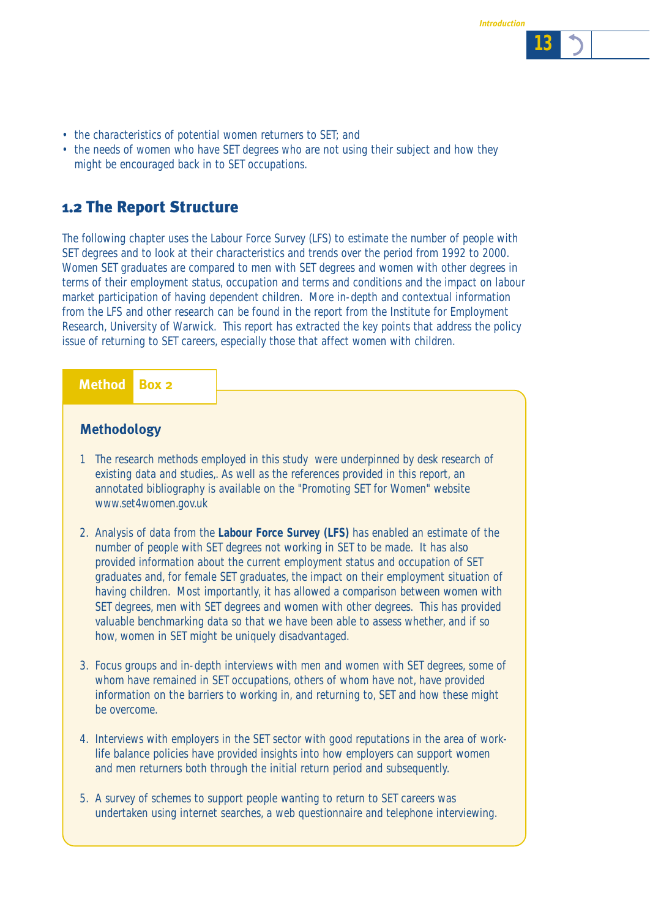- the characteristics of potential women returners to SET; and
- the needs of women who have SET degrees who are not using their subject and how they might be encouraged back in to SET occupations.

## 1.2 The Report Structure

The following chapter uses the Labour Force Survey (LFS) to estimate the number of people with SET degrees and to look at their characteristics and trends over the period from 1992 to 2000. Women SET graduates are compared to men with SET degrees and women with other degrees in terms of their employment status, occupation and terms and conditions and the impact on labour market participation of having dependent children. More in-depth and contextual information from the LFS and other research can be found in the report from the Institute for Employment Research, University of Warwick. This report has extracted the key points that address the policy issue of returning to SET careers, especially those that affect women with children.

**Method** **Box 2**

### Methodology

1 The research methods employed in this study were underpinned by desk research of existing data and studies,. As well as the references provided in this report, an annotated bibliography is available on the "Promoting SET for Women" website www.set4women.gov.uk

2. Analysis of data from the **Labour Force Survey (LFS)** has enabled an estimate of the number of people with SET degrees not working in SET to be made. It has also provided information about the current employment status and occupation of SET graduates and, for female SET graduates, the impact on their employment situation of having children. Most importantly, it has allowed a comparison between women with SET degrees, men with SET degrees and women with other degrees. This has provided valuable benchmarking data so that we have been able to assess whether, and if so how, women in SET might be uniquely disadvantaged.

3. Focus groups and in-depth interviews with men and women with SET degrees, some of whom have remained in SET occupations, others of whom have not, have provided information on the barriers to working in, and returning to, SET and how these might be overcome.

4. Interviews with employers in the SET sector with good reputations in the area of work-life balance policies have provided insights into how employers can support women and men returners both through the initial return period and subsequently.

5. A survey of schemes to support people wanting to return to SET careers was undertaken using internet searches, a web questionnaire and telephone interviewing.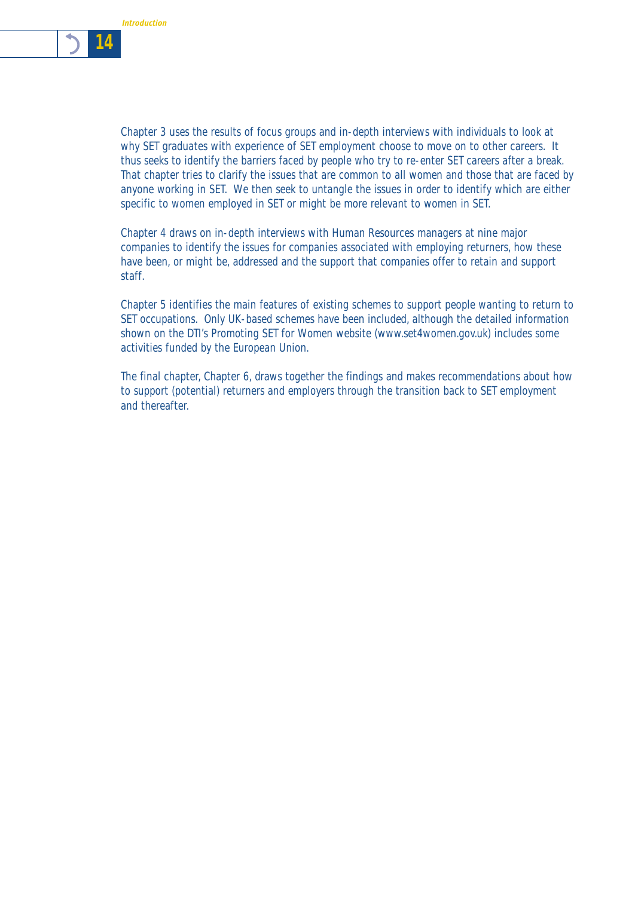Chapter 3 uses the results of focus groups and in-depth interviews with individuals to look at why SET graduates with experience of SET employment choose to move on to other careers. It thus seeks to identify the barriers faced by people who try to re-enter SET careers after a break. That chapter tries to clarify the issues that are common to all women and those that are faced by anyone working in SET. We then seek to untangle the issues in order to identify which are either specific to women employed in SET or might be more relevant to women in SET.

Chapter 4 draws on in-depth interviews with Human Resources managers at nine major companies to identify the issues for companies associated with employing returners, how these have been, or might be, addressed and the support that companies offer to retain and support staff.

Chapter 5 identifies the main features of existing schemes to support people wanting to return to SET occupations. Only UK-based schemes have been included, although the detailed information shown on the DTI's Promoting SET for Women website (www.set4women.gov.uk) includes some activities funded by the European Union.

The final chapter, Chapter 6, draws together the findings and makes recommendations about how to support (potential) returners and employers through the transition back to SET employment and thereafter.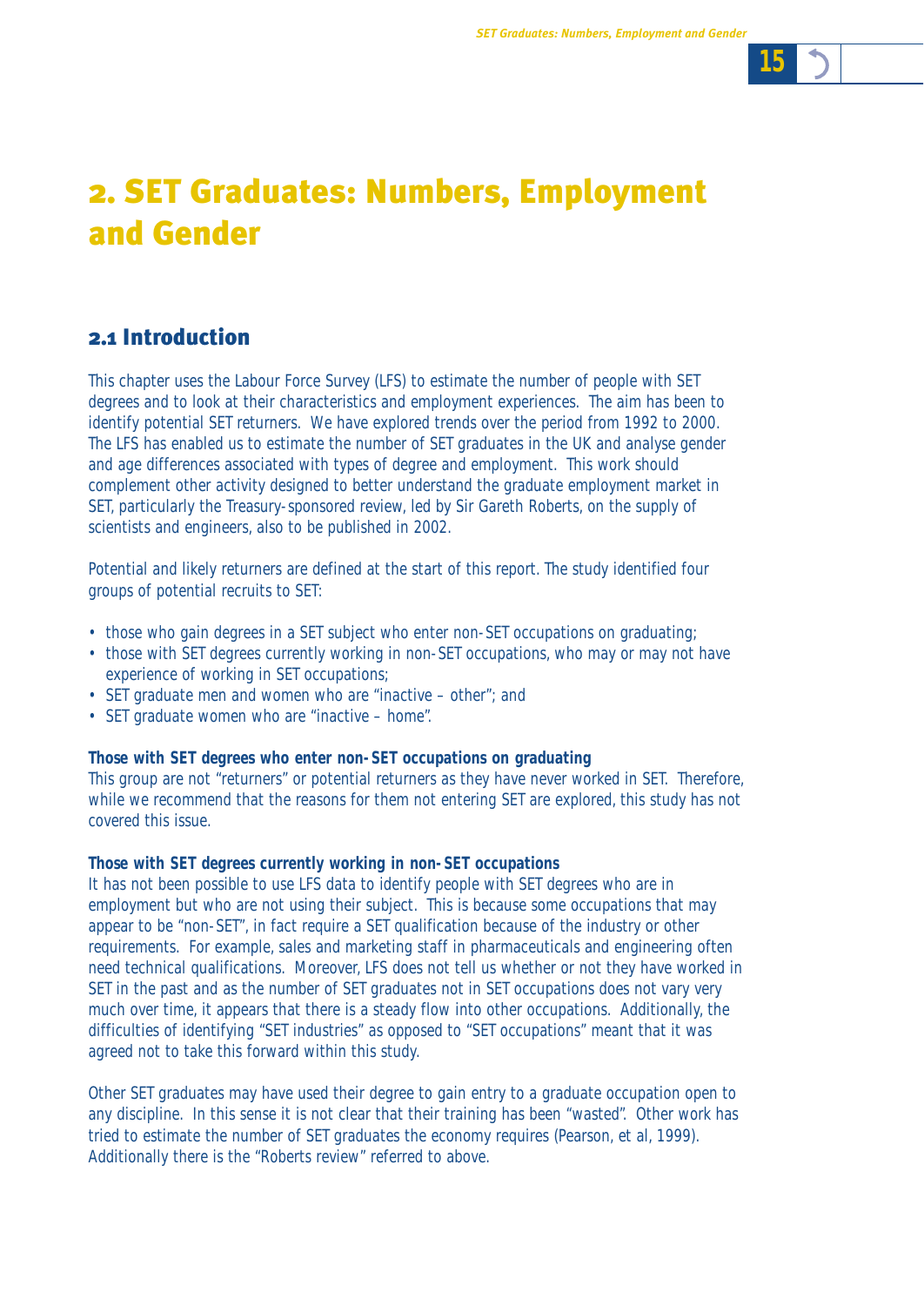# 2. SET Graduates: Numbers, Employment and Gender

## 2.1 Introduction

This chapter uses the Labour Force Survey (LFS) to estimate the number of people with SET degrees and to look at their characteristics and employment experiences. The aim has been to identify potential SET returners. We have explored trends over the period from 1992 to 2000. The LFS has enabled us to estimate the number of SET graduates in the UK and analyse gender and age differences associated with types of degree and employment. This work should complement other activity designed to better understand the graduate employment market in SET, particularly the Treasury-sponsored review, led by Sir Gareth Roberts, on the supply of scientists and engineers, also to be published in 2002.

Potential and likely returners are defined at the start of this report. The study identified four groups of potential recruits to SET:

- those who gain degrees in a SET subject who enter non-SET occupations on graduating;
- those with SET degrees currently working in non-SET occupations, who may or may not have experience of working in SET occupations;
- SET graduate men and women who are "inactive – other"; and
- SET graduate women who are "inactive – home".

**Those with SET degrees who enter non-SET occupations on graduating**
This group are not "returners" or potential returners as they have never worked in SET. Therefore, while we recommend that the reasons for them not entering SET are explored, this study has not covered this issue.

**Those with SET degrees currently working in non-SET occupations**
It has not been possible to use LFS data to identify people with SET degrees who are in employment but who are not using their subject. This is because some occupations that may appear to be "non-SET", in fact require a SET qualification because of the industry or other requirements. For example, sales and marketing staff in pharmaceuticals and engineering often need technical qualifications. Moreover, LFS does not tell us whether or not they have worked in SET in the past and as the number of SET graduates not in SET occupations does not vary very much over time, it appears that there is a steady flow into other occupations. Additionally, the difficulties of identifying "SET industries" as opposed to "SET occupations" meant that it was agreed not to take this forward within this study.

Other SET graduates may have used their degree to gain entry to a graduate occupation open to any discipline. In this sense it is not clear that their training has been "wasted". Other work has tried to estimate the number of SET graduates the economy requires (Pearson, et al, 1999). Additionally there is the "Roberts review" referred to above.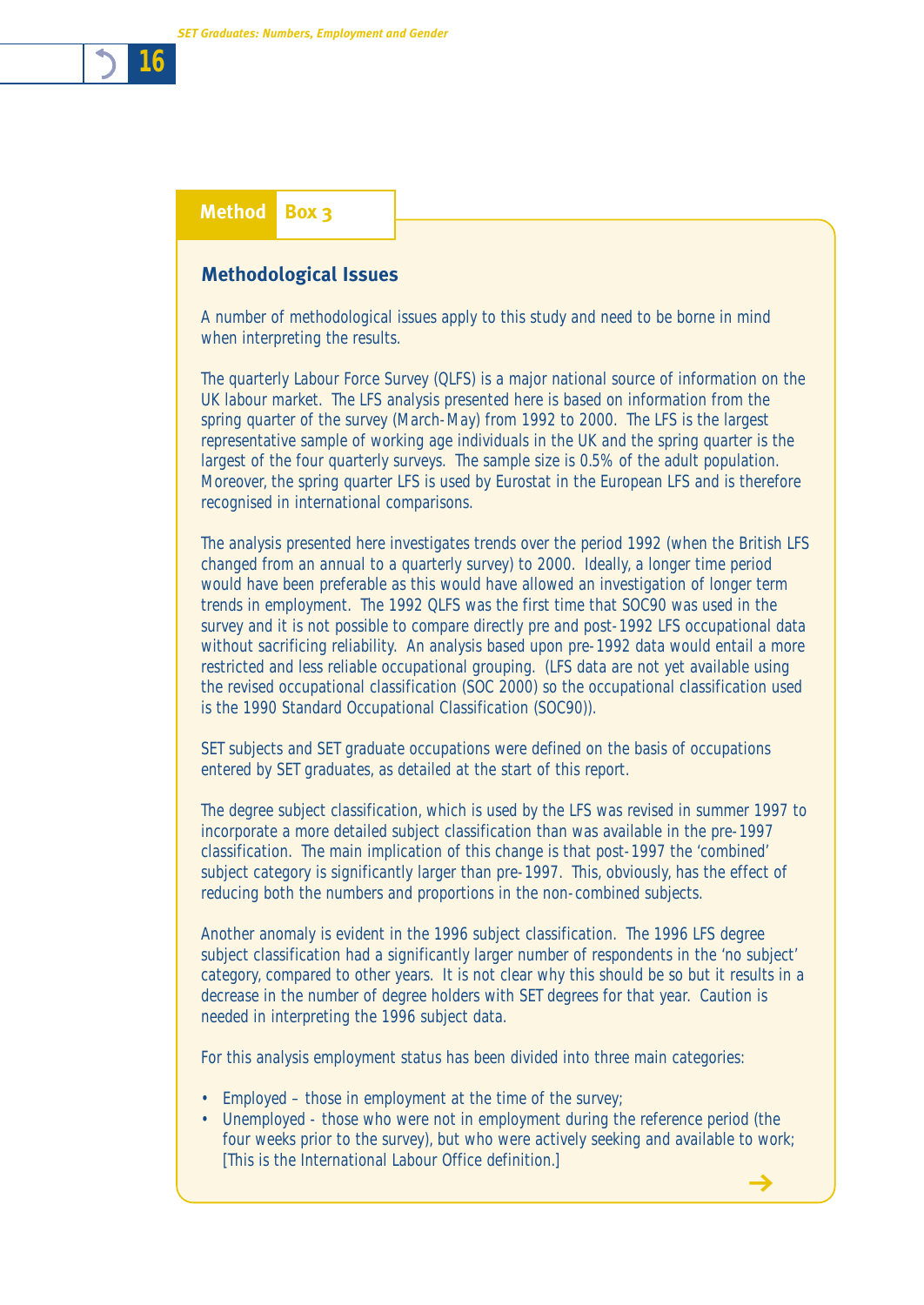**Method** **Box 3**

### Methodological Issues

A number of methodological issues apply to this study and need to be borne in mind when interpreting the results.

The quarterly Labour Force Survey (QLFS) is a major national source of information on the UK labour market. The LFS analysis presented here is based on information from the spring quarter of the survey (March-May) from 1992 to 2000. The LFS is the largest representative sample of working age individuals in the UK and the spring quarter is the largest of the four quarterly surveys. The sample size is 0.5% of the adult population. Moreover, the spring quarter LFS is used by Eurostat in the European LFS and is therefore recognised in international comparisons.

The analysis presented here investigates trends over the period 1992 (when the British LFS changed from an annual to a quarterly survey) to 2000. Ideally, a longer time period would have been preferable as this would have allowed an investigation of longer term trends in employment. The 1992 QLFS was the first time that SOC90 was used in the survey and it is not possible to compare directly pre and post-1992 LFS occupational data without sacrificing reliability. An analysis based upon pre-1992 data would entail a more restricted and less reliable occupational grouping. (LFS data are not yet available using the revised occupational classification (SOC 2000) so the occupational classification used is the 1990 Standard Occupational Classification (SOC90)).

SET subjects and SET graduate occupations were defined on the basis of occupations entered by SET graduates, as detailed at the start of this report.

The degree subject classification, which is used by the LFS was revised in summer 1997 to incorporate a more detailed subject classification than was available in the pre-1997 classification. The main implication of this change is that post-1997 the 'combined' subject category is significantly larger than pre-1997. This, obviously, has the effect of reducing both the numbers and proportions in the non-combined subjects.

Another anomaly is evident in the 1996 subject classification. The 1996 LFS degree subject classification had a significantly larger number of respondents in the 'no subject' category, compared to other years. It is not clear why this should be so but it results in a decrease in the number of degree holders with SET degrees for that year. Caution is needed in interpreting the 1996 subject data.

For this analysis employment status has been divided into three main categories:

- Employed – those in employment at the time of the survey;
- Unemployed - those who were not in employment during the reference period (the four weeks prior to the survey), but who were actively seeking and available to work; [This is the International Labour Office definition.]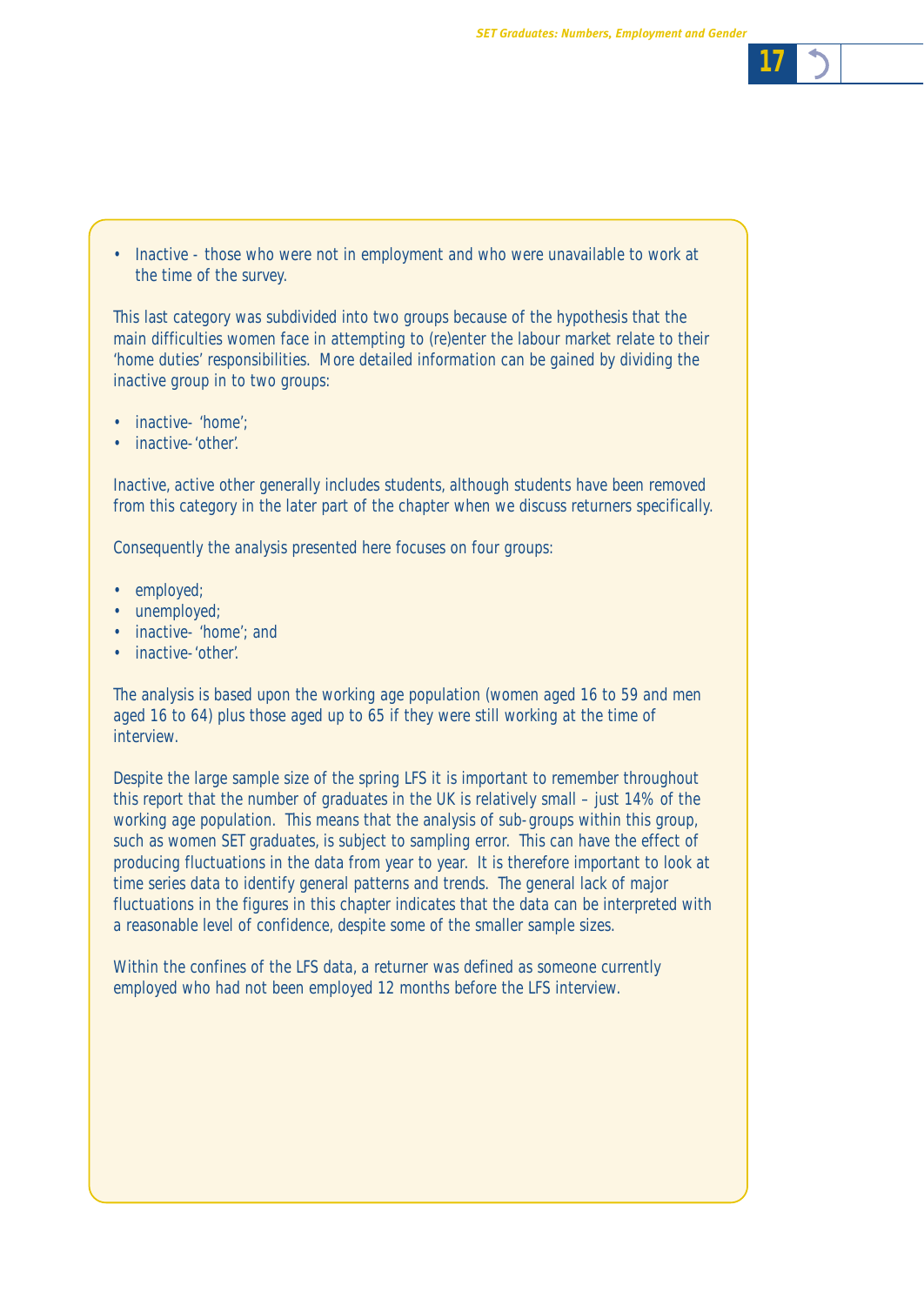- Inactive - those who were not in employment and who were unavailable to work at the time of the survey.

This last category was subdivided into two groups because of the hypothesis that the main difficulties women face in attempting to (re)enter the labour market relate to their 'home duties' responsibilities. More detailed information can be gained by dividing the inactive group in to two groups:

- inactive- 'home';
- inactive-'other'.

Inactive, active other generally includes students, although students have been removed from this category in the later part of the chapter when we discuss returners specifically.

Consequently the analysis presented here focuses on four groups:

- employed;
- unemployed;
- inactive- 'home'; and
- inactive-'other'.

The analysis is based upon the working age population (women aged 16 to 59 and men aged 16 to 64) plus those aged up to 65 if they were still working at the time of interview.

Despite the large sample size of the spring LFS it is important to remember throughout this report that the number of graduates in the UK is relatively small – just 14% of the working age population. This means that the analysis of sub-groups within this group, such as women SET graduates, is subject to sampling error. This can have the effect of producing fluctuations in the data from year to year. It is therefore important to look at time series data to identify general patterns and trends. The general lack of major fluctuations in the figures in this chapter indicates that the data can be interpreted with a reasonable level of confidence, despite some of the smaller sample sizes.

Within the confines of the LFS data, a returner was defined as someone currently employed who had not been employed 12 months before the LFS interview.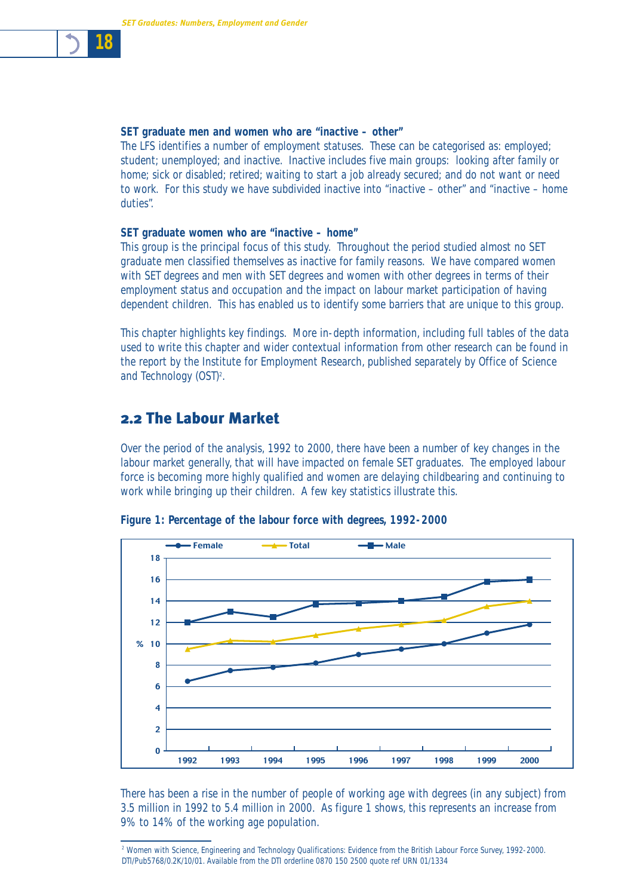**SET graduate men and women who are "inactive – other"**

The LFS identifies a number of employment statuses. These can be categorised as: employed; student; unemployed; and inactive. Inactive includes five main groups: looking after family or home; sick or disabled; retired; waiting to start a job already secured; and do not want or need to work. For this study we have subdivided inactive into "inactive – other" and "inactive – home duties".

**SET graduate women who are "inactive – home"**

This group is the principal focus of this study. Throughout the period studied almost no SET graduate men classified themselves as inactive for family reasons. We have compared women with SET degrees and men with SET degrees and women with other degrees in terms of their employment status and occupation and the impact on labour market participation of having dependent children. This has enabled us to identify some barriers that are unique to this group.

This chapter highlights key findings. More in-depth information, including full tables of the data used to write this chapter and wider contextual information from other research can be found in the report by the Institute for Employment Research, published separately by Office of Science and Technology (OST)[2].

## 2.2 The Labour Market

Over the period of the analysis, 1992 to 2000, there have been a number of key changes in the labour market generally, that will have impacted on female SET graduates. The employed labour force is becoming more highly qualified and women are delaying childbearing and continuing to work while bringing up their children. A few key statistics illustrate this.

**Figure 1: Percentage of the labour force with degrees, 1992-2000**

There has been a rise in the number of people of working age with degrees (in any subject) from 3.5 million in 1992 to 5.4 million in 2000. As figure 1 shows, this represents an increase from 9% to 14% of the working age population.

[2] Women with Science, Engineering and Technology Qualifications: Evidence from the British Labour Force Survey, 1992-2000. DTI/Pub5768/0.2K/10/01. Available from the DTI orderline 0870 150 2500 quote ref URN 01/1334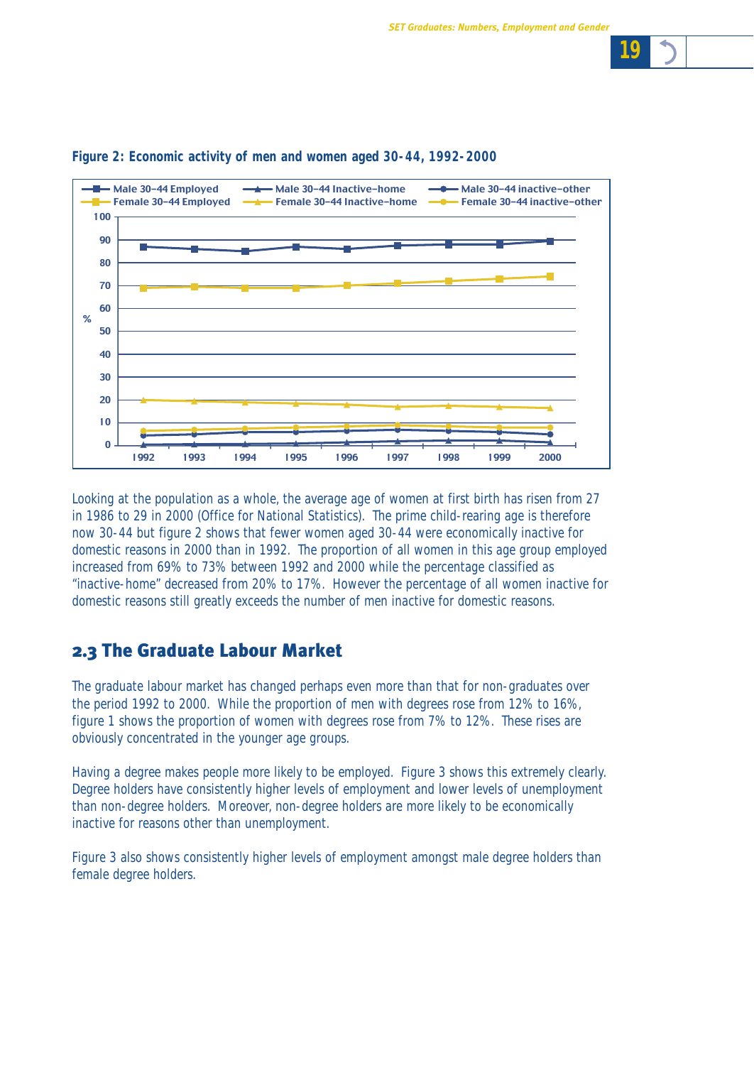**Figure 2: Economic activity of men and women aged 30-44, 1992-2000**

Looking at the population as a whole, the average age of women at first birth has risen from 27 in 1986 to 29 in 2000 (Office for National Statistics). The prime child-rearing age is therefore now 30-44 but figure 2 shows that fewer women aged 30-44 were economically inactive for domestic reasons in 2000 than in 1992. The proportion of all women in this age group employed increased from 69% to 73% between 1992 and 2000 while the percentage classified as "inactive-home" decreased from 20% to 17%. However the percentage of all women inactive for domestic reasons still greatly exceeds the number of men inactive for domestic reasons.

## 2.3 The Graduate Labour Market

The graduate labour market has changed perhaps even more than that for non-graduates over the period 1992 to 2000. While the proportion of men with degrees rose from 12% to 16%, figure 1 shows the proportion of women with degrees rose from 7% to 12%. These rises are obviously concentrated in the younger age groups.

Having a degree makes people more likely to be employed. Figure 3 shows this extremely clearly. Degree holders have consistently higher levels of employment and lower levels of unemployment than non-degree holders. Moreover, non-degree holders are more likely to be economically inactive for reasons other than unemployment.

Figure 3 also shows consistently higher levels of employment amongst male degree holders than female degree holders.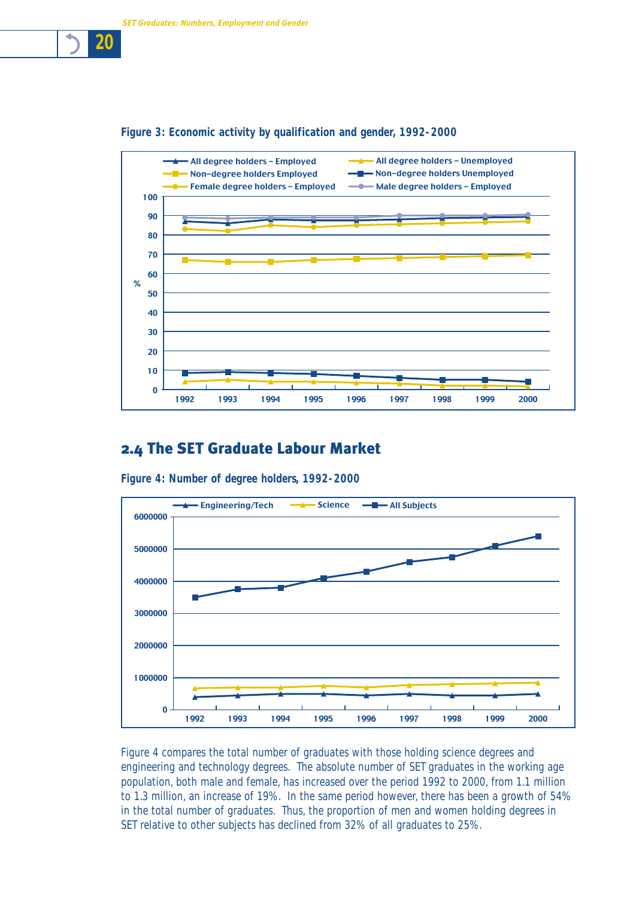**Figure 3: Economic activity by qualification and gender, 1992-2000**

## 2.4 The SET Graduate Labour Market

**Figure 4: Number of degree holders, 1992-2000**

Figure 4 compares the total number of graduates with those holding science degrees and engineering and technology degrees. The absolute number of SET graduates in the working age population, both male and female, has increased over the period 1992 to 2000, from 1.1 million to 1.3 million, an increase of 19%. In the same period however, there has been a growth of 54% in the total number of graduates. Thus, the proportion of men and women holding degrees in SET relative to other subjects has declined from 32% of all graduates to 25%.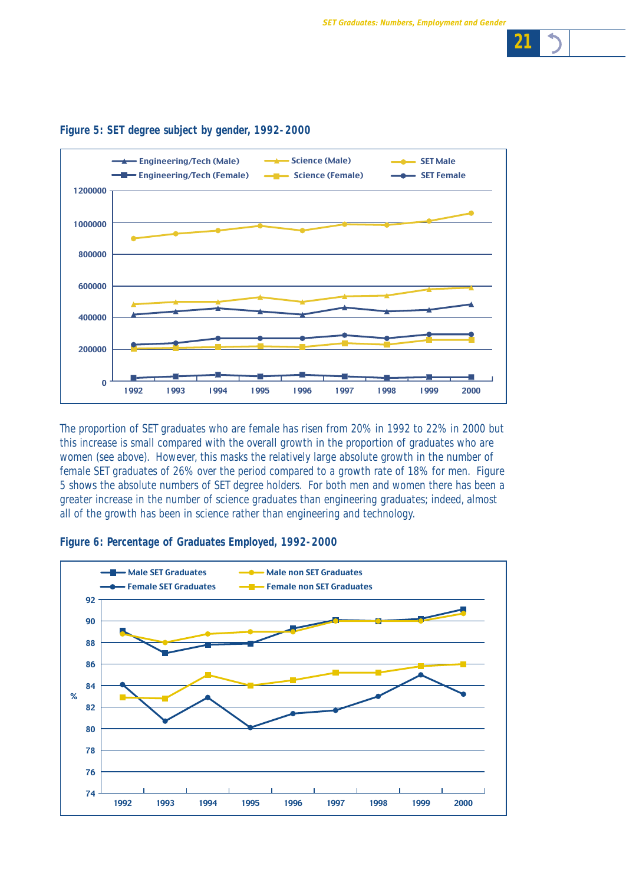**Figure 5: SET degree subject by gender, 1992-2000**

The proportion of SET graduates who are female has risen from 20% in 1992 to 22% in 2000 but this increase is small compared with the overall growth in the proportion of graduates who are women (see above). However, this masks the relatively large absolute growth in the number of female SET graduates of 26% over the period compared to a growth rate of 18% for men. Figure 5 shows the absolute numbers of SET degree holders. For both men and women there has been a greater increase in the number of science graduates than engineering graduates; indeed, almost all of the growth has been in science rather than engineering and technology.

**Figure 6: Percentage of Graduates Employed, 1992-2000**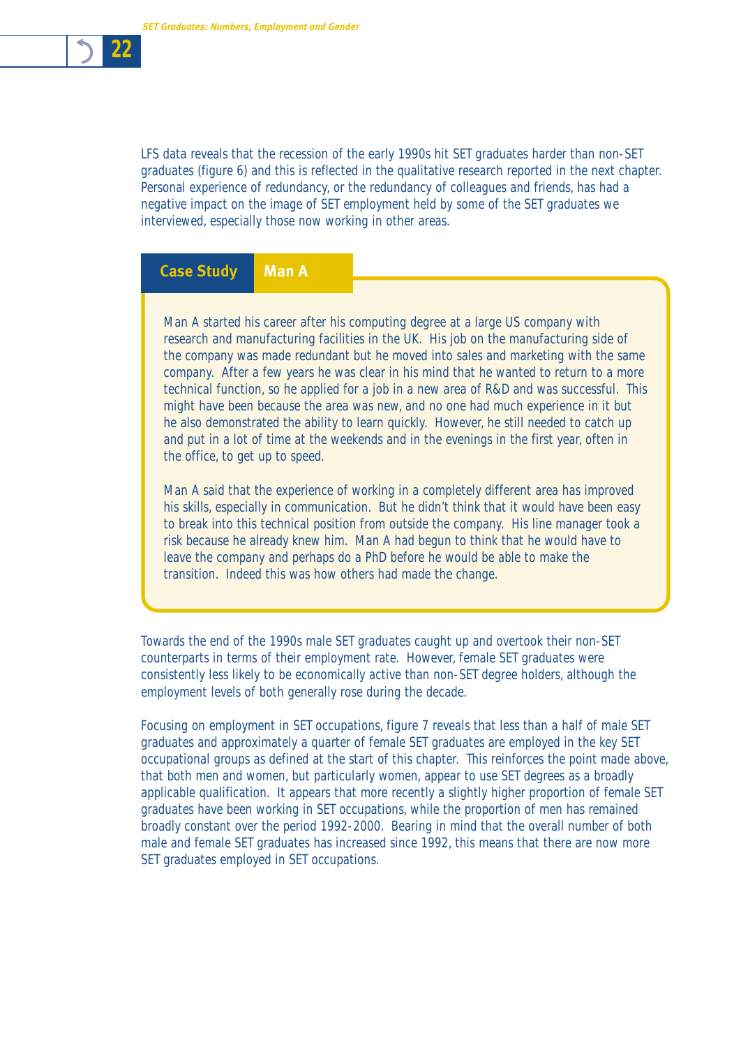LFS data reveals that the recession of the early 1990s hit SET graduates harder than non-SET graduates (figure 6) and this is reflected in the qualitative research reported in the next chapter. Personal experience of redundancy, or the redundancy of colleagues and friends, has had a negative impact on the image of SET employment held by some of the SET graduates we interviewed, especially those now working in other areas.

### Case Study — Man A

Man A started his career after his computing degree at a large US company with research and manufacturing facilities in the UK. His job on the manufacturing side of the company was made redundant but he moved into sales and marketing with the same company. After a few years he was clear in his mind that he wanted to return to a more technical function, so he applied for a job in a new area of R&D and was successful. This might have been because the area was new, and no one had much experience in it but he also demonstrated the ability to learn quickly. However, he still needed to catch up and put in a lot of time at the weekends and in the evenings in the first year, often in the office, to get up to speed.

Man A said that the experience of working in a completely different area has improved his skills, especially in communication. But he didn't think that it would have been easy to break into this technical position from outside the company. His line manager took a risk because he already knew him. Man A had begun to think that he would have to leave the company and perhaps do a PhD before he would be able to make the transition. Indeed this was how others had made the change.

Towards the end of the 1990s male SET graduates caught up and overtook their non-SET counterparts in terms of their employment rate. However, female SET graduates were consistently less likely to be economically active than non-SET degree holders, although the employment levels of both generally rose during the decade.

Focusing on employment in SET occupations, figure 7 reveals that less than a half of male SET graduates and approximately a quarter of female SET graduates are employed in the key SET occupational groups as defined at the start of this chapter. This reinforces the point made above, that both men and women, but particularly women, appear to use SET degrees as a broadly applicable qualification. It appears that more recently a slightly higher proportion of female SET graduates have been working in SET occupations, while the proportion of men has remained broadly constant over the period 1992-2000. Bearing in mind that the overall number of both male and female SET graduates has increased since 1992, this means that there are now more SET graduates employed in SET occupations.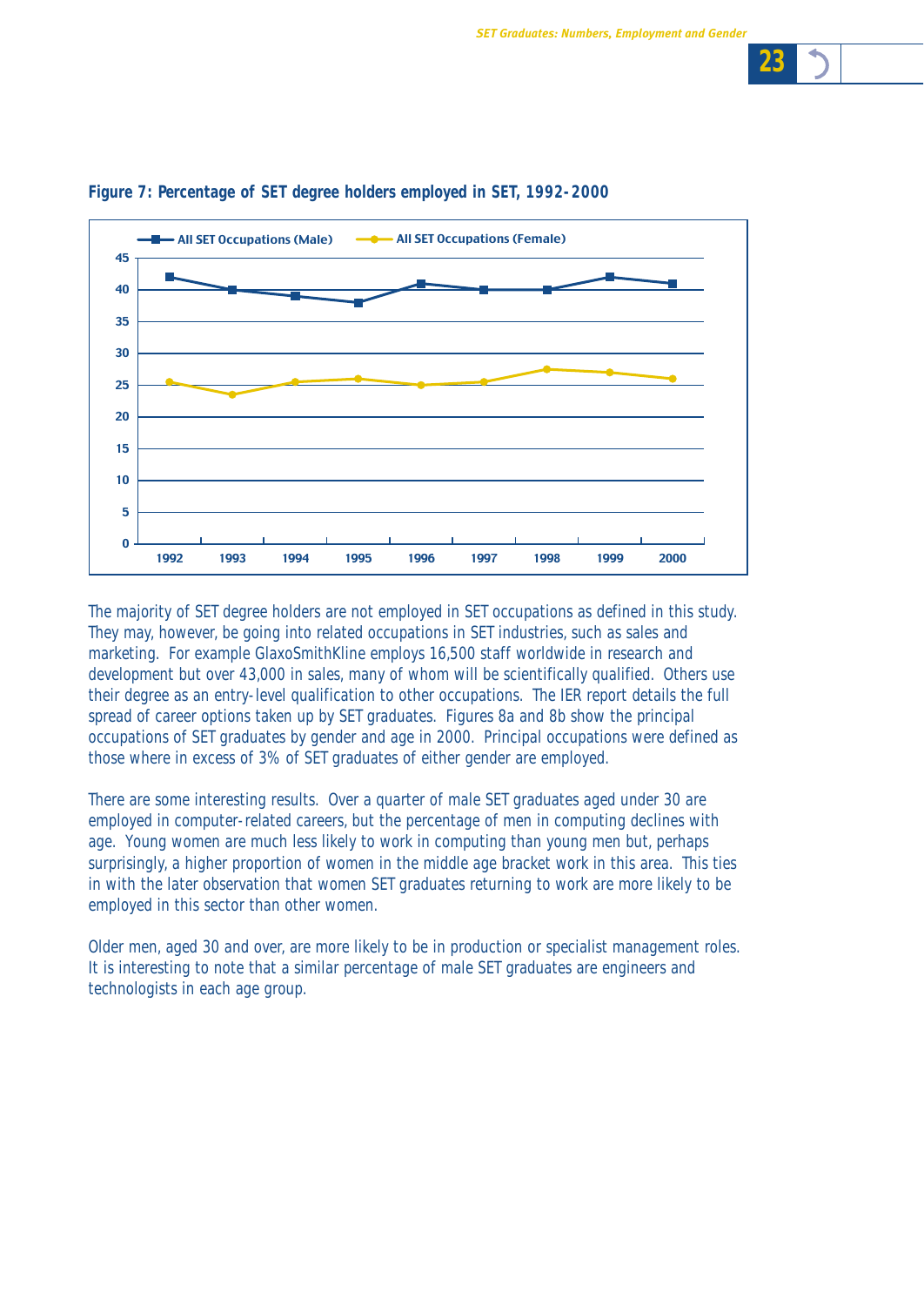**Figure 7: Percentage of SET degree holders employed in SET, 1992-2000**

The majority of SET degree holders are not employed in SET occupations as defined in this study. They may, however, be going into related occupations in SET industries, such as sales and marketing. For example GlaxoSmithKline employs 16,500 staff worldwide in research and development but over 43,000 in sales, many of whom will be scientifically qualified. Others use their degree as an entry-level qualification to other occupations. The IER report details the full spread of career options taken up by SET graduates. Figures 8a and 8b show the principal occupations of SET graduates by gender and age in 2000. Principal occupations were defined as those where in excess of 3% of SET graduates of either gender are employed.

There are some interesting results. Over a quarter of male SET graduates aged under 30 are employed in computer-related careers, but the percentage of men in computing declines with age. Young women are much less likely to work in computing than young men but, perhaps surprisingly, a higher proportion of women in the middle age bracket work in this area. This ties in with the later observation that women SET graduates returning to work are more likely to be employed in this sector than other women.

Older men, aged 30 and over, are more likely to be in production or specialist management roles. It is interesting to note that a similar percentage of male SET graduates are engineers and technologists in each age group.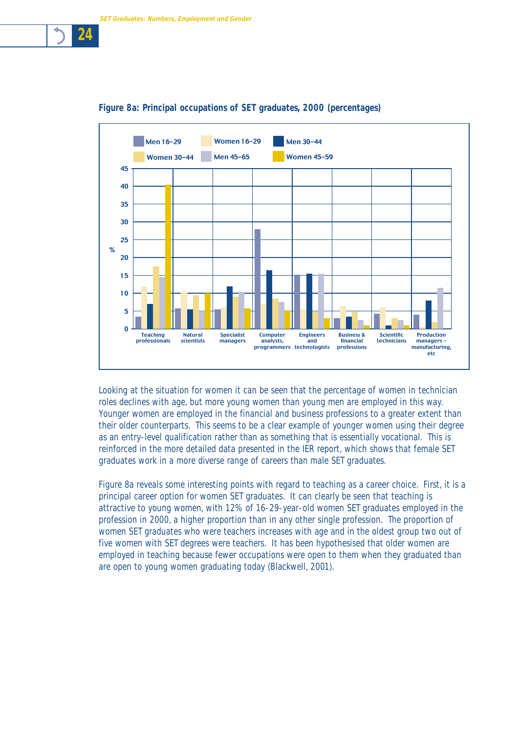**Figure 8a: Principal occupations of SET graduates, 2000 (percentages)**

Looking at the situation for women it can be seen that the percentage of women in technician roles declines with age, but more young women than young men are employed in this way. Younger women are employed in the financial and business professions to a greater extent than their older counterparts. This seems to be a clear example of younger women using their degree as an entry-level qualification rather than as something that is essentially vocational. This is reinforced in the more detailed data presented in the IER report, which shows that female SET graduates work in a more diverse range of careers than male SET graduates.

Figure 8a reveals some interesting points with regard to teaching as a career choice. First, it is a principal career option for women SET graduates. It can clearly be seen that teaching is attractive to young women, with 12% of 16-29-year-old women SET graduates employed in the profession in 2000, a higher proportion than in any other single profession. The proportion of women SET graduates who were teachers increases with age and in the oldest group two out of five women with SET degrees were teachers. It has been hypothesised that older women are employed in teaching because fewer occupations were open to them when they graduated than are open to young women graduating today (Blackwell, 2001).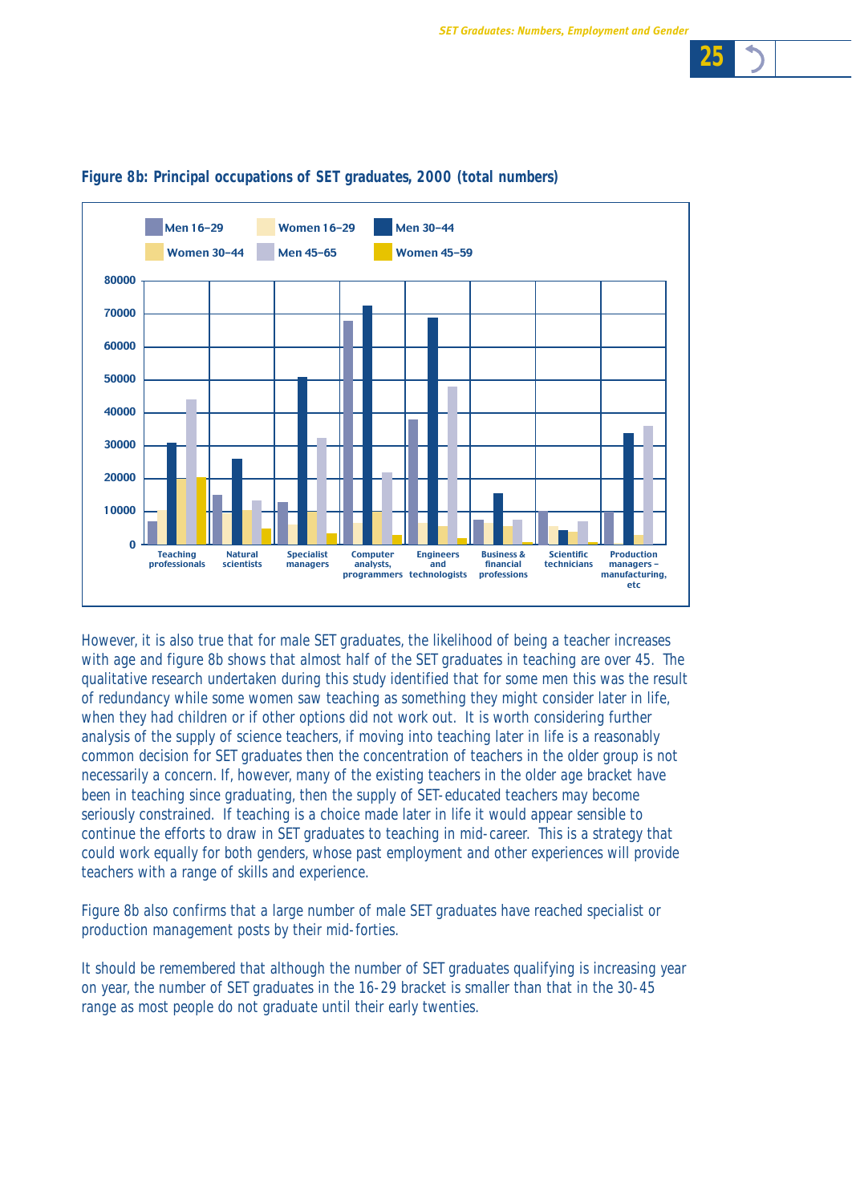**Figure 8b: Principal occupations of SET graduates, 2000 (total numbers)**

However, it is also true that for male SET graduates, the likelihood of being a teacher increases with age and figure 8b shows that almost half of the SET graduates in teaching are over 45. The qualitative research undertaken during this study identified that for some men this was the result of redundancy while some women saw teaching as something they might consider later in life, when they had children or if other options did not work out. It is worth considering further analysis of the supply of science teachers, if moving into teaching later in life is a reasonably common decision for SET graduates then the concentration of teachers in the older group is not necessarily a concern. If, however, many of the existing teachers in the older age bracket have been in teaching since graduating, then the supply of SET-educated teachers may become seriously constrained. If teaching is a choice made later in life it would appear sensible to continue the efforts to draw in SET graduates to teaching in mid-career. This is a strategy that could work equally for both genders, whose past employment and other experiences will provide teachers with a range of skills and experience.

Figure 8b also confirms that a large number of male SET graduates have reached specialist or production management posts by their mid-forties.

It should be remembered that although the number of SET graduates qualifying is increasing year on year, the number of SET graduates in the 16-29 bracket is smaller than that in the 30-45 range as most people do not graduate until their early twenties.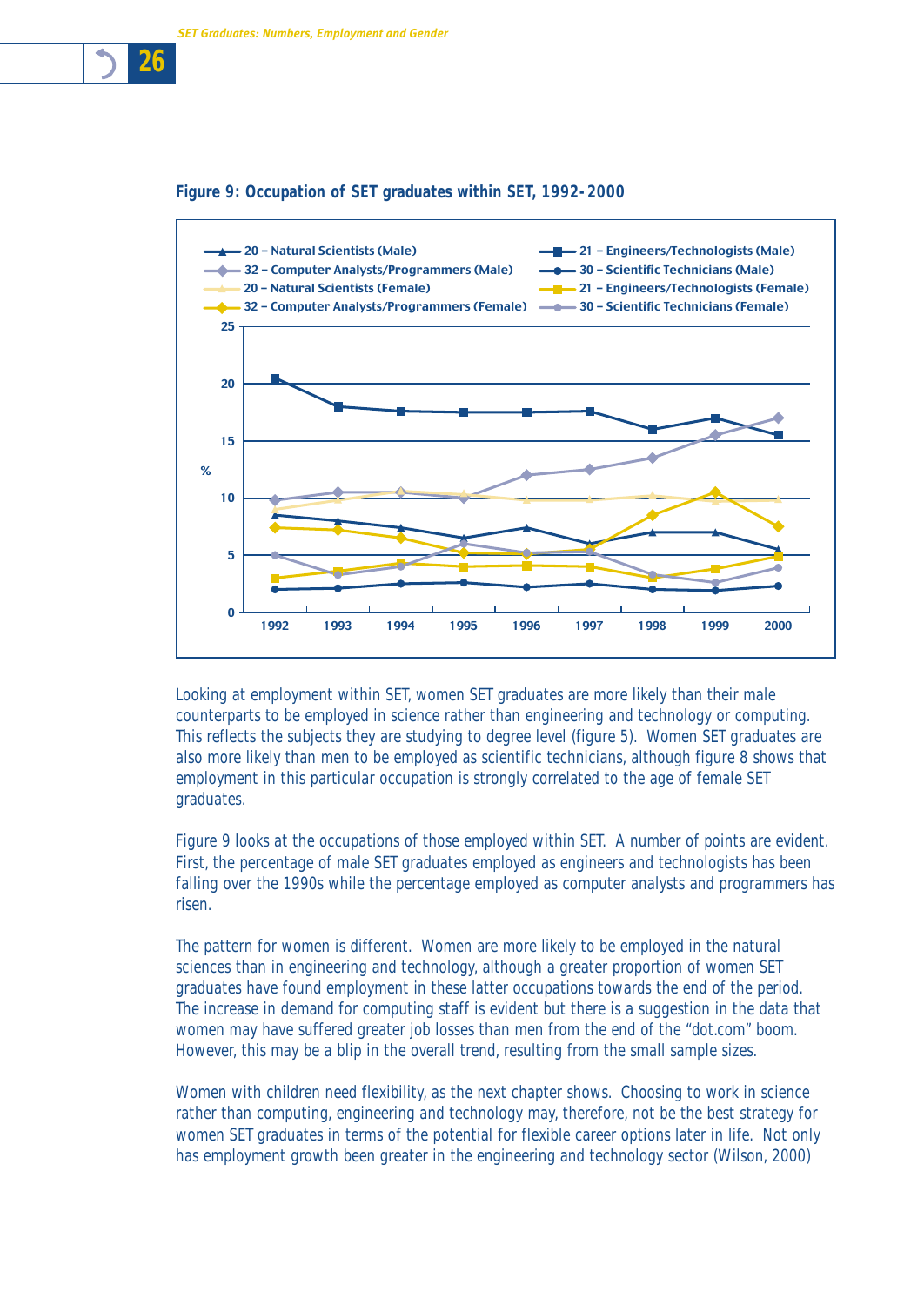**Figure 9: Occupation of SET graduates within SET, 1992-2000**

Looking at employment within SET, women SET graduates are more likely than their male counterparts to be employed in science rather than engineering and technology or computing. This reflects the subjects they are studying to degree level (figure 5). Women SET graduates are also more likely than men to be employed as scientific technicians, although figure 8 shows that employment in this particular occupation is strongly correlated to the age of female SET graduates.

Figure 9 looks at the occupations of those employed within SET. A number of points are evident. First, the percentage of male SET graduates employed as engineers and technologists has been falling over the 1990s while the percentage employed as computer analysts and programmers has risen.

The pattern for women is different. Women are more likely to be employed in the natural sciences than in engineering and technology, although a greater proportion of women SET graduates have found employment in these latter occupations towards the end of the period. The increase in demand for computing staff is evident but there is a suggestion in the data that women may have suffered greater job losses than men from the end of the "dot.com" boom. However, this may be a blip in the overall trend, resulting from the small sample sizes.

Women with children need flexibility, as the next chapter shows. Choosing to work in science rather than computing, engineering and technology may, therefore, not be the best strategy for women SET graduates in terms of the potential for flexible career options later in life. Not only has employment growth been greater in the engineering and technology sector (Wilson, 2000)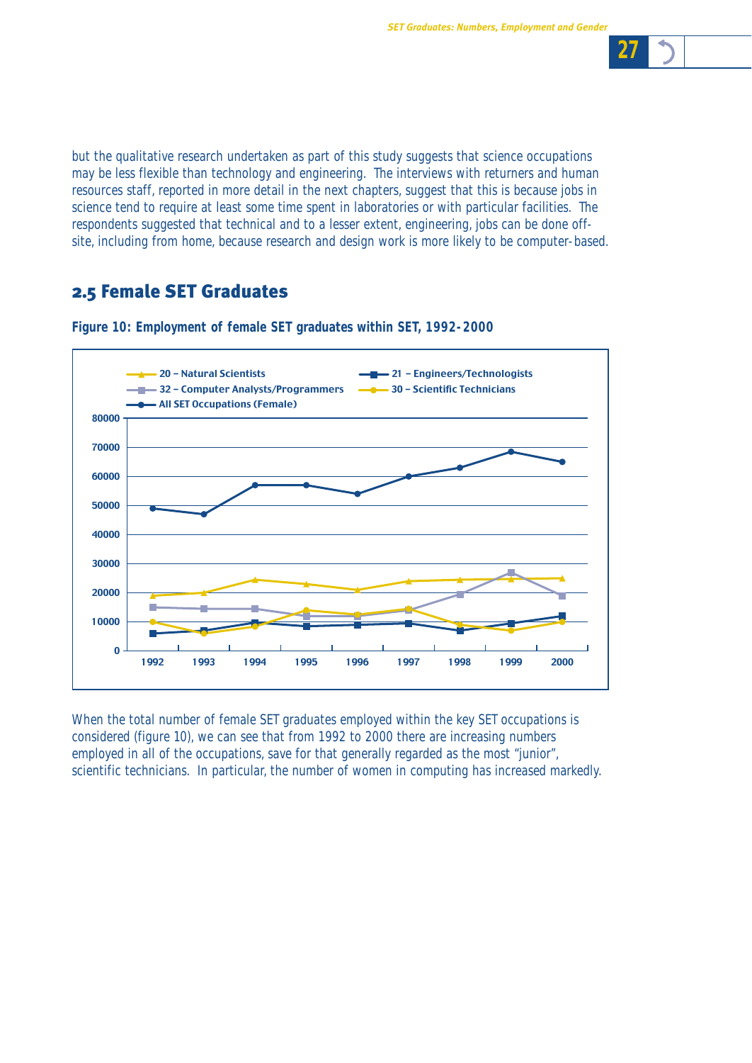but the qualitative research undertaken as part of this study suggests that science occupations may be less flexible than technology and engineering. The interviews with returners and human resources staff, reported in more detail in the next chapters, suggest that this is because jobs in science tend to require at least some time spent in laboratories or with particular facilities. The respondents suggested that technical and to a lesser extent, engineering, jobs can be done off-site, including from home, because research and design work is more likely to be computer-based.

## 2.5 Female SET Graduates

**Figure 10: Employment of female SET graduates within SET, 1992-2000**

When the total number of female SET graduates employed within the key SET occupations is considered (figure 10), we can see that from 1992 to 2000 there are increasing numbers employed in all of the occupations, save for that generally regarded as the most "junior", scientific technicians. In particular, the number of women in computing has increased markedly.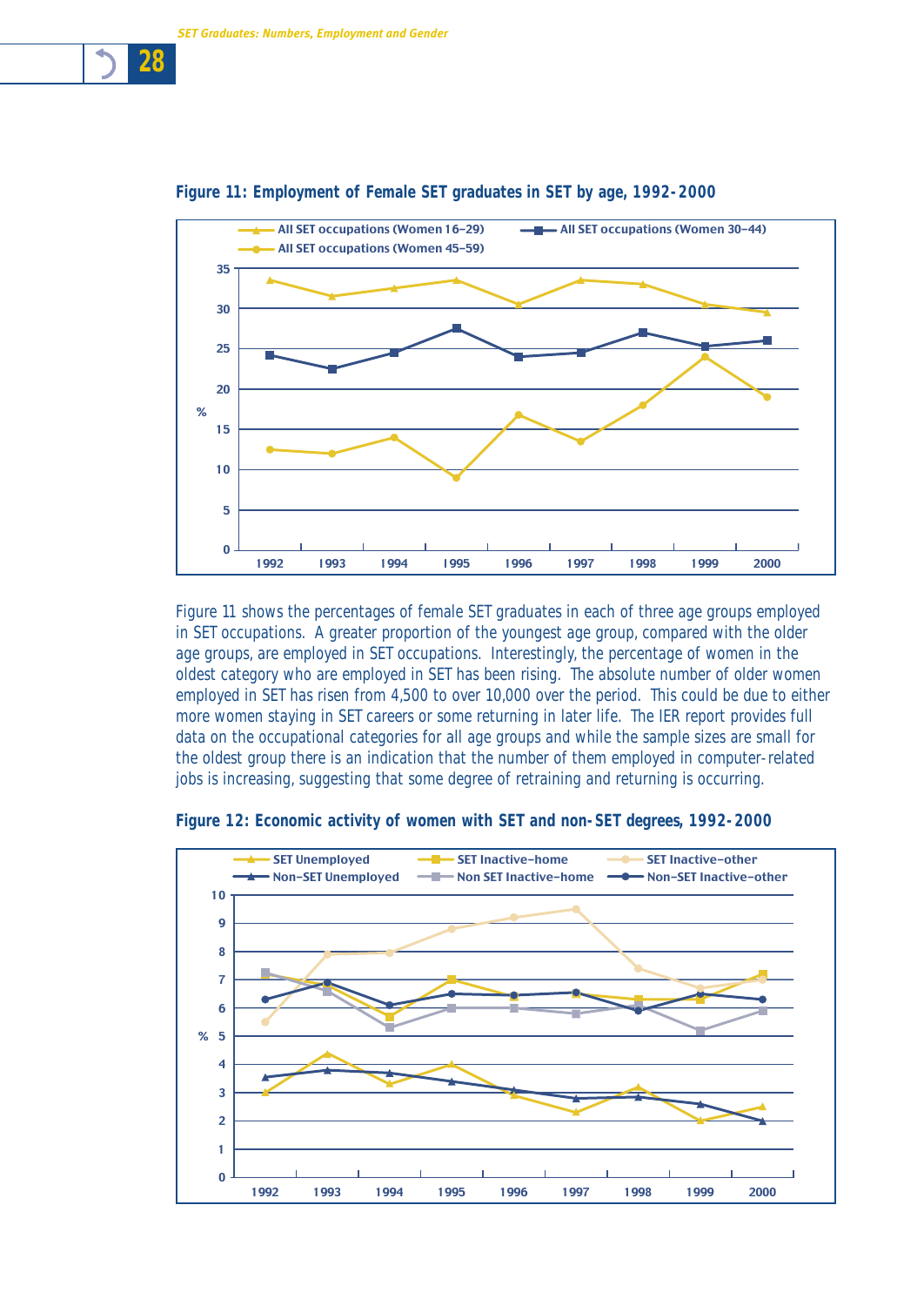**Figure 11: Employment of Female SET graduates in SET by age, 1992-2000**

Figure 11 shows the percentages of female SET graduates in each of three age groups employed in SET occupations. A greater proportion of the youngest age group, compared with the older age groups, are employed in SET occupations. Interestingly, the percentage of women in the oldest category who are employed in SET has been rising. The absolute number of older women employed in SET has risen from 4,500 to over 10,000 over the period. This could be due to either more women staying in SET careers or some returning in later life. The IER report provides full data on the occupational categories for all age groups and while the sample sizes are small for the oldest group there is an indication that the number of them employed in computer-related jobs is increasing, suggesting that some degree of retraining and returning is occurring.

**Figure 12: Economic activity of women with SET and non-SET degrees, 1992-2000**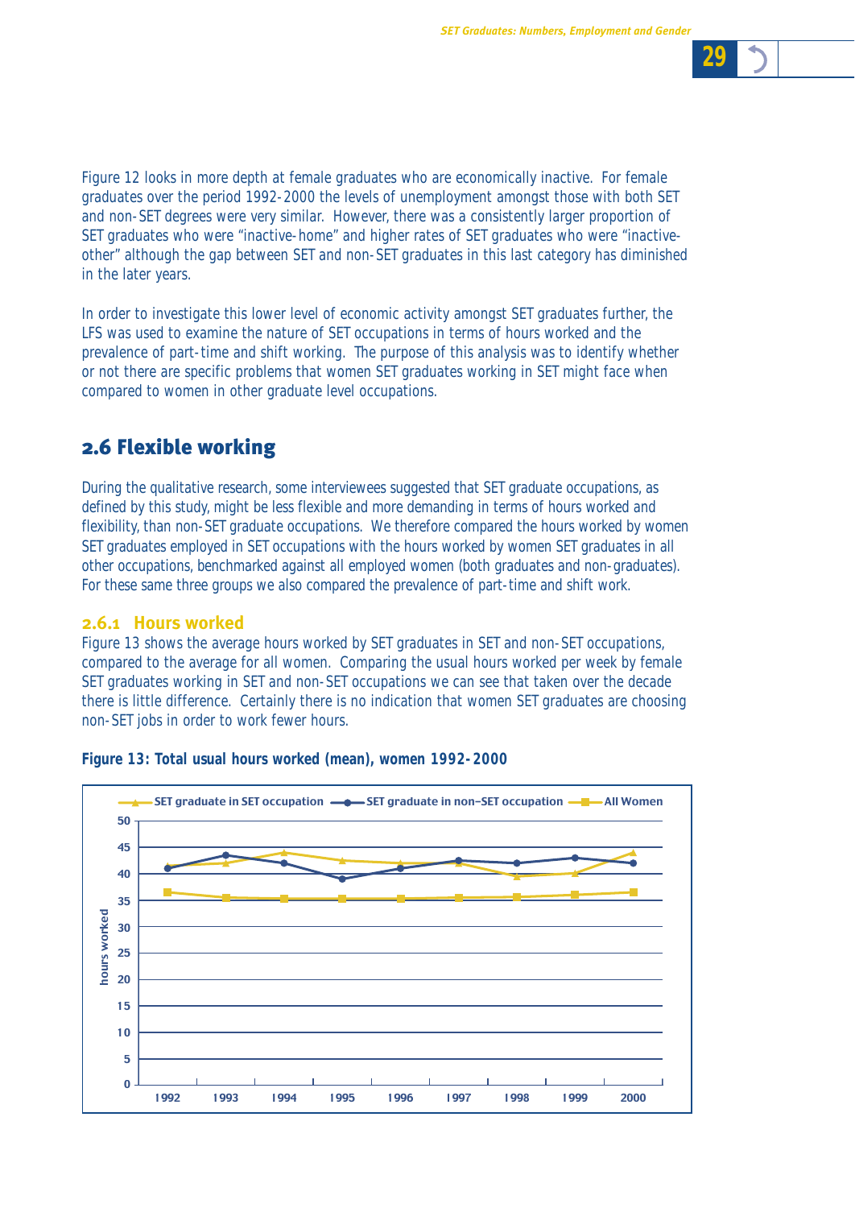Figure 12 looks in more depth at female graduates who are economically inactive. For female graduates over the period 1992-2000 the levels of unemployment amongst those with both SET and non-SET degrees were very similar. However, there was a consistently larger proportion of SET graduates who were "inactive-home" and higher rates of SET graduates who were "inactive-other" although the gap between SET and non-SET graduates in this last category has diminished in the later years.

In order to investigate this lower level of economic activity amongst SET graduates further, the LFS was used to examine the nature of SET occupations in terms of hours worked and the prevalence of part-time and shift working. The purpose of this analysis was to identify whether or not there are specific problems that women SET graduates working in SET might face when compared to women in other graduate level occupations.

## 2.6 Flexible working

During the qualitative research, some interviewees suggested that SET graduate occupations, as defined by this study, might be less flexible and more demanding in terms of hours worked and flexibility, than non-SET graduate occupations. We therefore compared the hours worked by women SET graduates employed in SET occupations with the hours worked by women SET graduates in all other occupations, benchmarked against all employed women (both graduates and non-graduates). For these same three groups we also compared the prevalence of part-time and shift work.

### 2.6.1 Hours worked

Figure 13 shows the average hours worked by SET graduates in SET and non-SET occupations, compared to the average for all women. Comparing the usual hours worked per week by female SET graduates working in SET and non-SET occupations we can see that taken over the decade there is little difference. Certainly there is no indication that women SET graduates are choosing non-SET jobs in order to work fewer hours.

**Figure 13: Total usual hours worked (mean), women 1992-2000**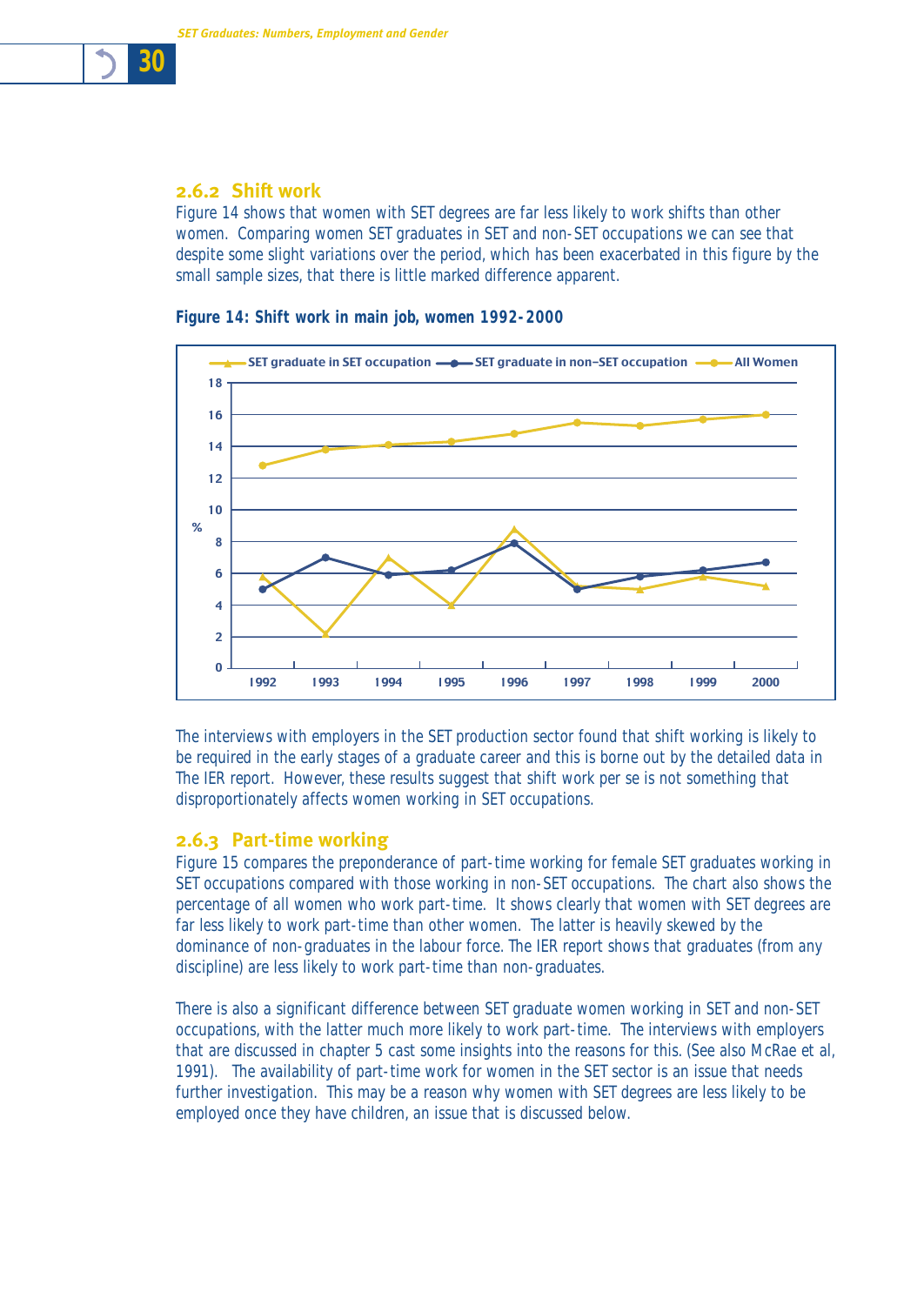### 2.6.2 Shift work

Figure 14 shows that women with SET degrees are far less likely to work shifts than other women. Comparing women SET graduates in SET and non-SET occupations we can see that despite some slight variations over the period, which has been exacerbated in this figure by the small sample sizes, that there is little marked difference apparent.

**Figure 14: Shift work in main job, women 1992-2000**

The interviews with employers in the SET production sector found that shift working is likely to be required in the early stages of a graduate career and this is borne out by the detailed data in The IER report. However, these results suggest that shift work per se is not something that disproportionately affects women working in SET occupations.

### 2.6.3 Part-time working

Figure 15 compares the preponderance of part-time working for female SET graduates working in SET occupations compared with those working in non-SET occupations. The chart also shows the percentage of all women who work part-time. It shows clearly that women with SET degrees are far less likely to work part-time than other women. The latter is heavily skewed by the dominance of non-graduates in the labour force. The IER report shows that graduates (from any discipline) are less likely to work part-time than non-graduates.

There is also a significant difference between SET graduate women working in SET and non-SET occupations, with the latter much more likely to work part-time. The interviews with employers that are discussed in chapter 5 cast some insights into the reasons for this. (See also McRae et al, 1991). The availability of part-time work for women in the SET sector is an issue that needs further investigation. This may be a reason why women with SET degrees are less likely to be employed once they have children, an issue that is discussed below.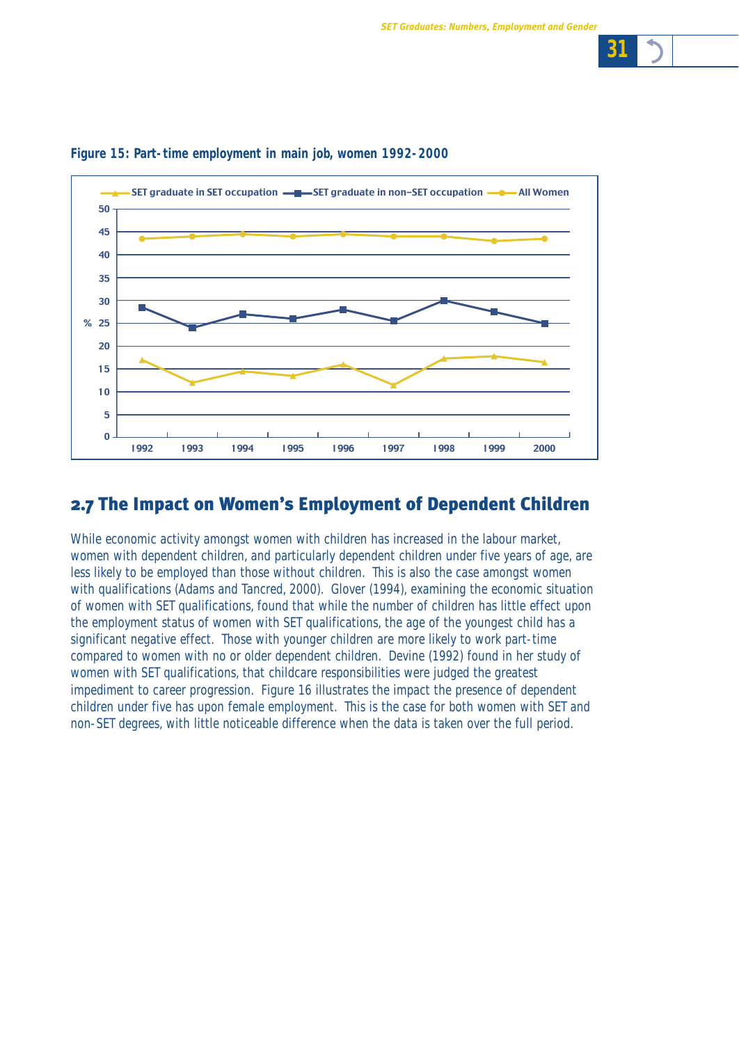**Figure 15: Part-time employment in main job, women 1992-2000**

## 2.7 The Impact on Women's Employment of Dependent Children

While economic activity amongst women with children has increased in the labour market, women with dependent children, and particularly dependent children under five years of age, are less likely to be employed than those without children. This is also the case amongst women with qualifications (Adams and Tancred, 2000). Glover (1994), examining the economic situation of women with SET qualifications, found that while the number of children has little effect upon the employment status of women with SET qualifications, the age of the youngest child has a significant negative effect. Those with younger children are more likely to work part-time compared to women with no or older dependent children. Devine (1992) found in her study of women with SET qualifications, that childcare responsibilities were judged the greatest impediment to career progression. Figure 16 illustrates the impact the presence of dependent children under five has upon female employment. This is the case for both women with SET and non-SET degrees, with little noticeable difference when the data is taken over the full period.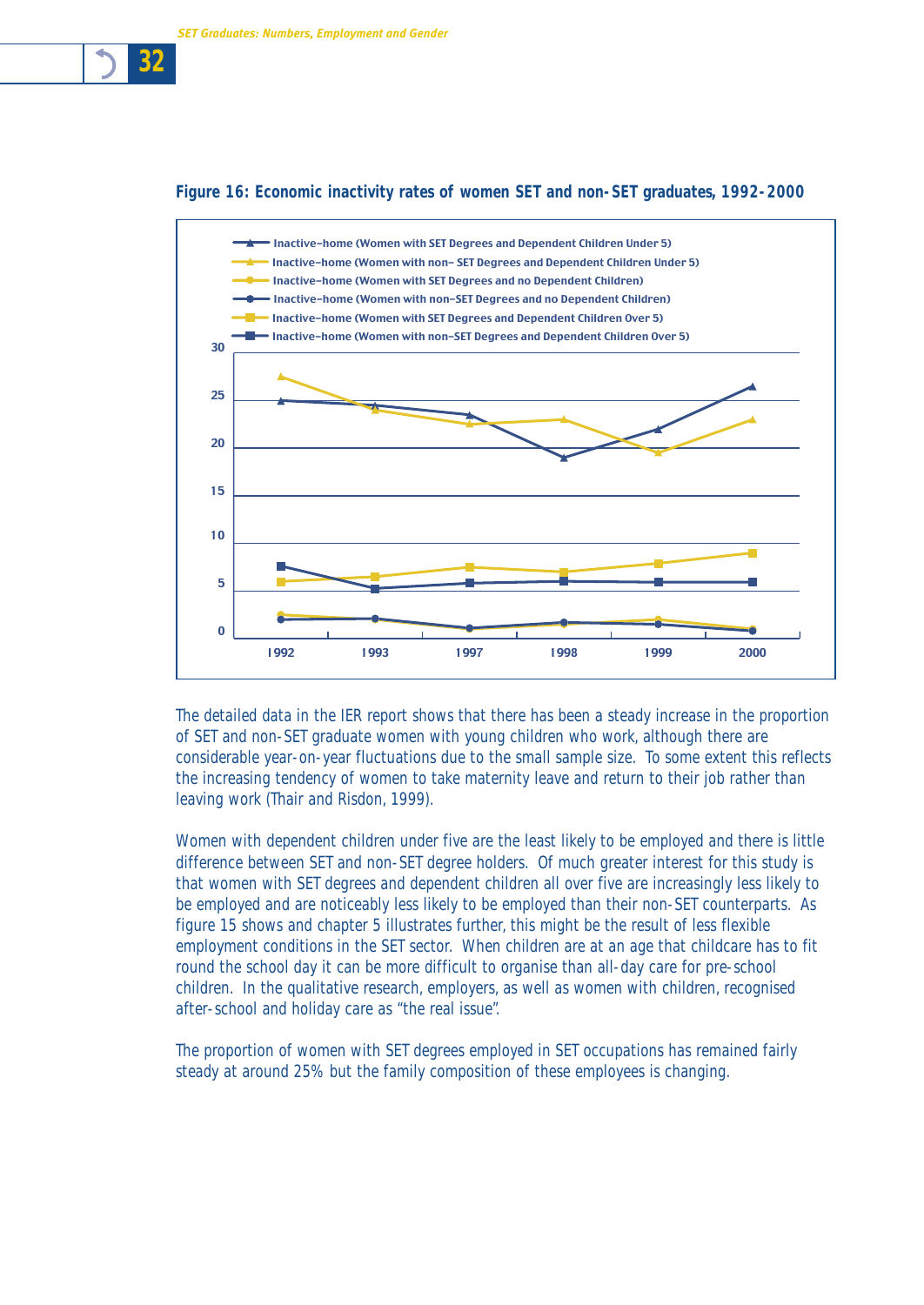**Figure 16: Economic inactivity rates of women SET and non-SET graduates, 1992-2000**

The detailed data in the IER report shows that there has been a steady increase in the proportion of SET and non-SET graduate women with young children who work, although there are considerable year-on-year fluctuations due to the small sample size. To some extent this reflects the increasing tendency of women to take maternity leave and return to their job rather than leaving work (Thair and Risdon, 1999).

Women with dependent children under five are the least likely to be employed and there is little difference between SET and non-SET degree holders. Of much greater interest for this study is that women with SET degrees and dependent children all over five are increasingly less likely to be employed and are noticeably less likely to be employed than their non-SET counterparts. As figure 15 shows and chapter 5 illustrates further, this might be the result of less flexible employment conditions in the SET sector. When children are at an age that childcare has to fit round the school day it can be more difficult to organise than all-day care for pre-school children. In the qualitative research, employers, as well as women with children, recognised after-school and holiday care as "the real issue".

The proportion of women with SET degrees employed in SET occupations has remained fairly steady at around 25% but the family composition of these employees is changing.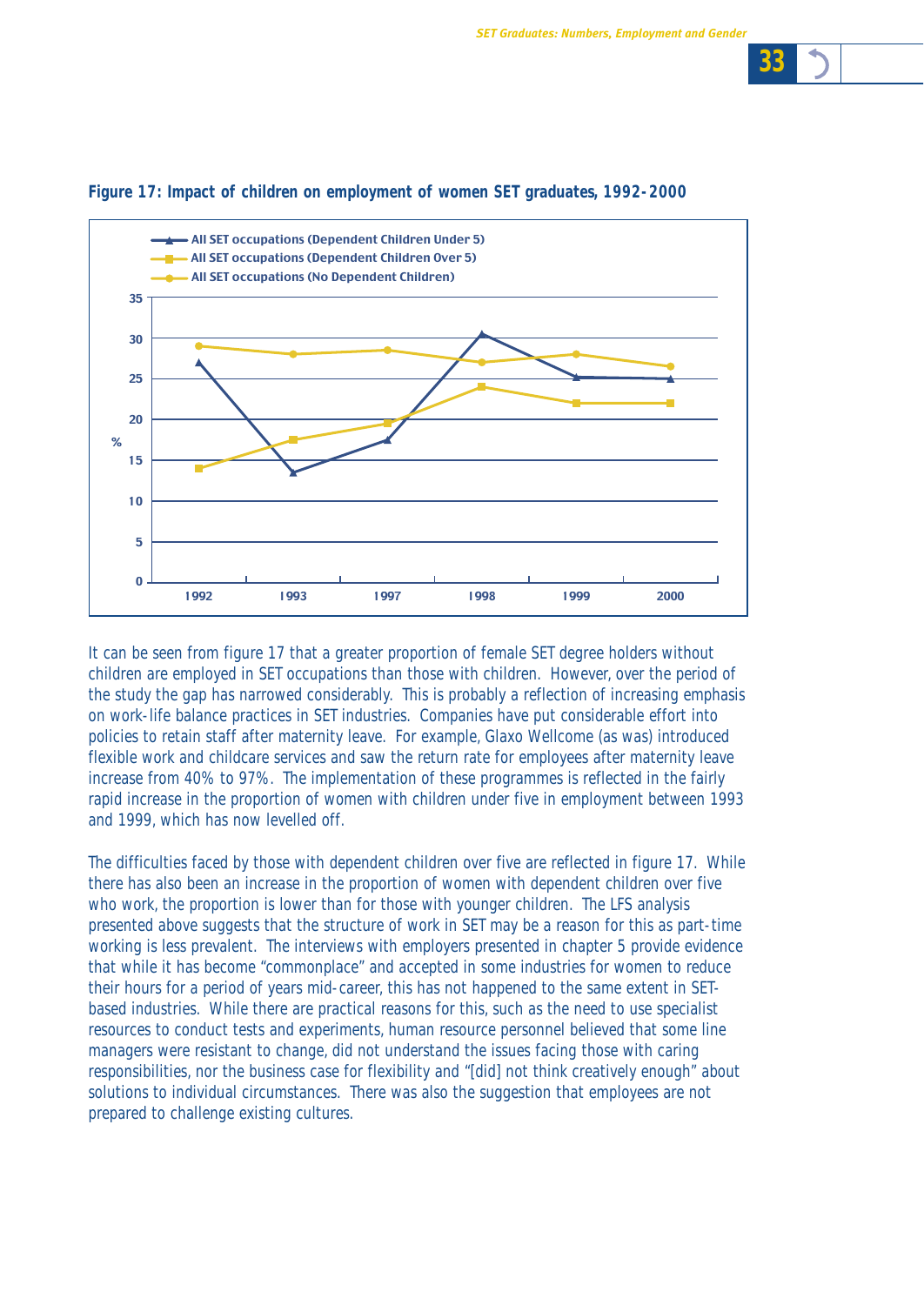**Figure 17: Impact of children on employment of women SET graduates, 1992-2000**

It can be seen from figure 17 that a greater proportion of female SET degree holders without children are employed in SET occupations than those with children. However, over the period of the study the gap has narrowed considerably. This is probably a reflection of increasing emphasis on work-life balance practices in SET industries. Companies have put considerable effort into policies to retain staff after maternity leave. For example, Glaxo Wellcome (as was) introduced flexible work and childcare services and saw the return rate for employees after maternity leave increase from 40% to 97%. The implementation of these programmes is reflected in the fairly rapid increase in the proportion of women with children under five in employment between 1993 and 1999, which has now levelled off.

The difficulties faced by those with dependent children over five are reflected in figure 17. While there has also been an increase in the proportion of women with dependent children over five who work, the proportion is lower than for those with younger children. The LFS analysis presented above suggests that the structure of work in SET may be a reason for this as part-time working is less prevalent. The interviews with employers presented in chapter 5 provide evidence that while it has become "commonplace" and accepted in some industries for women to reduce their hours for a period of years mid-career, this has not happened to the same extent in SET-based industries. While there are practical reasons for this, such as the need to use specialist resources to conduct tests and experiments, human resource personnel believed that some line managers were resistant to change, did not understand the issues facing those with caring responsibilities, nor the business case for flexibility and "[did] not think creatively enough" about solutions to individual circumstances. There was also the suggestion that employees are not prepared to challenge existing cultures.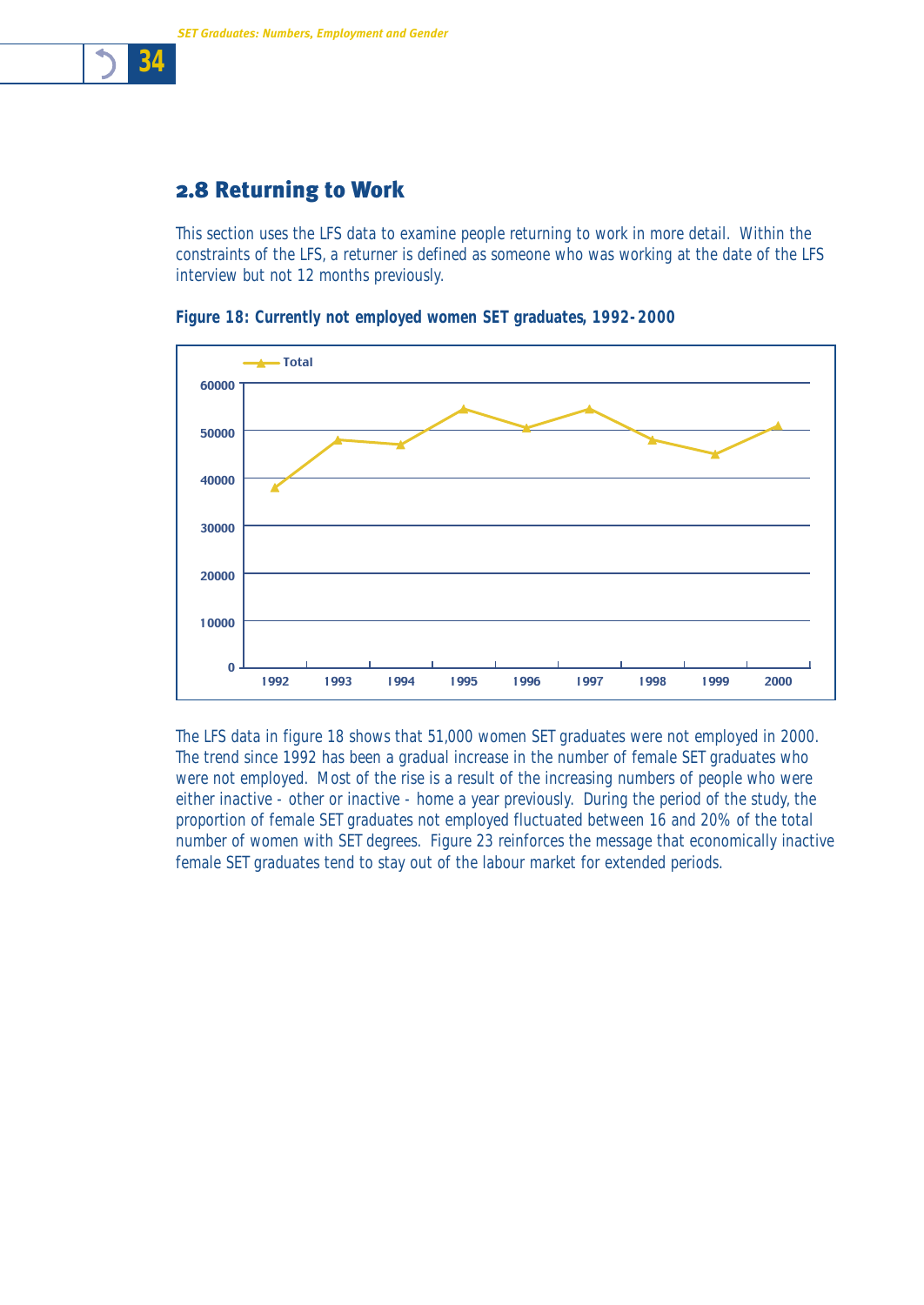## 2.8 Returning to Work

This section uses the LFS data to examine people returning to work in more detail. Within the constraints of the LFS, a returner is defined as someone who was working at the date of the LFS interview but not 12 months previously.

**Figure 18: Currently not employed women SET graduates, 1992-2000**

The LFS data in figure 18 shows that 51,000 women SET graduates were not employed in 2000. The trend since 1992 has been a gradual increase in the number of female SET graduates who were not employed. Most of the rise is a result of the increasing numbers of people who were either inactive - other or inactive - home a year previously. During the period of the study, the proportion of female SET graduates not employed fluctuated between 16 and 20% of the total number of women with SET degrees. Figure 23 reinforces the message that economically inactive female SET graduates tend to stay out of the labour market for extended periods.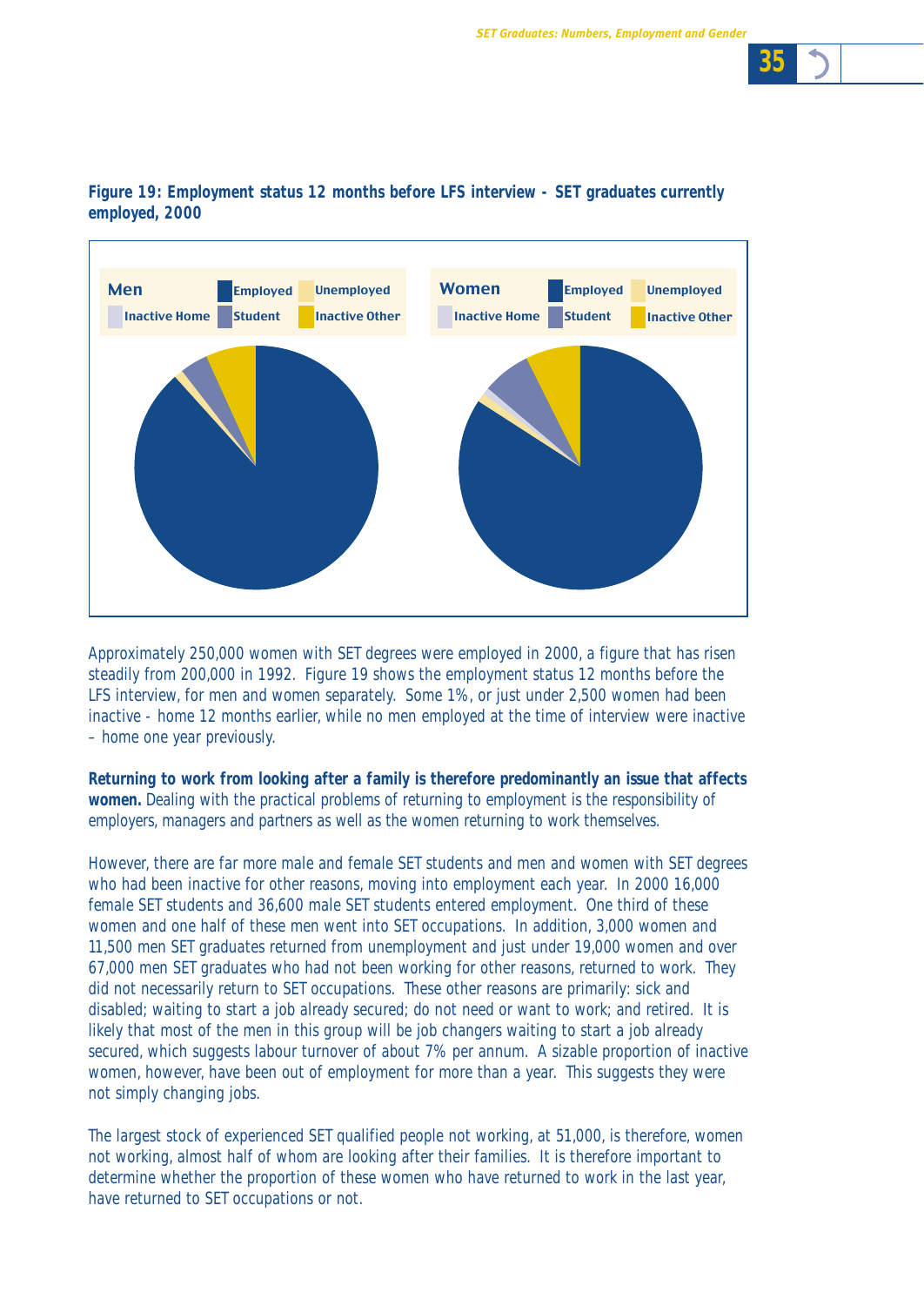**Figure 19: Employment status 12 months before LFS interview - SET graduates currently employed, 2000**

Approximately 250,000 women with SET degrees were employed in 2000, a figure that has risen steadily from 200,000 in 1992. Figure 19 shows the employment status 12 months before the LFS interview, for men and women separately. Some 1%, or just under 2,500 women had been inactive - home 12 months earlier, while no men employed at the time of interview were inactive – home one year previously.

**Returning to work from looking after a family is therefore predominantly an issue that affects women.** Dealing with the practical problems of returning to employment is the responsibility of employers, managers and partners as well as the women returning to work themselves.

However, there are far more male and female SET students and men and women with SET degrees who had been inactive for other reasons, moving into employment each year. In 2000 16,000 female SET students and 36,600 male SET students entered employment. One third of these women and one half of these men went into SET occupations. In addition, 3,000 women and 11,500 men SET graduates returned from unemployment and just under 19,000 women and over 67,000 men SET graduates who had not been working for other reasons, returned to work. They did not necessarily return to SET occupations. These other reasons are primarily: sick and disabled; waiting to start a job already secured; do not need or want to work; and retired. It is likely that most of the men in this group will be job changers waiting to start a job already secured, which suggests labour turnover of about 7% per annum. A sizable proportion of inactive women, however, have been out of employment for more than a year. This suggests they were not simply changing jobs.

The largest stock of experienced SET qualified people not working, at 51,000, is therefore, women not working, almost half of whom are looking after their families. It is therefore important to determine whether the proportion of these women who have returned to work in the last year, have returned to SET occupations or not.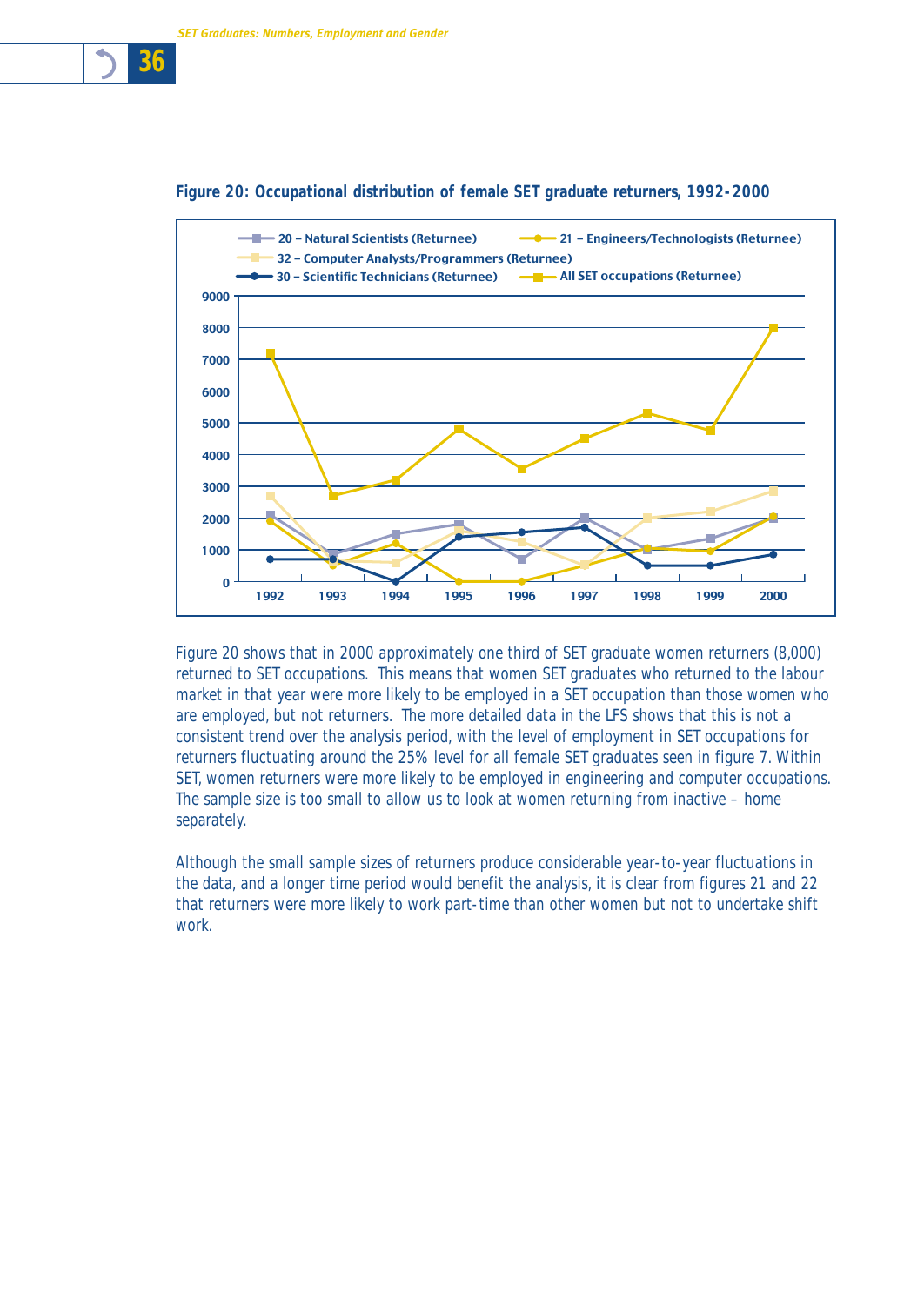**Figure 20: Occupational distribution of female SET graduate returners, 1992-2000**

Figure 20 shows that in 2000 approximately one third of SET graduate women returners (8,000) returned to SET occupations. This means that women SET graduates who returned to the labour market in that year were more likely to be employed in a SET occupation than those women who are employed, but not returners. The more detailed data in the LFS shows that this is not a consistent trend over the analysis period, with the level of employment in SET occupations for returners fluctuating around the 25% level for all female SET graduates seen in figure 7. Within SET, women returners were more likely to be employed in engineering and computer occupations. The sample size is too small to allow us to look at women returning from inactive – home separately.

Although the small sample sizes of returners produce considerable year-to-year fluctuations in the data, and a longer time period would benefit the analysis, it is clear from figures 21 and 22 that returners were more likely to work part-time than other women but not to undertake shift work.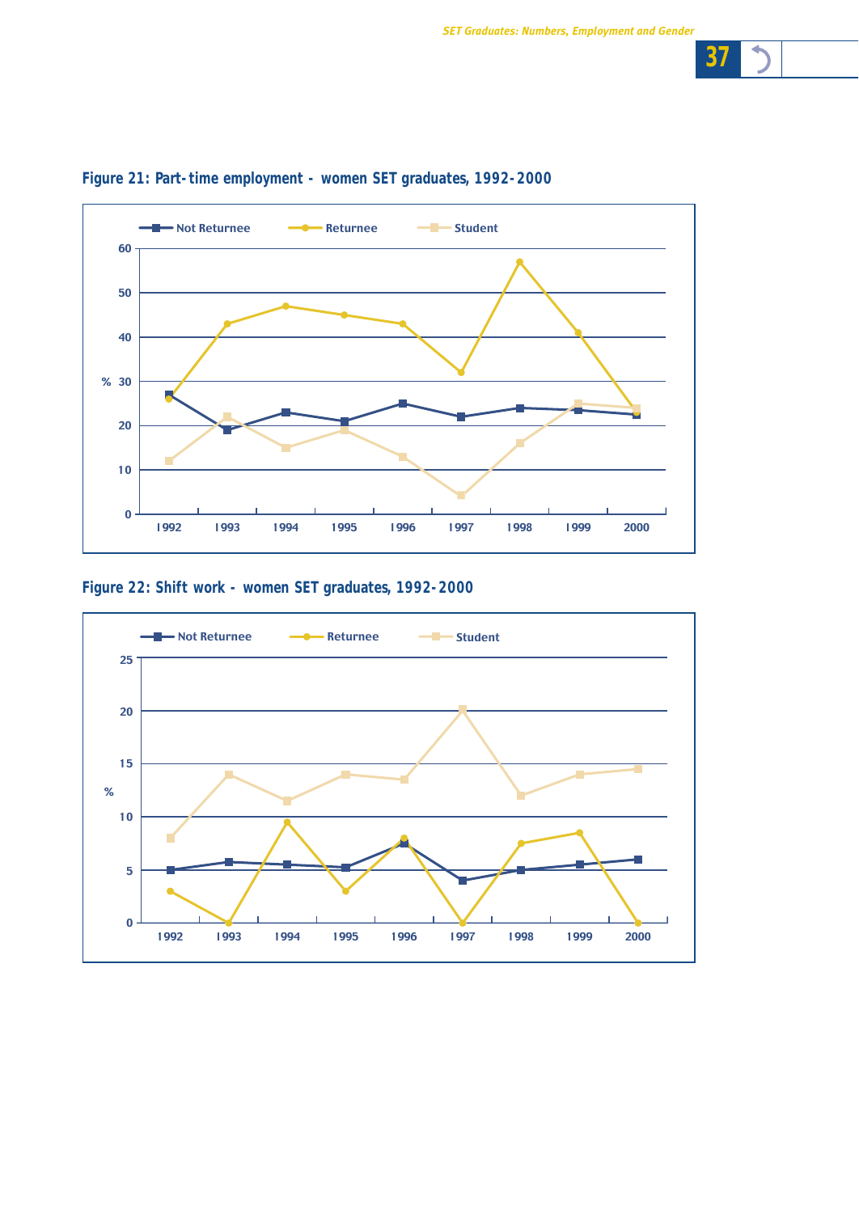**Figure 21: Part-time employment - women SET graduates, 1992-2000**

**Figure 22: Shift work - women SET graduates, 1992-2000**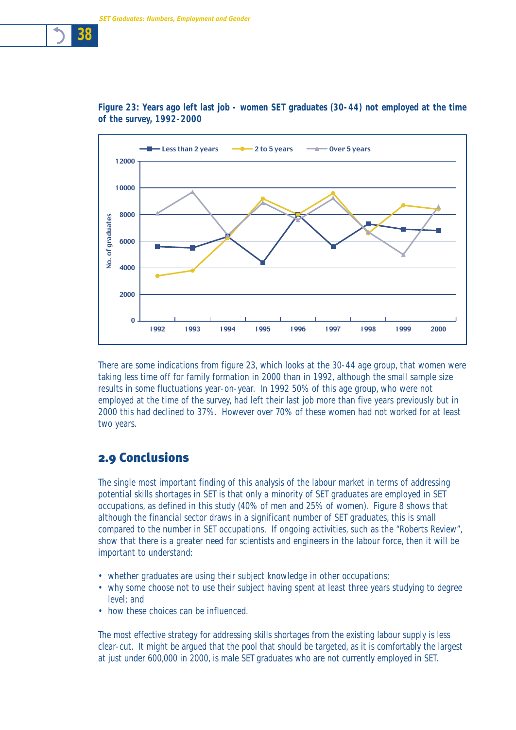**Figure 23: Years ago left last job - women SET graduates (30-44) not employed at the time of the survey, 1992-2000**

There are some indications from figure 23, which looks at the 30-44 age group, that women were taking less time off for family formation in 2000 than in 1992, although the small sample size results in some fluctuations year-on-year. In 1992 50% of this age group, who were not employed at the time of the survey, had left their last job more than five years previously but in 2000 this had declined to 37%. However over 70% of these women had not worked for at least two years.

## 2.9 Conclusions

The single most important finding of this analysis of the labour market in terms of addressing potential skills shortages in SET is that only a minority of SET graduates are employed in SET occupations, as defined in this study (40% of men and 25% of women). Figure 8 shows that although the financial sector draws in a significant number of SET graduates, this is small compared to the number in SET occupations. If ongoing activities, such as the "Roberts Review", show that there is a greater need for scientists and engineers in the labour force, then it will be important to understand:

- whether graduates are using their subject knowledge in other occupations;
- why some choose not to use their subject having spent at least three years studying to degree level; and
- how these choices can be influenced.

The most effective strategy for addressing skills shortages from the existing labour supply is less clear-cut. It might be argued that the pool that should be targeted, as it is comfortably the largest at just under 600,000 in 2000, is male SET graduates who are not currently employed in SET.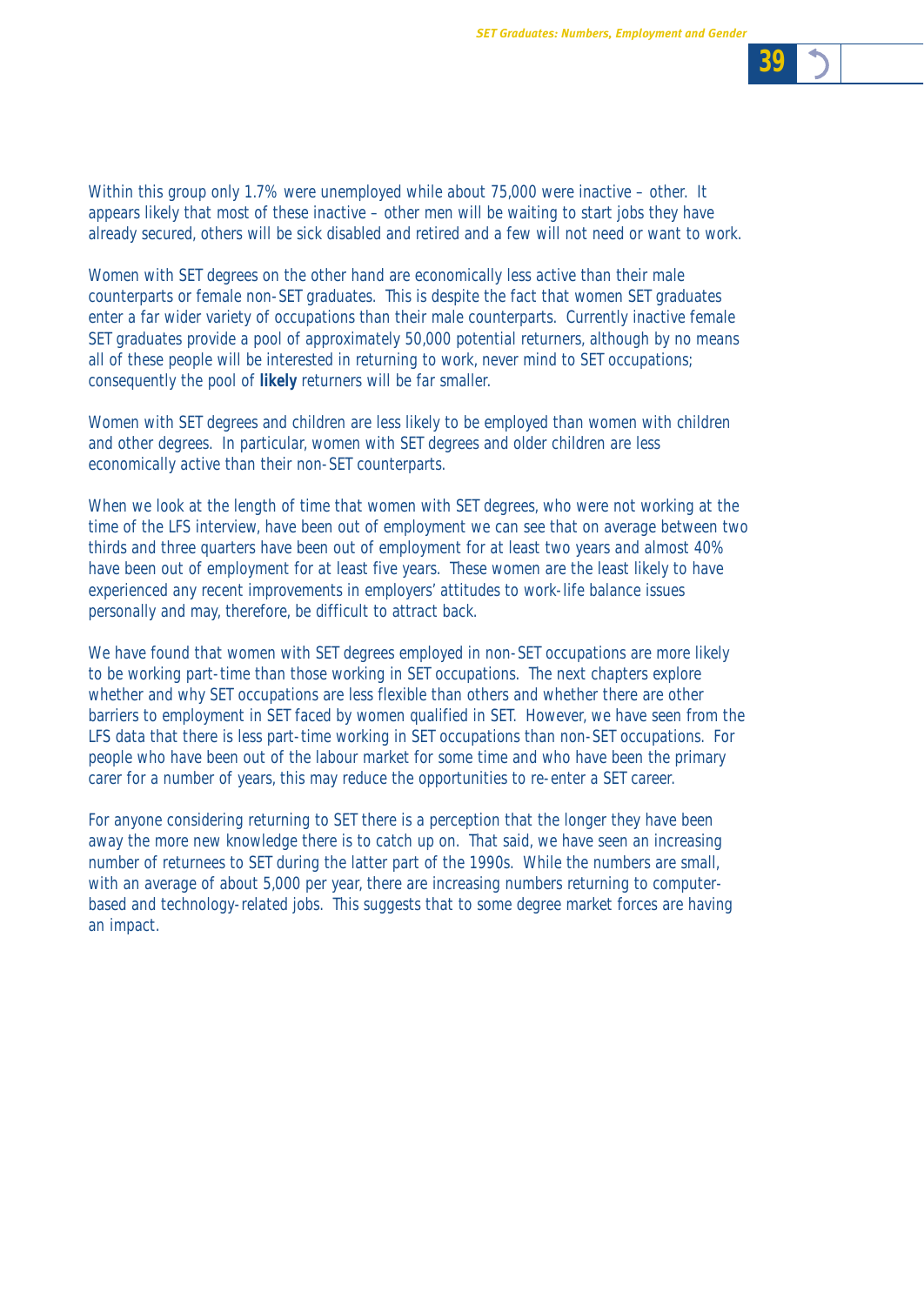Within this group only 1.7% were unemployed while about 75,000 were inactive – other. It appears likely that most of these inactive – other men will be waiting to start jobs they have already secured, others will be sick disabled and retired and a few will not need or want to work.

Women with SET degrees on the other hand are economically less active than their male counterparts or female non-SET graduates. This is despite the fact that women SET graduates enter a far wider variety of occupations than their male counterparts. Currently inactive female SET graduates provide a pool of approximately 50,000 potential returners, although by no means all of these people will be interested in returning to work, never mind to SET occupations; consequently the pool of **likely** returners will be far smaller.

Women with SET degrees and children are less likely to be employed than women with children and other degrees. In particular, women with SET degrees and older children are less economically active than their non-SET counterparts.

When we look at the length of time that women with SET degrees, who were not working at the time of the LFS interview, have been out of employment we can see that on average between two thirds and three quarters have been out of employment for at least two years and almost 40% have been out of employment for at least five years. These women are the least likely to have experienced any recent improvements in employers' attitudes to work-life balance issues personally and may, therefore, be difficult to attract back.

We have found that women with SET degrees employed in non-SET occupations are more likely to be working part-time than those working in SET occupations. The next chapters explore whether and why SET occupations are less flexible than others and whether there are other barriers to employment in SET faced by women qualified in SET. However, we have seen from the LFS data that there is less part-time working in SET occupations than non-SET occupations. For people who have been out of the labour market for some time and who have been the primary carer for a number of years, this may reduce the opportunities to re-enter a SET career.

For anyone considering returning to SET there is a perception that the longer they have been away the more new knowledge there is to catch up on. That said, we have seen an increasing number of returnees to SET during the latter part of the 1990s. While the numbers are small, with an average of about 5,000 per year, there are increasing numbers returning to computer-based and technology-related jobs. This suggests that to some degree market forces are having an impact.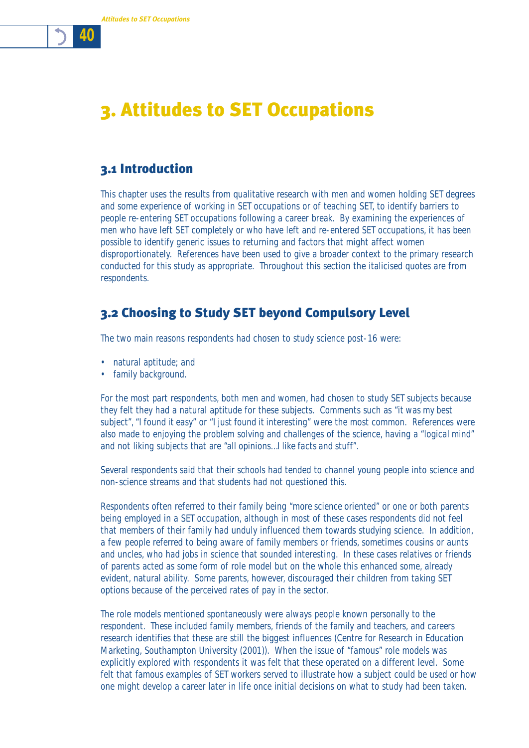# 3. Attitudes to SET Occupations

## 3.1 Introduction

This chapter uses the results from qualitative research with men and women holding SET degrees and some experience of working in SET occupations or of teaching SET, to identify barriers to people re-entering SET occupations following a career break. By examining the experiences of men who have left SET completely or who have left and re-entered SET occupations, it has been possible to identify generic issues to returning and factors that might affect women disproportionately. References have been used to give a broader context to the primary research conducted for this study as appropriate. Throughout this section the italicised quotes are from respondents.

## 3.2 Choosing to Study SET beyond Compulsory Level

The two main reasons respondents had chosen to study science post-16 were:

- natural aptitude; and
- family background.

For the most part respondents, both men and women, had chosen to study SET subjects because they felt they had a natural aptitude for these subjects. Comments such as *"it was my best subject"*, *"I found it easy"* or *"I just found it interesting"* were the most common. References were also made to enjoying the problem solving and challenges of the science, having a *"logical mind"* and not liking subjects that are *"all opinions…I like facts and stuff"*.

Several respondents said that their schools had tended to channel young people into science and non-science streams and that students had not questioned this.

Respondents often referred to their family being *"more science oriented"* or one or both parents being employed in a SET occupation, although in most of these cases respondents did not feel that members of their family had unduly influenced them towards studying science. In addition, a few people referred to being aware of family members or friends, sometimes cousins or aunts and uncles, who had jobs in science that sounded interesting. In these cases relatives or friends of parents acted as some form of role model but on the whole this enhanced some, already evident, natural ability. Some parents, however, discouraged their children from taking SET options because of the perceived rates of pay in the sector.

The role models mentioned spontaneously were always people known personally to the respondent. These included family members, friends of the family and teachers, and careers research identifies that these are still the biggest influences (Centre for Research in Education Marketing, Southampton University (2001)). When the issue of "famous" role models was explicitly explored with respondents it was felt that these operated on a different level. Some felt that famous examples of SET workers served to illustrate how a subject could be used or how one might develop a career later in life once initial decisions on what to study had been taken.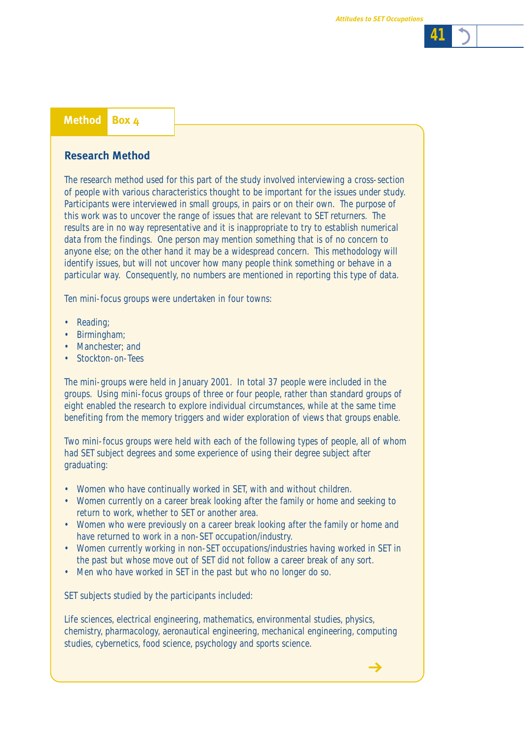**Method** **Box 4**

## Research Method

The research method used for this part of the study involved interviewing a cross-section of people with various characteristics thought to be important for the issues under study. Participants were interviewed in small groups, in pairs or on their own. The purpose of this work was to uncover the range of issues that are relevant to SET returners. The results are in no way representative and it is inappropriate to try to establish numerical data from the findings. One person may mention something that is of no concern to anyone else; on the other hand it may be a widespread concern. This methodology will identify issues, but will not uncover how many people think something or behave in a particular way. Consequently, no numbers are mentioned in reporting this type of data.

Ten mini-focus groups were undertaken in four towns:

- Reading;
- Birmingham;
- Manchester; and
- Stockton-on-Tees

The mini-groups were held in January 2001. In total 37 people were included in the groups. Using mini-focus groups of three or four people, rather than standard groups of eight enabled the research to explore individual circumstances, while at the same time benefiting from the memory triggers and wider exploration of views that groups enable.

Two mini-focus groups were held with each of the following types of people, all of whom had SET subject degrees and some experience of using their degree subject after graduating:

- Women who have continually worked in SET, with and without children.
- Women currently on a career break looking after the family or home and seeking to return to work, whether to SET or another area.
- Women who were previously on a career break looking after the family or home and have returned to work in a non-SET occupation/industry.
- Women currently working in non-SET occupations/industries having worked in SET in the past but whose move out of SET did not follow a career break of any sort.
- Men who have worked in SET in the past but who no longer do so.

SET subjects studied by the participants included:

Life sciences, electrical engineering, mathematics, environmental studies, physics, chemistry, pharmacology, aeronautical engineering, mechanical engineering, computing studies, cybernetics, food science, psychology and sports science.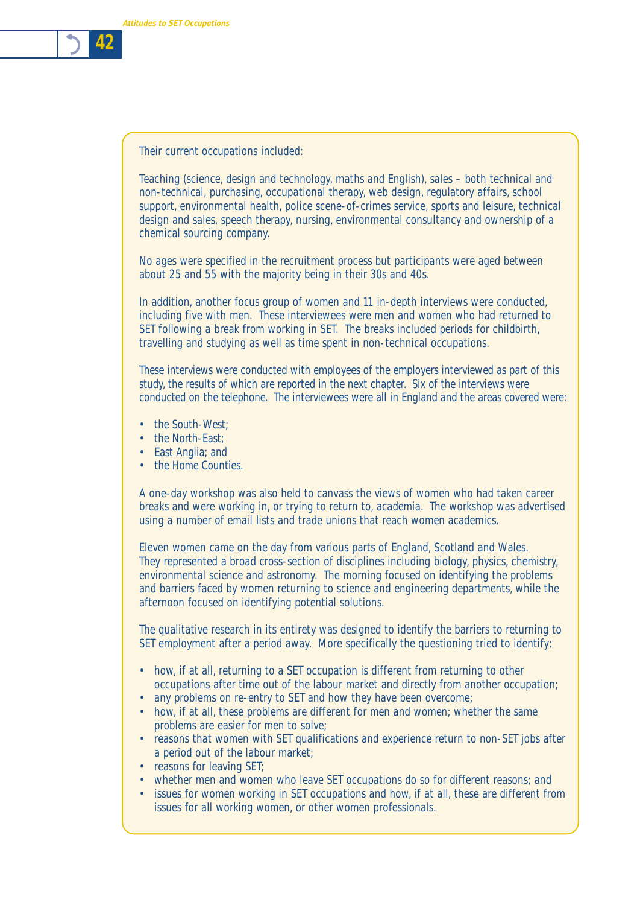Their current occupations included:

Teaching (science, design and technology, maths and English), sales – both technical and non-technical, purchasing, occupational therapy, web design, regulatory affairs, school support, environmental health, police scene-of-crimes service, sports and leisure, technical design and sales, speech therapy, nursing, environmental consultancy and ownership of a chemical sourcing company.

No ages were specified in the recruitment process but participants were aged between about 25 and 55 with the majority being in their 30s and 40s.

In addition, another focus group of women and 11 in-depth interviews were conducted, including five with men. These interviewees were men and women who had returned to SET following a break from working in SET. The breaks included periods for childbirth, travelling and studying as well as time spent in non-technical occupations.

These interviews were conducted with employees of the employers interviewed as part of this study, the results of which are reported in the next chapter. Six of the interviews were conducted on the telephone. The interviewees were all in England and the areas covered were:

- the South-West;
- the North-East;
- East Anglia; and
- the Home Counties.

A one-day workshop was also held to canvass the views of women who had taken career breaks and were working in, or trying to return to, academia. The workshop was advertised using a number of email lists and trade unions that reach women academics.

Eleven women came on the day from various parts of England, Scotland and Wales. They represented a broad cross-section of disciplines including biology, physics, chemistry, environmental science and astronomy. The morning focused on identifying the problems and barriers faced by women returning to science and engineering departments, while the afternoon focused on identifying potential solutions.

The qualitative research in its entirety was designed to identify the barriers to returning to SET employment after a period away. More specifically the questioning tried to identify:

- how, if at all, returning to a SET occupation is different from returning to other occupations after time out of the labour market and directly from another occupation;
- any problems on re-entry to SET and how they have been overcome;
- how, if at all, these problems are different for men and women; whether the same problems are easier for men to solve;
- reasons that women with SET qualifications and experience return to non-SET jobs after a period out of the labour market;
- reasons for leaving SET;
- whether men and women who leave SET occupations do so for different reasons; and
- issues for women working in SET occupations and how, if at all, these are different from issues for all working women, or other women professionals.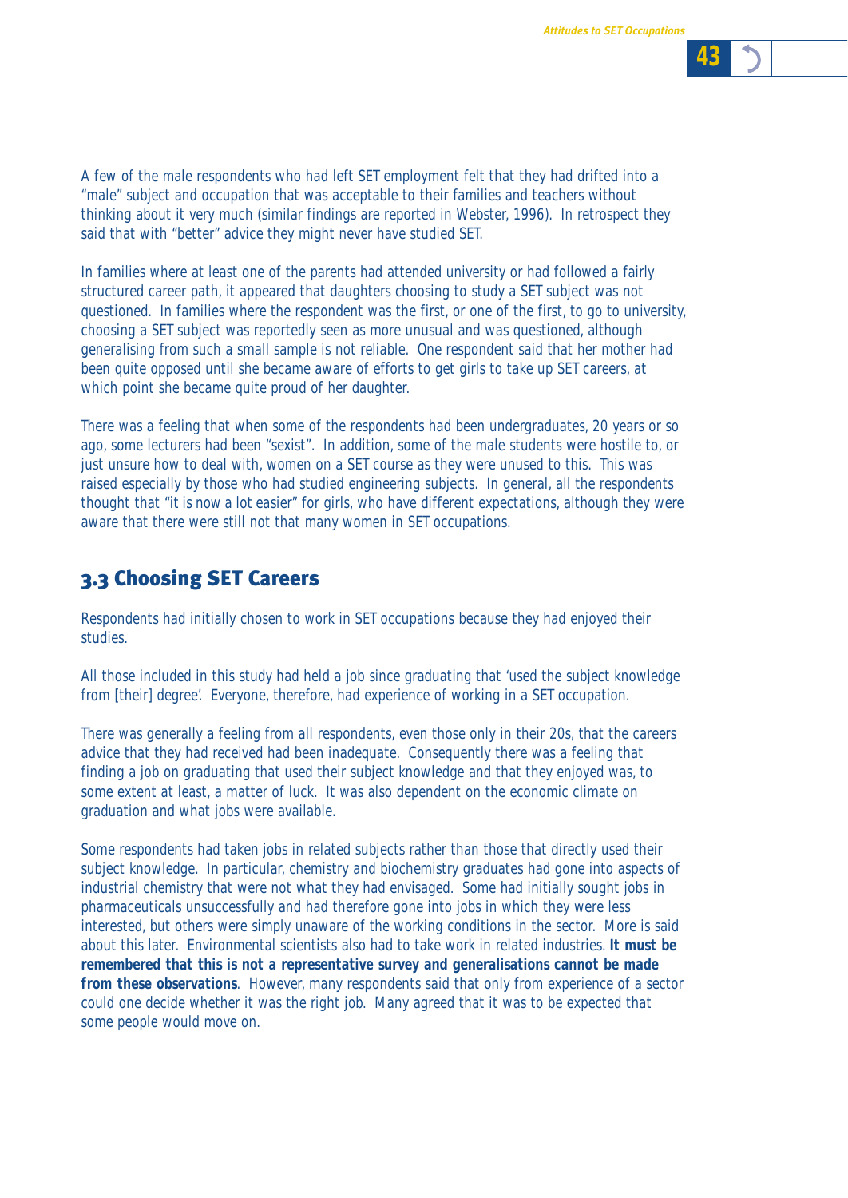A few of the male respondents who had left SET employment felt that they had drifted into a "male" subject and occupation that was acceptable to their families and teachers without thinking about it very much (similar findings are reported in Webster, 1996). In retrospect they said that with "better" advice they might never have studied SET.

In families where at least one of the parents had attended university or had followed a fairly structured career path, it appeared that daughters choosing to study a SET subject was not questioned. In families where the respondent was the first, or one of the first, to go to university, choosing a SET subject was reportedly seen as more unusual and was questioned, although generalising from such a small sample is not reliable. One respondent said that her mother had been quite opposed until she became aware of efforts to get girls to take up SET careers, at which point she became quite proud of her daughter.

There was a feeling that when some of the respondents had been undergraduates, 20 years or so ago, some lecturers had been "sexist". In addition, some of the male students were hostile to, or just unsure how to deal with, women on a SET course as they were unused to this. This was raised especially by those who had studied engineering subjects. In general, all the respondents thought that "it is now a lot easier" for girls, who have different expectations, although they were aware that there were still not that many women in SET occupations.

## 3.3 Choosing SET Careers

Respondents had initially chosen to work in SET occupations because they had enjoyed their studies.

All those included in this study had held a job since graduating that 'used the subject knowledge from [their] degree'. Everyone, therefore, had experience of working in a SET occupation.

There was generally a feeling from all respondents, even those only in their 20s, that the careers advice that they had received had been inadequate. Consequently there was a feeling that finding a job on graduating that used their subject knowledge and that they enjoyed was, to some extent at least, a matter of luck. It was also dependent on the economic climate on graduation and what jobs were available.

Some respondents had taken jobs in related subjects rather than those that directly used their subject knowledge. In particular, chemistry and biochemistry graduates had gone into aspects of industrial chemistry that were not what they had envisaged. Some had initially sought jobs in pharmaceuticals unsuccessfully and had therefore gone into jobs in which they were less interested, but others were simply unaware of the working conditions in the sector. More is said about this later. Environmental scientists also had to take work in related industries. **It must be remembered that this is not a representative survey and generalisations cannot be made from these observations**. However, many respondents said that only from experience of a sector could one decide whether it was the right job. Many agreed that it was to be expected that some people would move on.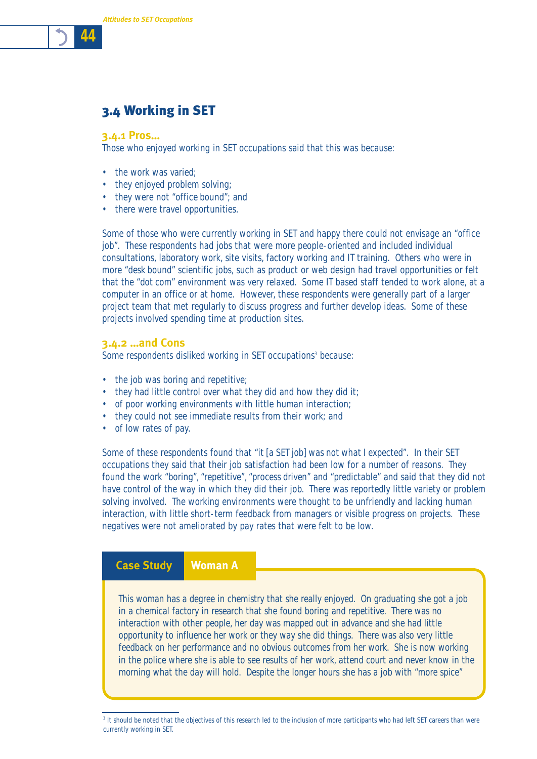## 3.4 Working in SET

### 3.4.1 Pros...

Those who enjoyed working in SET occupations said that this was because:

- the work was varied;
- they enjoyed problem solving;
- they were not “office bound”; and
- there were travel opportunities.

Some of those who were currently working in SET and happy there could not envisage an “office job”. These respondents had jobs that were more people-oriented and included individual consultations, laboratory work, site visits, factory working and IT training. Others who were in more “desk bound” scientific jobs, such as product or web design had travel opportunities or felt that the “dot com” environment was very relaxed. Some IT based staff tended to work alone, at a computer in an office or at home. However, these respondents were generally part of a larger project team that met regularly to discuss progress and further develop ideas. Some of these projects involved spending time at production sites.

### 3.4.2 ...and Cons

Some respondents disliked working in SET occupations[3] because:

- the job was boring and repetitive;
- they had little control over what they did and how they did it;
- of poor working environments with little human interaction;
- they could not see immediate results from their work; and
- of low rates of pay.

Some of these respondents found that “it [a SET job] was not what I expected”. In their SET occupations they said that their job satisfaction had been low for a number of reasons. They found the work “boring”, “repetitive”, “process driven” and “predictable” and said that they did not have control of the way in which they did their job. There was reportedly little variety or problem solving involved. The working environments were thought to be unfriendly and lacking human interaction, with little short-term feedback from managers or visible progress on projects. These negatives were not ameliorated by pay rates that were felt to be low.

**Case Study — Woman A**

This woman has a degree in chemistry that she really enjoyed. On graduating she got a job in a chemical factory in research that she found boring and repetitive. There was no interaction with other people, her day was mapped out in advance and she had little opportunity to influence her work or they way she did things. There was also very little feedback on her performance and no obvious outcomes from her work. She is now working in the police where she is able to see results of her work, attend court and never know in the morning what the day will hold. Despite the longer hours she has a job with “more spice”

---

[3] It should be noted that the objectives of this research led to the inclusion of more participants who had left SET careers than were currently working in SET.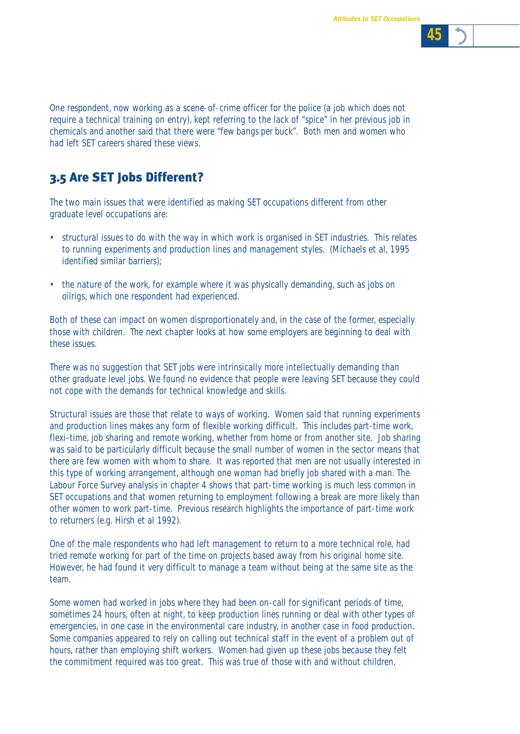One respondent, now working as a scene-of-crime officer for the police (a job which does not require a technical training on entry), kept referring to the lack of "spice" in her previous job in chemicals and another said that there were "few bangs per buck". Both men and women who had left SET careers shared these views.

## 3.5 Are SET Jobs Different?

The two main issues that were identified as making SET occupations different from other graduate level occupations are:

- structural issues to do with the way in which work is organised in SET industries. This relates to running experiments and production lines and management styles. (Michaels et al, 1995 identified similar barriers);
- the nature of the work, for example where it was physically demanding, such as jobs on oilrigs, which one respondent had experienced.

Both of these can impact on women disproportionately and, in the case of the former, especially those with children. The next chapter looks at how some employers are beginning to deal with these issues.

There was no suggestion that SET jobs were intrinsically more intellectually demanding than other graduate level jobs. We found no evidence that people were leaving SET because they could not cope with the demands for technical knowledge and skills.

Structural issues are those that relate to ways of working. Women said that running experiments and production lines makes any form of flexible working difficult. This includes part-time work, flexi-time, job sharing and remote working, whether from home or from another site. Job sharing was said to be particularly difficult because the small number of women in the sector means that there are few women with whom to share. It was reported that men are not usually interested in this type of working arrangement, although one woman had briefly job shared with a man. The Labour Force Survey analysis in chapter 4 shows that part-time working is much less common in SET occupations and that women returning to employment following a break are more likely than other women to work part-time. Previous research highlights the importance of part-time work to returners (e.g. Hirsh et al 1992).

One of the male respondents who had left management to return to a more technical role, had tried remote working for part of the time on projects based away from his original home site. However, he had found it very difficult to manage a team without being at the same site as the team.

Some women had worked in jobs where they had been on-call for significant periods of time, sometimes 24 hours, often at night, to keep production lines running or deal with other types of emergencies, in one case in the environmental care industry, in another case in food production. Some companies appeared to rely on calling out technical staff in the event of a problem out of hours, rather than employing shift workers. Women had given up these jobs because they felt the commitment required was too great. This was true of those with and without children,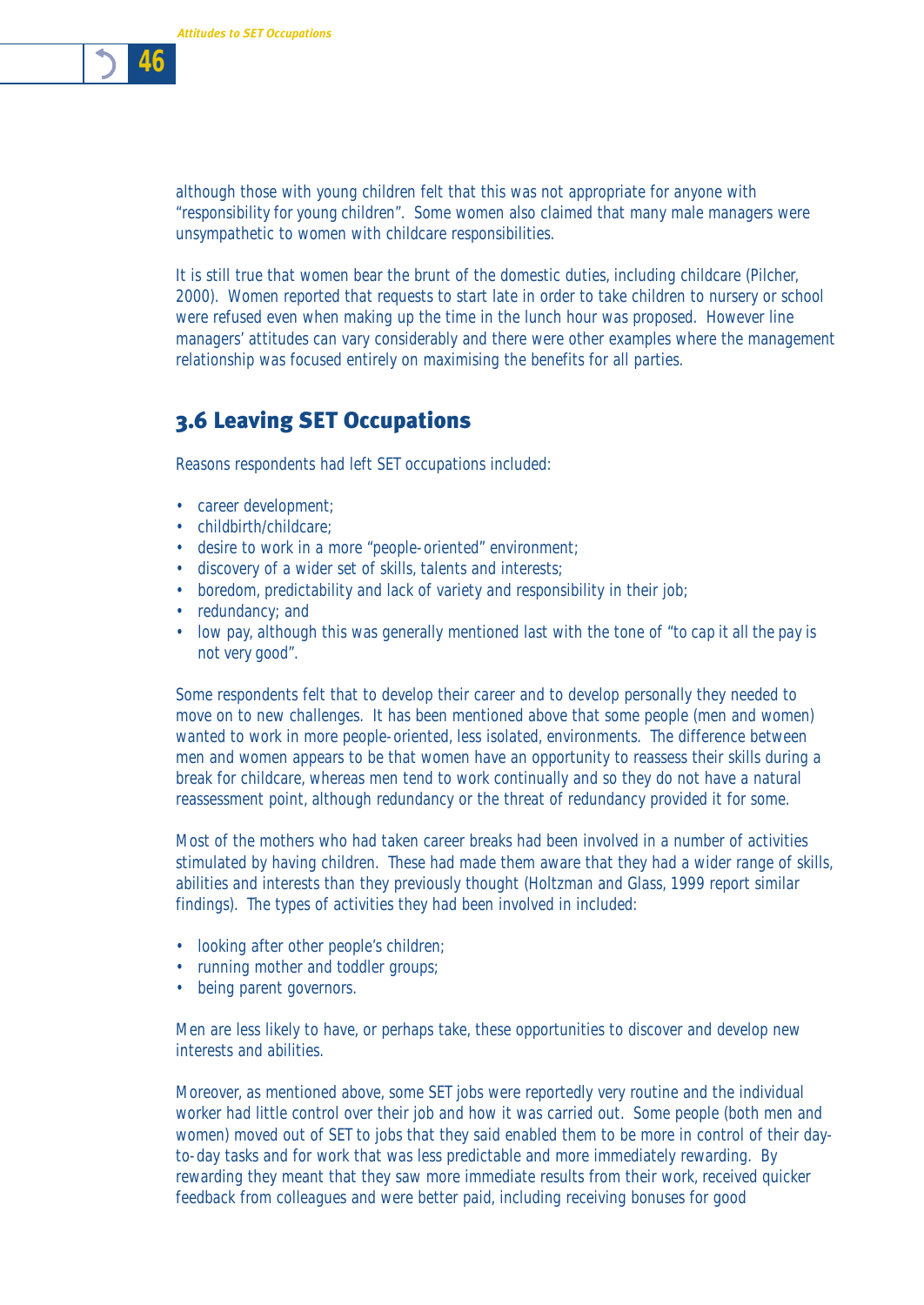although those with young children felt that this was not appropriate for anyone with "responsibility for young children". Some women also claimed that many male managers were unsympathetic to women with childcare responsibilities.

It is still true that women bear the brunt of the domestic duties, including childcare (Pilcher, 2000). Women reported that requests to start late in order to take children to nursery or school were refused even when making up the time in the lunch hour was proposed. However line managers' attitudes can vary considerably and there were other examples where the management relationship was focused entirely on maximising the benefits for all parties.

## 3.6 Leaving SET Occupations

Reasons respondents had left SET occupations included:

- career development;
- childbirth/childcare;
- desire to work in a more "people-oriented" environment;
- discovery of a wider set of skills, talents and interests;
- boredom, predictability and lack of variety and responsibility in their job;
- redundancy; and
- low pay, although this was generally mentioned last with the tone of "to cap it all the pay is not very good".

Some respondents felt that to develop their career and to develop personally they needed to move on to new challenges. It has been mentioned above that some people (men and women) wanted to work in more people-oriented, less isolated, environments. The difference between men and women appears to be that women have an opportunity to reassess their skills during a break for childcare, whereas men tend to work continually and so they do not have a natural reassessment point, although redundancy or the threat of redundancy provided it for some.

Most of the mothers who had taken career breaks had been involved in a number of activities stimulated by having children. These had made them aware that they had a wider range of skills, abilities and interests than they previously thought (Holtzman and Glass, 1999 report similar findings). The types of activities they had been involved in included:

- looking after other people's children;
- running mother and toddler groups;
- being parent governors.

Men are less likely to have, or perhaps take, these opportunities to discover and develop new interests and abilities.

Moreover, as mentioned above, some SET jobs were reportedly very routine and the individual worker had little control over their job and how it was carried out. Some people (both men and women) moved out of SET to jobs that they said enabled them to be more in control of their day-to-day tasks and for work that was less predictable and more immediately rewarding. By rewarding they meant that they saw more immediate results from their work, received quicker feedback from colleagues and were better paid, including receiving bonuses for good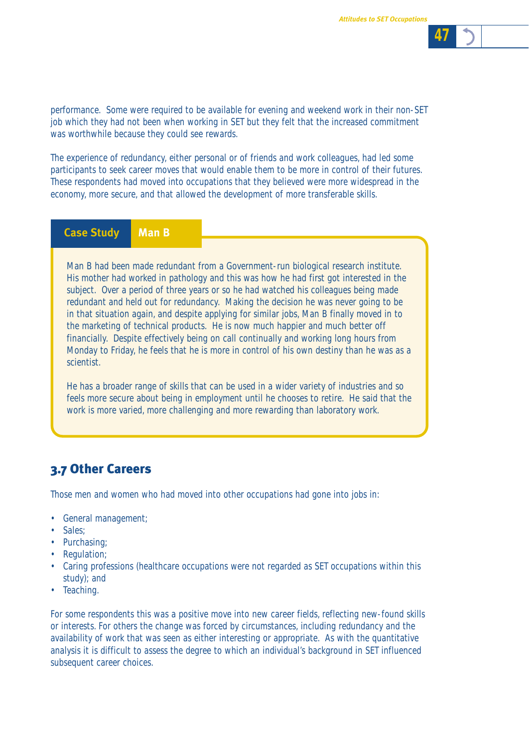performance. Some were required to be available for evening and weekend work in their non-SET job which they had not been when working in SET but they felt that the increased commitment was worthwhile because they could see rewards.

The experience of redundancy, either personal or of friends and work colleagues, had led some participants to seek career moves that would enable them to be more in control of their futures. These respondents had moved into occupations that they believed were more widespread in the economy, more secure, and that allowed the development of more transferable skills.

**Case Study** **Man B**

Man B had been made redundant from a Government-run biological research institute. His mother had worked in pathology and this was how he had first got interested in the subject. Over a period of three years or so he had watched his colleagues being made redundant and held out for redundancy. Making the decision he was never going to be in that situation again, and despite applying for similar jobs, Man B finally moved in to the marketing of technical products. He is now much happier and much better off financially. Despite effectively being on call continually and working long hours from Monday to Friday, he feels that he is more in control of his own destiny than he was as a scientist.

He has a broader range of skills that can be used in a wider variety of industries and so feels more secure about being in employment until he chooses to retire. He said that the work is more varied, more challenging and more rewarding than laboratory work.

## 3.7 Other Careers

Those men and women who had moved into other occupations had gone into jobs in:

- General management;
- Sales;
- Purchasing;
- Regulation;
- Caring professions (healthcare occupations were not regarded as SET occupations within this study); and
- Teaching.

For some respondents this was a positive move into new career fields, reflecting new-found skills or interests. For others the change was forced by circumstances, including redundancy and the availability of work that was seen as either interesting or appropriate. As with the quantitative analysis it is difficult to assess the degree to which an individual's background in SET influenced subsequent career choices.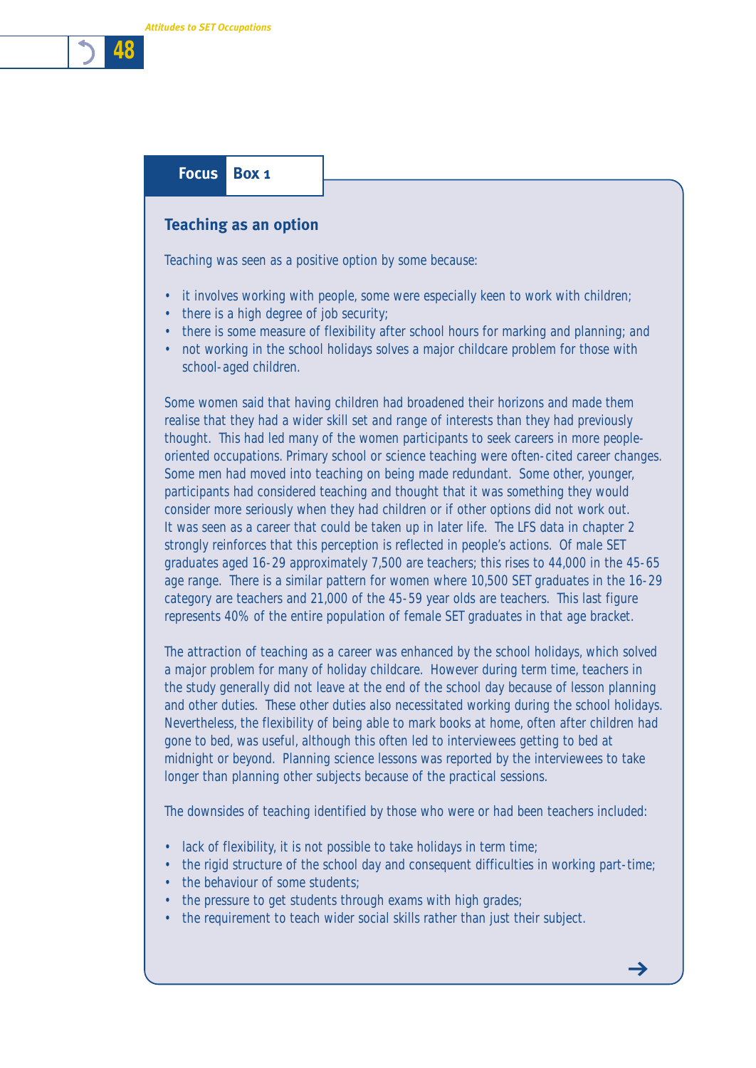**Focus Box 1**

## Teaching as an option

Teaching was seen as a positive option by some because:

- it involves working with people, some were especially keen to work with children;
- there is a high degree of job security;
- there is some measure of flexibility after school hours for marking and planning; and
- not working in the school holidays solves a major childcare problem for those with school-aged children.

Some women said that having children had broadened their horizons and made them realise that they had a wider skill set and range of interests than they had previously thought. This had led many of the women participants to seek careers in more people-oriented occupations. Primary school or science teaching were often-cited career changes. Some men had moved into teaching on being made redundant. Some other, younger, participants had considered teaching and thought that it was something they would consider more seriously when they had children or if other options did not work out. It was seen as a career that could be taken up in later life. The LFS data in chapter 2 strongly reinforces that this perception is reflected in people's actions. Of male SET graduates aged 16-29 approximately 7,500 are teachers; this rises to 44,000 in the 45-65 age range. There is a similar pattern for women where 10,500 SET graduates in the 16-29 category are teachers and 21,000 of the 45-59 year olds are teachers. This last figure represents 40% of the entire population of female SET graduates in that age bracket.

The attraction of teaching as a career was enhanced by the school holidays, which solved a major problem for many of holiday childcare. However during term time, teachers in the study generally did not leave at the end of the school day because of lesson planning and other duties. These other duties also necessitated working during the school holidays. Nevertheless, the flexibility of being able to mark books at home, often after children had gone to bed, was useful, although this often led to interviewees getting to bed at midnight or beyond. Planning science lessons was reported by the interviewees to take longer than planning other subjects because of the practical sessions.

The downsides of teaching identified by those who were or had been teachers included:

- lack of flexibility, it is not possible to take holidays in term time;
- the rigid structure of the school day and consequent difficulties in working part-time;
- the behaviour of some students;
- the pressure to get students through exams with high grades;
- the requirement to teach wider social skills rather than just their subject.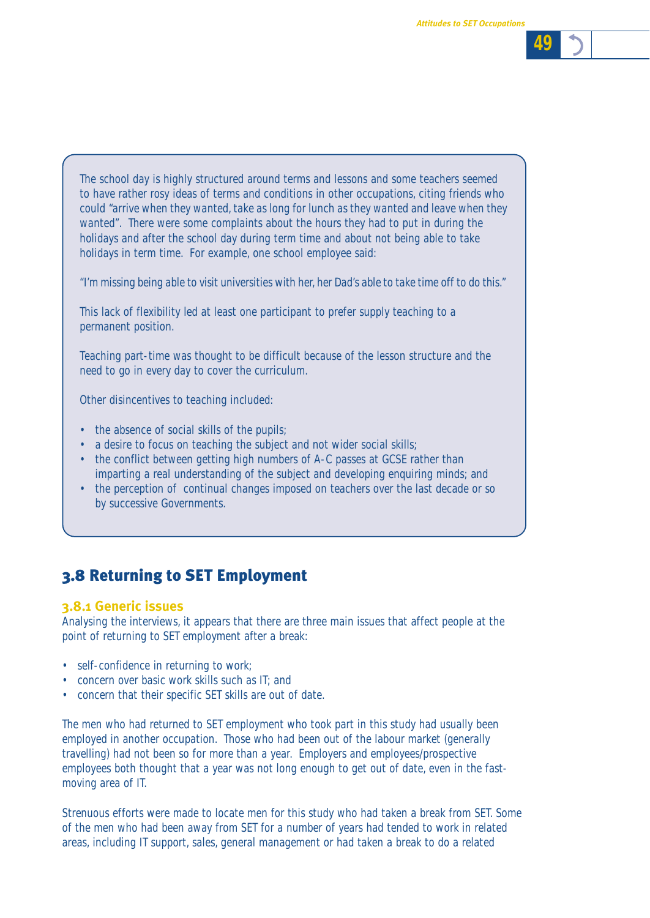The school day is highly structured around terms and lessons and some teachers seemed to have rather rosy ideas of terms and conditions in other occupations, citing friends who could "arrive when they wanted, take as long for lunch as they wanted and leave when they wanted". There were some complaints about the hours they had to put in during the holidays and after the school day during term time and about not being able to take holidays in term time. For example, one school employee said:

"I'm missing being able to visit universities with her, her Dad's able to take time off to do this."

This lack of flexibility led at least one participant to prefer supply teaching to a permanent position.

Teaching part-time was thought to be difficult because of the lesson structure and the need to go in every day to cover the curriculum.

Other disincentives to teaching included:

- the absence of social skills of the pupils;
- a desire to focus on teaching the subject and not wider social skills;
- the conflict between getting high numbers of A-C passes at GCSE rather than imparting a real understanding of the subject and developing enquiring minds; and
- the perception of continual changes imposed on teachers over the last decade or so by successive Governments.

## 3.8 Returning to SET Employment

### 3.8.1 Generic issues

Analysing the interviews, it appears that there are three main issues that affect people at the point of returning to SET employment after a break:

- self-confidence in returning to work;
- concern over basic work skills such as IT; and
- concern that their specific SET skills are out of date.

The men who had returned to SET employment who took part in this study had usually been employed in another occupation. Those who had been out of the labour market (generally travelling) had not been so for more than a year. Employers and employees/prospective employees both thought that a year was not long enough to get out of date, even in the fast-moving area of IT.

Strenuous efforts were made to locate men for this study who had taken a break from SET. Some of the men who had been away from SET for a number of years had tended to work in related areas, including IT support, sales, general management or had taken a break to do a related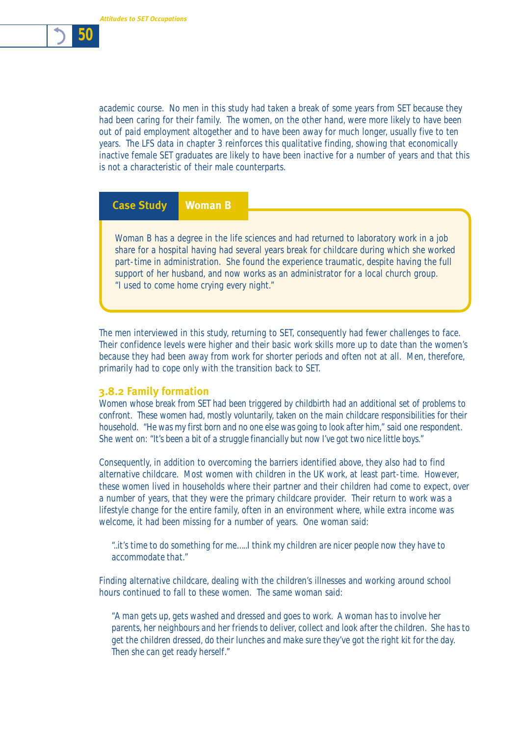academic course. No men in this study had taken a break of some years from SET because they had been caring for their family. The women, on the other hand, were more likely to have been out of paid employment altogether and to have been away for much longer, usually five to ten years. The LFS data in chapter 3 reinforces this qualitative finding, showing that economically inactive female SET graduates are likely to have been inactive for a number of years and that this is not a characteristic of their male counterparts.

**Case Study** **Woman B**

> Woman B has a degree in the life sciences and had returned to laboratory work in a job share for a hospital having had several years break for childcare during which she worked part-time in administration. She found the experience traumatic, despite having the full support of her husband, and now works as an administrator for a local church group.
> "I used to come home crying every night."

The men interviewed in this study, returning to SET, consequently had fewer challenges to face. Their confidence levels were higher and their basic work skills more up to date than the women's because they had been away from work for shorter periods and often not at all. Men, therefore, primarily had to cope only with the transition back to SET.

### 3.8.2 Family formation

Women whose break from SET had been triggered by childbirth had an additional set of problems to confront. These women had, mostly voluntarily, taken on the main childcare responsibilities for their household. "He was my first born and no one else was going to look after him," said one respondent. She went on: "It's been a bit of a struggle financially but now I've got two nice little boys."

Consequently, in addition to overcoming the barriers identified above, they also had to find alternative childcare. Most women with children in the UK work, at least part-time. However, these women lived in households where their partner and their children had come to expect, over a number of years, that they were the primary childcare provider. Their return to work was a lifestyle change for the entire family, often in an environment where, while extra income was welcome, it had been missing for a number of years. One woman said:

> "..it's time to do something for me…..I think my children are nicer people now they have to accommodate that."

Finding alternative childcare, dealing with the children's illnesses and working around school hours continued to fall to these women. The same woman said:

> "A man gets up, gets washed and dressed and goes to work. A woman has to involve her parents, her neighbours and her friends to deliver, collect and look after the children. She has to get the children dressed, do their lunches and make sure they've got the right kit for the day. Then she can get ready herself."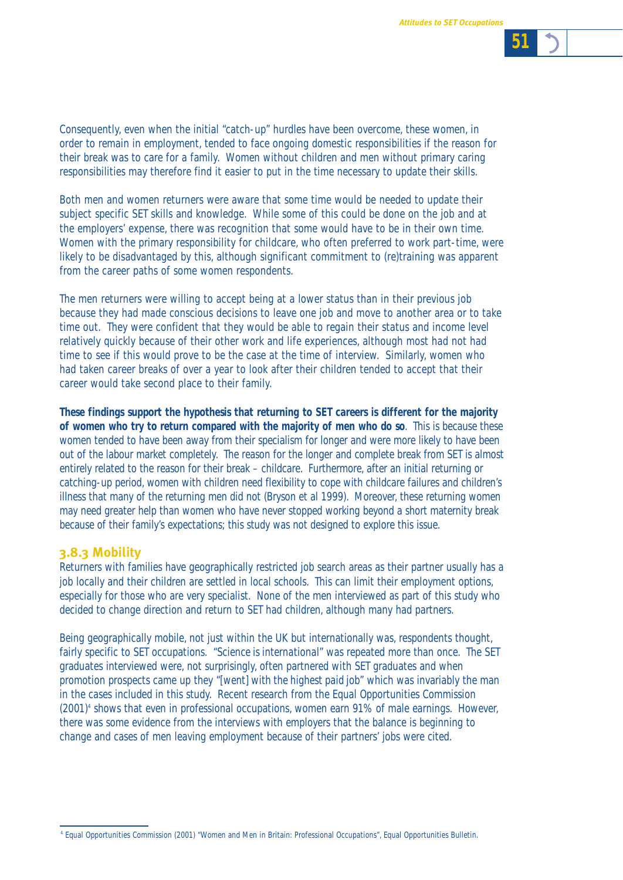Consequently, even when the initial "catch-up" hurdles have been overcome, these women, in order to remain in employment, tended to face ongoing domestic responsibilities if the reason for their break was to care for a family. Women without children and men without primary caring responsibilities may therefore find it easier to put in the time necessary to update their skills.

Both men and women returners were aware that some time would be needed to update their subject specific SET skills and knowledge. While some of this could be done on the job and at the employers' expense, there was recognition that some would have to be in their own time. Women with the primary responsibility for childcare, who often preferred to work part-time, were likely to be disadvantaged by this, although significant commitment to (re)training was apparent from the career paths of some women respondents.

The men returners were willing to accept being at a lower status than in their previous job because they had made conscious decisions to leave one job and move to another area or to take time out. They were confident that they would be able to regain their status and income level relatively quickly because of their other work and life experiences, although most had not had time to see if this would prove to be the case at the time of interview. Similarly, women who had taken career breaks of over a year to look after their children tended to accept that their career would take second place to their family.

**These findings support the hypothesis that returning to SET careers is different for the majority of women who try to return compared with the majority of men who do so**. This is because these women tended to have been away from their specialism for longer and were more likely to have been out of the labour market completely. The reason for the longer and complete break from SET is almost entirely related to the reason for their break – childcare. Furthermore, after an initial returning or catching-up period, women with children need flexibility to cope with childcare failures and children's illness that many of the returning men did not (Bryson et al 1999). Moreover, these returning women may need greater help than women who have never stopped working beyond a short maternity break because of their family's expectations; this study was not designed to explore this issue.

### 3.8.3 Mobility

Returners with families have geographically restricted job search areas as their partner usually has a job locally and their children are settled in local schools. This can limit their employment options, especially for those who are very specialist. None of the men interviewed as part of this study who decided to change direction and return to SET had children, although many had partners.

Being geographically mobile, not just within the UK but internationally was, respondents thought, fairly specific to SET occupations. "Science is international" was repeated more than once. The SET graduates interviewed were, not surprisingly, often partnered with SET graduates and when promotion prospects came up they "[went] with the highest paid job" which was invariably the man in the cases included in this study. Recent research from the Equal Opportunities Commission (2001)[4] shows that even in professional occupations, women earn 91% of male earnings. However, there was some evidence from the interviews with employers that the balance is beginning to change and cases of men leaving employment because of their partners' jobs were cited.

[4] Equal Opportunities Commission (2001) "Women and Men in Britain: Professional Occupations", Equal Opportunities Bulletin.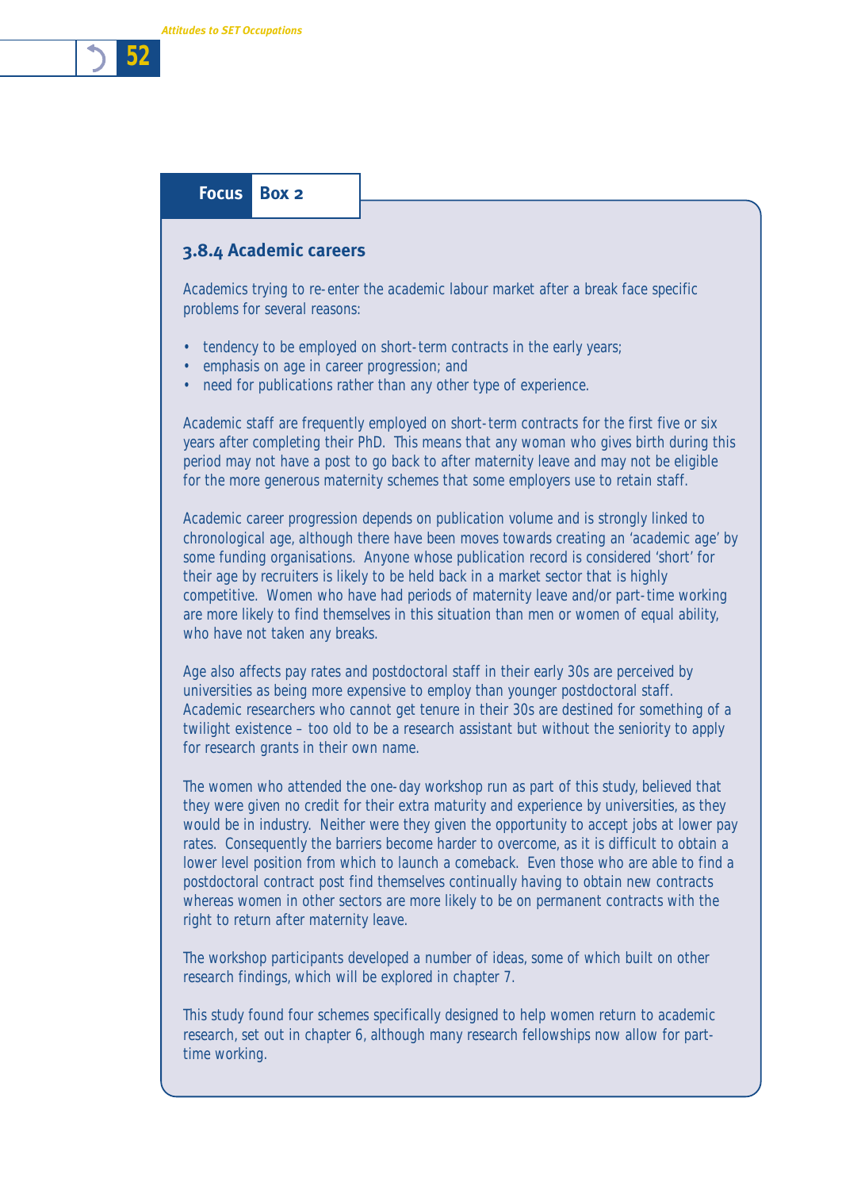**Focus Box 2**

### 3.8.4 Academic careers

Academics trying to re-enter the academic labour market after a break face specific problems for several reasons:

- tendency to be employed on short-term contracts in the early years;
- emphasis on age in career progression; and
- need for publications rather than any other type of experience.

Academic staff are frequently employed on short-term contracts for the first five or six years after completing their PhD. This means that any woman who gives birth during this period may not have a post to go back to after maternity leave and may not be eligible for the more generous maternity schemes that some employers use to retain staff.

Academic career progression depends on publication volume and is strongly linked to chronological age, although there have been moves towards creating an 'academic age' by some funding organisations. Anyone whose publication record is considered 'short' for their age by recruiters is likely to be held back in a market sector that is highly competitive. Women who have had periods of maternity leave and/or part-time working are more likely to find themselves in this situation than men or women of equal ability, who have not taken any breaks.

Age also affects pay rates and postdoctoral staff in their early 30s are perceived by universities as being more expensive to employ than younger postdoctoral staff. Academic researchers who cannot get tenure in their 30s are destined for something of a twilight existence – too old to be a research assistant but without the seniority to apply for research grants in their own name.

The women who attended the one-day workshop run as part of this study, believed that they were given no credit for their extra maturity and experience by universities, as they would be in industry. Neither were they given the opportunity to accept jobs at lower pay rates. Consequently the barriers become harder to overcome, as it is difficult to obtain a lower level position from which to launch a comeback. Even those who are able to find a postdoctoral contract post find themselves continually having to obtain new contracts whereas women in other sectors are more likely to be on permanent contracts with the right to return after maternity leave.

The workshop participants developed a number of ideas, some of which built on other research findings, which will be explored in chapter 7.

This study found four schemes specifically designed to help women return to academic research, set out in chapter 6, although many research fellowships now allow for part-time working.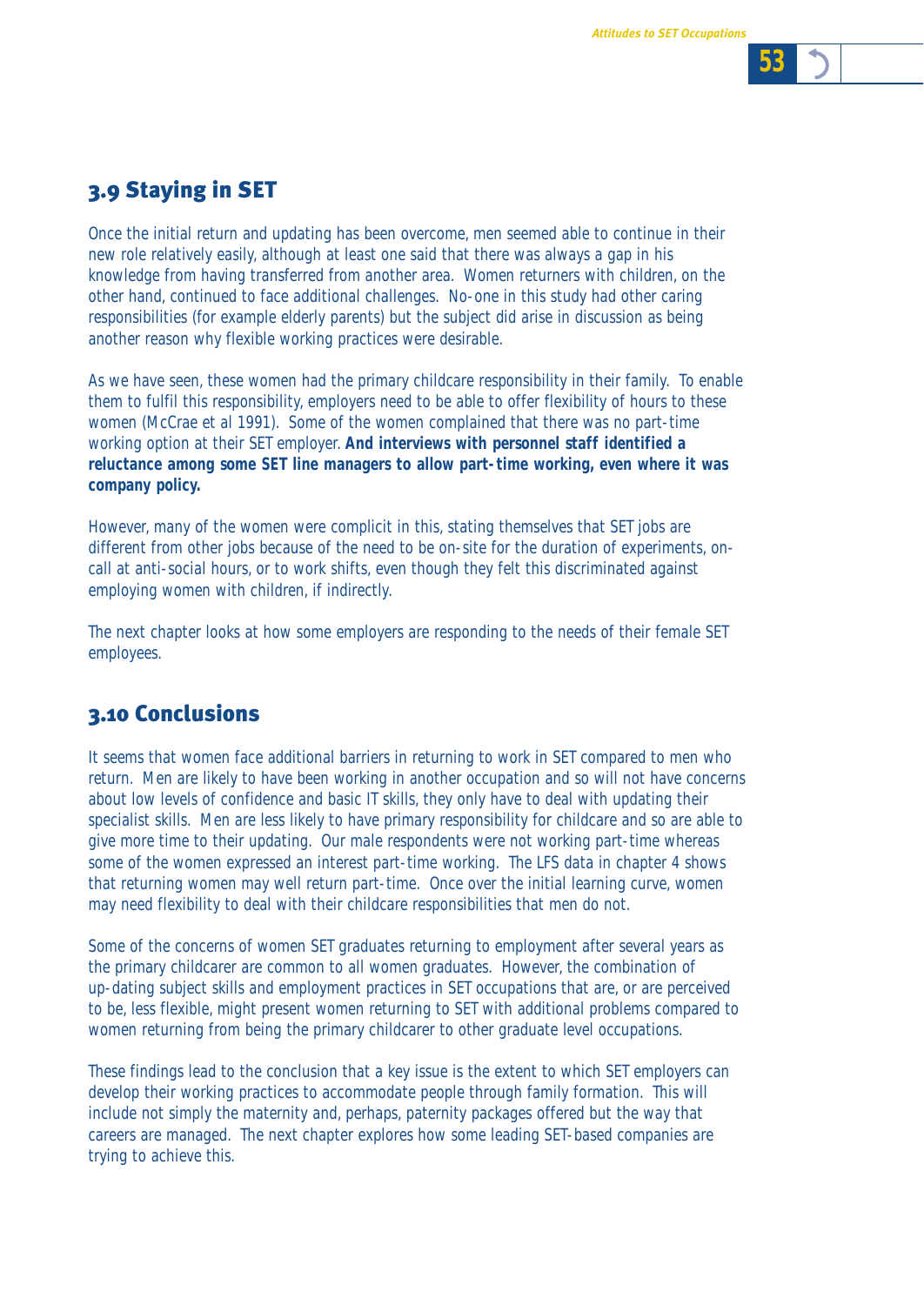## 3.9 Staying in SET

Once the initial return and updating has been overcome, men seemed able to continue in their new role relatively easily, although at least one said that there was always a gap in his knowledge from having transferred from another area. Women returners with children, on the other hand, continued to face additional challenges. No-one in this study had other caring responsibilities (for example elderly parents) but the subject did arise in discussion as being another reason why flexible working practices were desirable.

As we have seen, these women had the primary childcare responsibility in their family. To enable them to fulfil this responsibility, employers need to be able to offer flexibility of hours to these women (McCrae et al 1991). Some of the women complained that there was no part-time working option at their SET employer. **And interviews with personnel staff identified a reluctance among some SET line managers to allow part-time working, even where it was company policy.**

However, many of the women were complicit in this, stating themselves that SET jobs are different from other jobs because of the need to be on-site for the duration of experiments, on-call at anti-social hours, or to work shifts, even though they felt this discriminated against employing women with children, if indirectly.

The next chapter looks at how some employers are responding to the needs of their female SET employees.

## 3.10 Conclusions

It seems that women face additional barriers in returning to work in SET compared to men who return. Men are likely to have been working in another occupation and so will not have concerns about low levels of confidence and basic IT skills, they only have to deal with updating their specialist skills. Men are less likely to have primary responsibility for childcare and so are able to give more time to their updating. Our male respondents were not working part-time whereas some of the women expressed an interest part-time working. The LFS data in chapter 4 shows that returning women may well return part-time. Once over the initial learning curve, women may need flexibility to deal with their childcare responsibilities that men do not.

Some of the concerns of women SET graduates returning to employment after several years as the primary childcarer are common to all women graduates. However, the combination of up-dating subject skills and employment practices in SET occupations that are, or are perceived to be, less flexible, might present women returning to SET with additional problems compared to women returning from being the primary childcarer to other graduate level occupations.

These findings lead to the conclusion that a key issue is the extent to which SET employers can develop their working practices to accommodate people through family formation. This will include not simply the maternity and, perhaps, paternity packages offered but the way that careers are managed. The next chapter explores how some leading SET-based companies are trying to achieve this.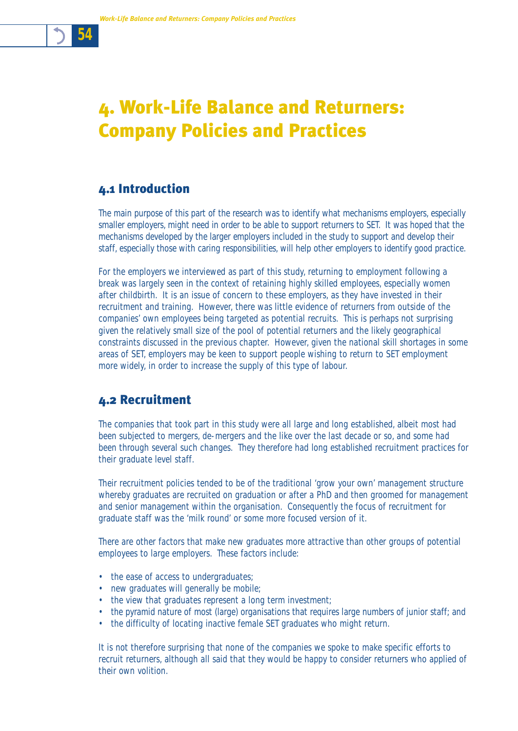# 4. Work-Life Balance and Returners: Company Policies and Practices

## 4.1 Introduction

The main purpose of this part of the research was to identify what mechanisms employers, especially smaller employers, might need in order to be able to support returners to SET. It was hoped that the mechanisms developed by the larger employers included in the study to support and develop their staff, especially those with caring responsibilities, will help other employers to identify good practice.

For the employers we interviewed as part of this study, returning to employment following a break was largely seen in the context of retaining highly skilled employees, especially women after childbirth. It is an issue of concern to these employers, as they have invested in their recruitment and training. However, there was little evidence of returners from outside of the companies' own employees being targeted as potential recruits. This is perhaps not surprising given the relatively small size of the pool of potential returners and the likely geographical constraints discussed in the previous chapter. However, given the national skill shortages in some areas of SET, employers may be keen to support people wishing to return to SET employment more widely, in order to increase the supply of this type of labour.

## 4.2 Recruitment

The companies that took part in this study were all large and long established, albeit most had been subjected to mergers, de-mergers and the like over the last decade or so, and some had been through several such changes. They therefore had long established recruitment practices for their graduate level staff.

Their recruitment policies tended to be of the traditional 'grow your own' management structure whereby graduates are recruited on graduation or after a PhD and then groomed for management and senior management within the organisation. Consequently the focus of recruitment for graduate staff was the 'milk round' or some more focused version of it.

There are other factors that make new graduates more attractive than other groups of potential employees to large employers. These factors include:

- the ease of access to undergraduates;
- new graduates will generally be mobile;
- the view that graduates represent a long term investment;
- the pyramid nature of most (large) organisations that requires large numbers of junior staff; and
- the difficulty of locating inactive female SET graduates who might return.

It is not therefore surprising that none of the companies we spoke to make specific efforts to recruit returners, although all said that they would be happy to consider returners who applied of their own volition.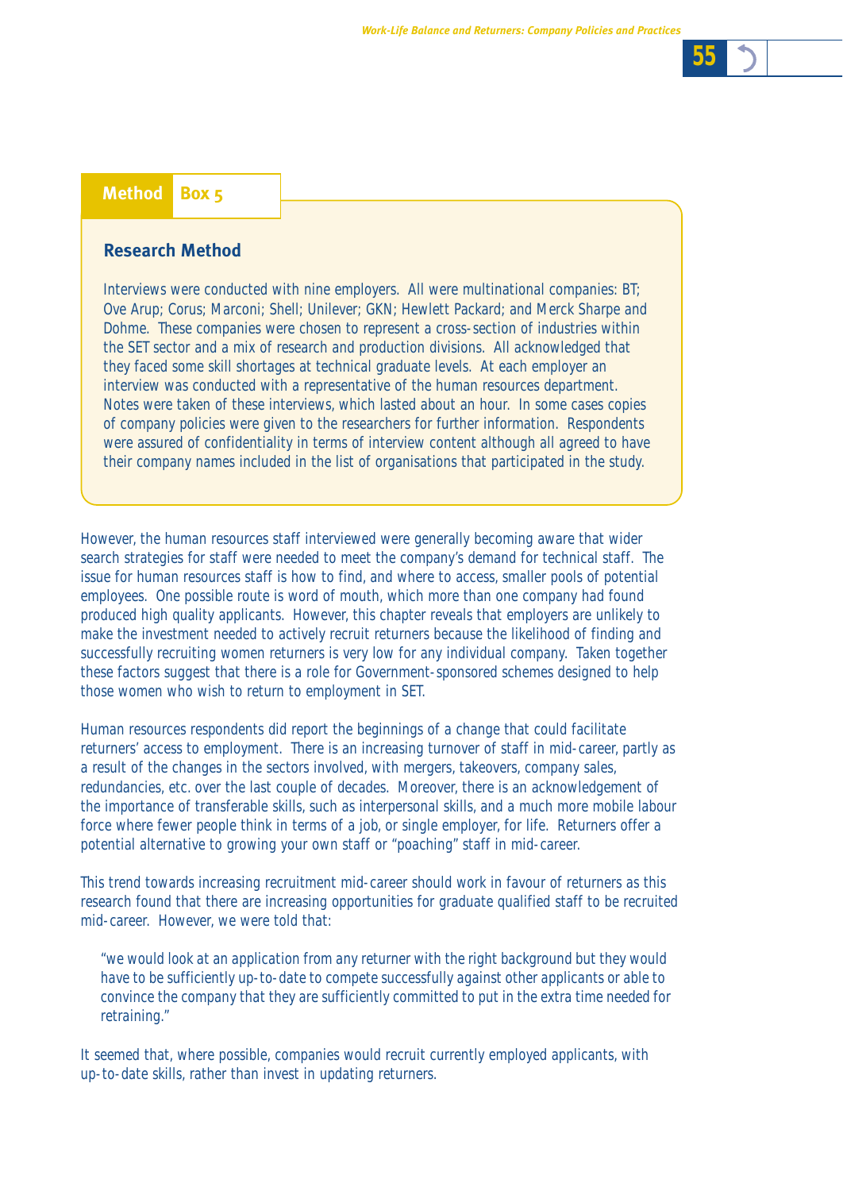**Method Box 5**

### Research Method

Interviews were conducted with nine employers. All were multinational companies: BT; Ove Arup; Corus; Marconi; Shell; Unilever; GKN; Hewlett Packard; and Merck Sharpe and Dohme. These companies were chosen to represent a cross-section of industries within the SET sector and a mix of research and production divisions. All acknowledged that they faced some skill shortages at technical graduate levels. At each employer an interview was conducted with a representative of the human resources department. Notes were taken of these interviews, which lasted about an hour. In some cases copies of company policies were given to the researchers for further information. Respondents were assured of confidentiality in terms of interview content although all agreed to have their company names included in the list of organisations that participated in the study.

However, the human resources staff interviewed were generally becoming aware that wider search strategies for staff were needed to meet the company's demand for technical staff. The issue for human resources staff is how to find, and where to access, smaller pools of potential employees. One possible route is word of mouth, which more than one company had found produced high quality applicants. However, this chapter reveals that employers are unlikely to make the investment needed to actively recruit returners because the likelihood of finding and successfully recruiting women returners is very low for any individual company. Taken together these factors suggest that there is a role for Government-sponsored schemes designed to help those women who wish to return to employment in SET.

Human resources respondents did report the beginnings of a change that could facilitate returners' access to employment. There is an increasing turnover of staff in mid-career, partly as a result of the changes in the sectors involved, with mergers, takeovers, company sales, redundancies, etc. over the last couple of decades. Moreover, there is an acknowledgement of the importance of transferable skills, such as interpersonal skills, and a much more mobile labour force where fewer people think in terms of a job, or single employer, for life. Returners offer a potential alternative to growing your own staff or "poaching" staff in mid-career.

This trend towards increasing recruitment mid-career should work in favour of returners as this research found that there are increasing opportunities for graduate qualified staff to be recruited mid-career. However, we were told that:

> "we would look at an application from any returner with the right background but they would have to be sufficiently up-to-date to compete successfully against other applicants or able to convince the company that they are sufficiently committed to put in the extra time needed for retraining."

It seemed that, where possible, companies would recruit currently employed applicants, with up-to-date skills, rather than invest in updating returners.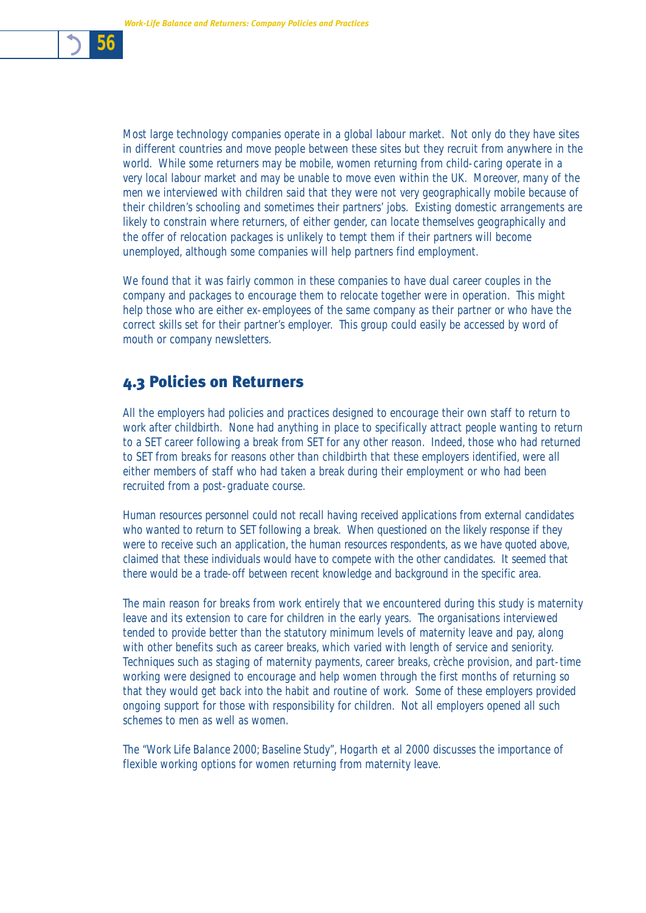Most large technology companies operate in a global labour market. Not only do they have sites in different countries and move people between these sites but they recruit from anywhere in the world. While some returners may be mobile, women returning from child-caring operate in a very local labour market and may be unable to move even within the UK. Moreover, many of the men we interviewed with children said that they were not very geographically mobile because of their children's schooling and sometimes their partners' jobs. Existing domestic arrangements are likely to constrain where returners, of either gender, can locate themselves geographically and the offer of relocation packages is unlikely to tempt them if their partners will become unemployed, although some companies will help partners find employment.

We found that it was fairly common in these companies to have dual career couples in the company and packages to encourage them to relocate together were in operation. This might help those who are either ex-employees of the same company as their partner or who have the correct skills set for their partner's employer. This group could easily be accessed by word of mouth or company newsletters.

## 4.3 Policies on Returners

All the employers had policies and practices designed to encourage their own staff to return to work after childbirth. None had anything in place to specifically attract people wanting to return to a SET career following a break from SET for any other reason. Indeed, those who had returned to SET from breaks for reasons other than childbirth that these employers identified, were all either members of staff who had taken a break during their employment or who had been recruited from a post-graduate course.

Human resources personnel could not recall having received applications from external candidates who wanted to return to SET following a break. When questioned on the likely response if they were to receive such an application, the human resources respondents, as we have quoted above, claimed that these individuals would have to compete with the other candidates. It seemed that there would be a trade-off between recent knowledge and background in the specific area.

The main reason for breaks from work entirely that we encountered during this study is maternity leave and its extension to care for children in the early years. The organisations interviewed tended to provide better than the statutory minimum levels of maternity leave and pay, along with other benefits such as career breaks, which varied with length of service and seniority. Techniques such as staging of maternity payments, career breaks, crèche provision, and part-time working were designed to encourage and help women through the first months of returning so that they would get back into the habit and routine of work. Some of these employers provided ongoing support for those with responsibility for children. Not all employers opened all such schemes to men as well as women.

The "Work Life Balance 2000; Baseline Study", Hogarth et al 2000 discusses the importance of flexible working options for women returning from maternity leave.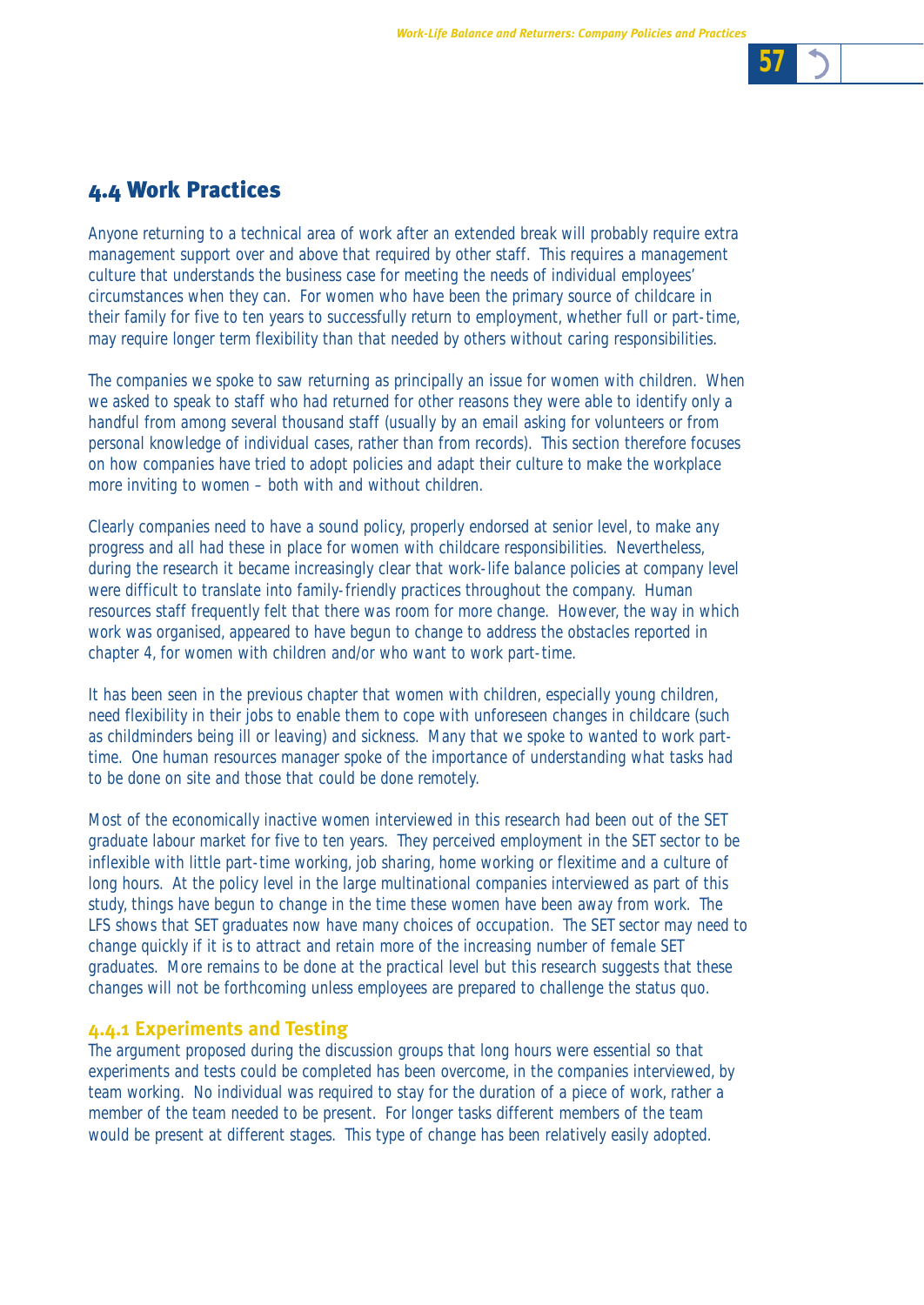## 4.4 Work Practices

Anyone returning to a technical area of work after an extended break will probably require extra management support over and above that required by other staff. This requires a management culture that understands the business case for meeting the needs of individual employees' circumstances when they can. For women who have been the primary source of childcare in their family for five to ten years to successfully return to employment, whether full or part-time, may require longer term flexibility than that needed by others without caring responsibilities.

The companies we spoke to saw returning as principally an issue for women with children. When we asked to speak to staff who had returned for other reasons they were able to identify only a handful from among several thousand staff (usually by an email asking for volunteers or from personal knowledge of individual cases, rather than from records). This section therefore focuses on how companies have tried to adopt policies and adapt their culture to make the workplace more inviting to women – both with and without children.

Clearly companies need to have a sound policy, properly endorsed at senior level, to make any progress and all had these in place for women with childcare responsibilities. Nevertheless, during the research it became increasingly clear that work-life balance policies at company level were difficult to translate into family-friendly practices throughout the company. Human resources staff frequently felt that there was room for more change. However, the way in which work was organised, appeared to have begun to change to address the obstacles reported in chapter 4, for women with children and/or who want to work part-time.

It has been seen in the previous chapter that women with children, especially young children, need flexibility in their jobs to enable them to cope with unforeseen changes in childcare (such as childminders being ill or leaving) and sickness. Many that we spoke to wanted to work part-time. One human resources manager spoke of the importance of understanding what tasks had to be done on site and those that could be done remotely.

Most of the economically inactive women interviewed in this research had been out of the SET graduate labour market for five to ten years. They perceived employment in the SET sector to be inflexible with little part-time working, job sharing, home working or flexitime and a culture of long hours. At the policy level in the large multinational companies interviewed as part of this study, things have begun to change in the time these women have been away from work. The LFS shows that SET graduates now have many choices of occupation. The SET sector may need to change quickly if it is to attract and retain more of the increasing number of female SET graduates. More remains to be done at the practical level but this research suggests that these changes will not be forthcoming unless employees are prepared to challenge the status quo.

### 4.4.1 Experiments and Testing

The argument proposed during the discussion groups that long hours were essential so that experiments and tests could be completed has been overcome, in the companies interviewed, by team working. No individual was required to stay for the duration of a piece of work, rather a member of the team needed to be present. For longer tasks different members of the team would be present at different stages. This type of change has been relatively easily adopted.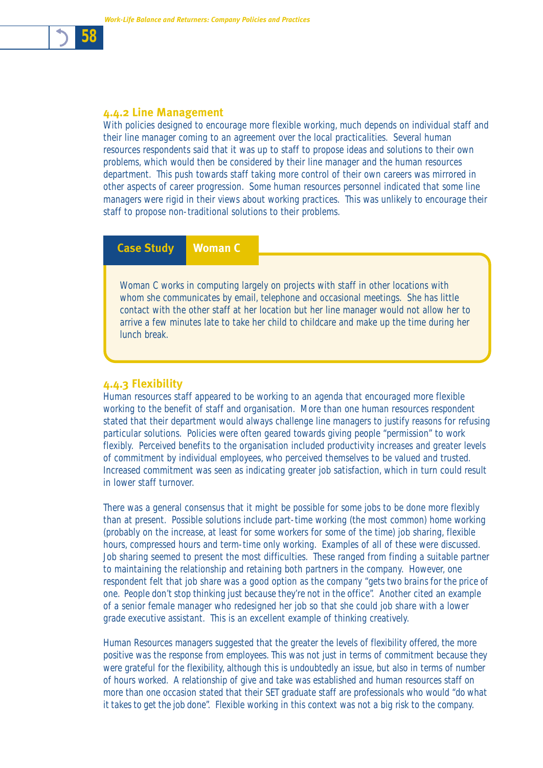### 4.4.2 Line Management

With policies designed to encourage more flexible working, much depends on individual staff and their line manager coming to an agreement over the local practicalities. Several human resources respondents said that it was up to staff to propose ideas and solutions to their own problems, which would then be considered by their line manager and the human resources department. This push towards staff taking more control of their own careers was mirrored in other aspects of career progression. Some human resources personnel indicated that some line managers were rigid in their views about working practices. This was unlikely to encourage their staff to propose non-traditional solutions to their problems.

**Case Study — Woman C**

Woman C works in computing largely on projects with staff in other locations with whom she communicates by email, telephone and occasional meetings. She has little contact with the other staff at her location but her line manager would not allow her to arrive a few minutes late to take her child to childcare and make up the time during her lunch break.

### 4.4.3 Flexibility

Human resources staff appeared to be working to an agenda that encouraged more flexible working to the benefit of staff and organisation. More than one human resources respondent stated that their department would always challenge line managers to justify reasons for refusing particular solutions. Policies were often geared towards giving people "permission" to work flexibly. Perceived benefits to the organisation included productivity increases and greater levels of commitment by individual employees, who perceived themselves to be valued and trusted. Increased commitment was seen as indicating greater job satisfaction, which in turn could result in lower staff turnover.

There was a general consensus that it might be possible for some jobs to be done more flexibly than at present. Possible solutions include part-time working (the most common) home working (probably on the increase, at least for some workers for some of the time) job sharing, flexible hours, compressed hours and term-time only working. Examples of all of these were discussed. Job sharing seemed to present the most difficulties. These ranged from finding a suitable partner to maintaining the relationship and retaining both partners in the company. However, one respondent felt that job share was a good option as the company "gets two brains for the price of one. People don't stop thinking just because they're not in the office". Another cited an example of a senior female manager who redesigned her job so that she could job share with a lower grade executive assistant. This is an excellent example of thinking creatively.

Human Resources managers suggested that the greater the levels of flexibility offered, the more positive was the response from employees. This was not just in terms of commitment because they were grateful for the flexibility, although this is undoubtedly an issue, but also in terms of number of hours worked. A relationship of give and take was established and human resources staff on more than one occasion stated that their SET graduate staff are professionals who would "do what it takes to get the job done". Flexible working in this context was not a big risk to the company.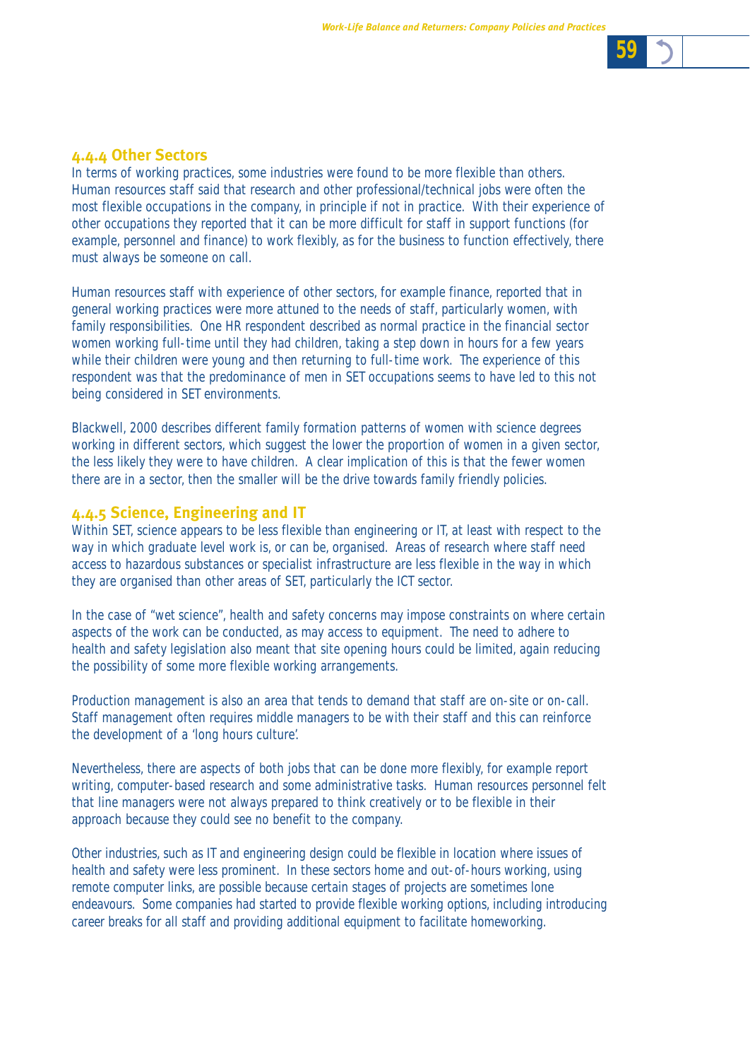### 4.4.4 Other Sectors

In terms of working practices, some industries were found to be more flexible than others. Human resources staff said that research and other professional/technical jobs were often the most flexible occupations in the company, in principle if not in practice. With their experience of other occupations they reported that it can be more difficult for staff in support functions (for example, personnel and finance) to work flexibly, as for the business to function effectively, there must always be someone on call.

Human resources staff with experience of other sectors, for example finance, reported that in general working practices were more attuned to the needs of staff, particularly women, with family responsibilities. One HR respondent described as normal practice in the financial sector women working full-time until they had children, taking a step down in hours for a few years while their children were young and then returning to full-time work. The experience of this respondent was that the predominance of men in SET occupations seems to have led to this not being considered in SET environments.

Blackwell, 2000 describes different family formation patterns of women with science degrees working in different sectors, which suggest the lower the proportion of women in a given sector, the less likely they were to have children. A clear implication of this is that the fewer women there are in a sector, then the smaller will be the drive towards family friendly policies.

### 4.4.5 Science, Engineering and IT

Within SET, science appears to be less flexible than engineering or IT, at least with respect to the way in which graduate level work is, or can be, organised. Areas of research where staff need access to hazardous substances or specialist infrastructure are less flexible in the way in which they are organised than other areas of SET, particularly the ICT sector.

In the case of "wet science", health and safety concerns may impose constraints on where certain aspects of the work can be conducted, as may access to equipment. The need to adhere to health and safety legislation also meant that site opening hours could be limited, again reducing the possibility of some more flexible working arrangements.

Production management is also an area that tends to demand that staff are on-site or on-call. Staff management often requires middle managers to be with their staff and this can reinforce the development of a 'long hours culture'.

Nevertheless, there are aspects of both jobs that can be done more flexibly, for example report writing, computer-based research and some administrative tasks. Human resources personnel felt that line managers were not always prepared to think creatively or to be flexible in their approach because they could see no benefit to the company.

Other industries, such as IT and engineering design could be flexible in location where issues of health and safety were less prominent. In these sectors home and out-of-hours working, using remote computer links, are possible because certain stages of projects are sometimes lone endeavours. Some companies had started to provide flexible working options, including introducing career breaks for all staff and providing additional equipment to facilitate homeworking.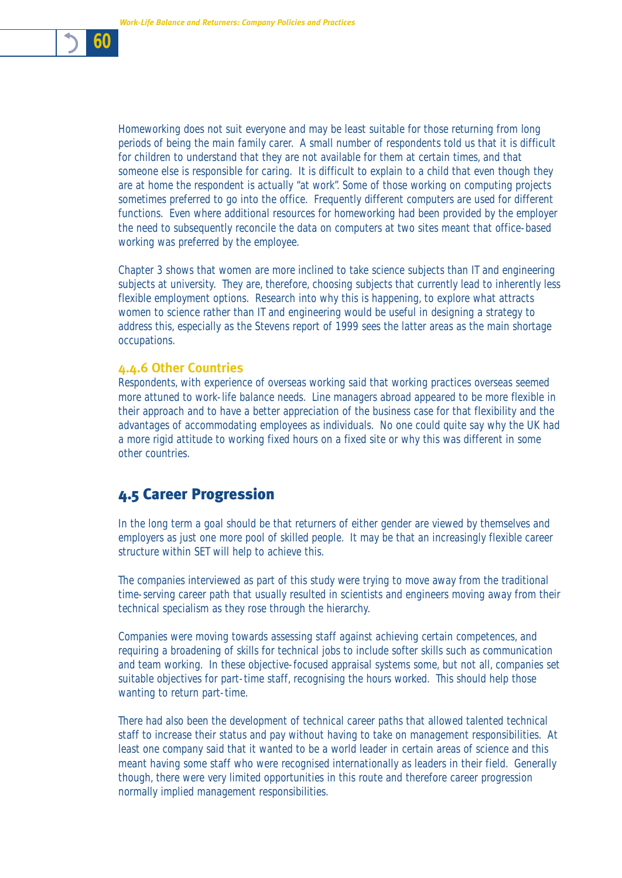Homeworking does not suit everyone and may be least suitable for those returning from long periods of being the main family carer. A small number of respondents told us that it is difficult for children to understand that they are not available for them at certain times, and that someone else is responsible for caring. It is difficult to explain to a child that even though they are at home the respondent is actually "at work". Some of those working on computing projects sometimes preferred to go into the office. Frequently different computers are used for different functions. Even where additional resources for homeworking had been provided by the employer the need to subsequently reconcile the data on computers at two sites meant that office-based working was preferred by the employee.

Chapter 3 shows that women are more inclined to take science subjects than IT and engineering subjects at university. They are, therefore, choosing subjects that currently lead to inherently less flexible employment options. Research into why this is happening, to explore what attracts women to science rather than IT and engineering would be useful in designing a strategy to address this, especially as the Stevens report of 1999 sees the latter areas as the main shortage occupations.

### 4.4.6 Other Countries

Respondents, with experience of overseas working said that working practices overseas seemed more attuned to work-life balance needs. Line managers abroad appeared to be more flexible in their approach and to have a better appreciation of the business case for that flexibility and the advantages of accommodating employees as individuals. No one could quite say why the UK had a more rigid attitude to working fixed hours on a fixed site or why this was different in some other countries.

## 4.5 Career Progression

In the long term a goal should be that returners of either gender are viewed by themselves and employers as just one more pool of skilled people. It may be that an increasingly flexible career structure within SET will help to achieve this.

The companies interviewed as part of this study were trying to move away from the traditional time-serving career path that usually resulted in scientists and engineers moving away from their technical specialism as they rose through the hierarchy.

Companies were moving towards assessing staff against achieving certain competences, and requiring a broadening of skills for technical jobs to include softer skills such as communication and team working. In these objective-focused appraisal systems some, but not all, companies set suitable objectives for part-time staff, recognising the hours worked. This should help those wanting to return part-time.

There had also been the development of technical career paths that allowed talented technical staff to increase their status and pay without having to take on management responsibilities. At least one company said that it wanted to be a world leader in certain areas of science and this meant having some staff who were recognised internationally as leaders in their field. Generally though, there were very limited opportunities in this route and therefore career progression normally implied management responsibilities.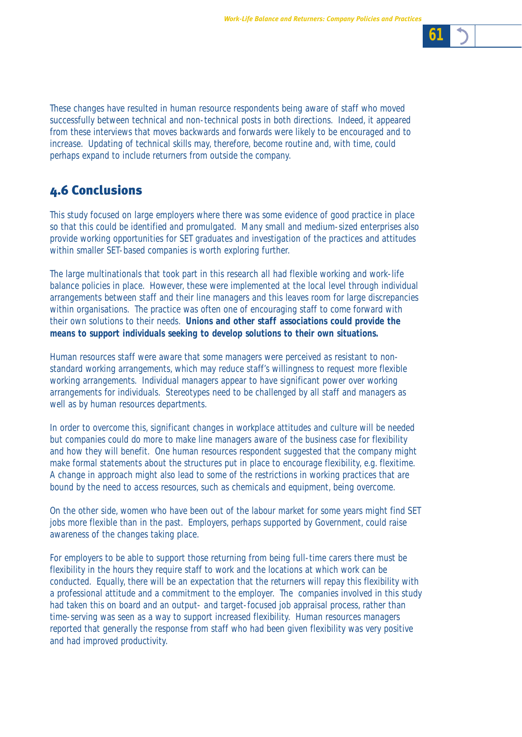These changes have resulted in human resource respondents being aware of staff who moved successfully between technical and non-technical posts in both directions. Indeed, it appeared from these interviews that moves backwards and forwards were likely to be encouraged and to increase. Updating of technical skills may, therefore, become routine and, with time, could perhaps expand to include returners from outside the company.

## 4.6 Conclusions

This study focused on large employers where there was some evidence of good practice in place so that this could be identified and promulgated. Many small and medium-sized enterprises also provide working opportunities for SET graduates and investigation of the practices and attitudes within smaller SET-based companies is worth exploring further.

The large multinationals that took part in this research all had flexible working and work-life balance policies in place. However, these were implemented at the local level through individual arrangements between staff and their line managers and this leaves room for large discrepancies within organisations. The practice was often one of encouraging staff to come forward with their own solutions to their needs. **Unions and other staff associations could provide the means to support individuals seeking to develop solutions to their own situations.**

Human resources staff were aware that some managers were perceived as resistant to non-standard working arrangements, which may reduce staff's willingness to request more flexible working arrangements. Individual managers appear to have significant power over working arrangements for individuals. Stereotypes need to be challenged by all staff and managers as well as by human resources departments.

In order to overcome this, significant changes in workplace attitudes and culture will be needed but companies could do more to make line managers aware of the business case for flexibility and how they will benefit. One human resources respondent suggested that the company might make formal statements about the structures put in place to encourage flexibility, e.g. flexitime. A change in approach might also lead to some of the restrictions in working practices that are bound by the need to access resources, such as chemicals and equipment, being overcome.

On the other side, women who have been out of the labour market for some years might find SET jobs more flexible than in the past. Employers, perhaps supported by Government, could raise awareness of the changes taking place.

For employers to be able to support those returning from being full-time carers there must be flexibility in the hours they require staff to work and the locations at which work can be conducted. Equally, there will be an expectation that the returners will repay this flexibility with a professional attitude and a commitment to the employer. The companies involved in this study had taken this on board and an output- and target-focused job appraisal process, rather than time-serving was seen as a way to support increased flexibility. Human resources managers reported that generally the response from staff who had been given flexibility was very positive and had improved productivity.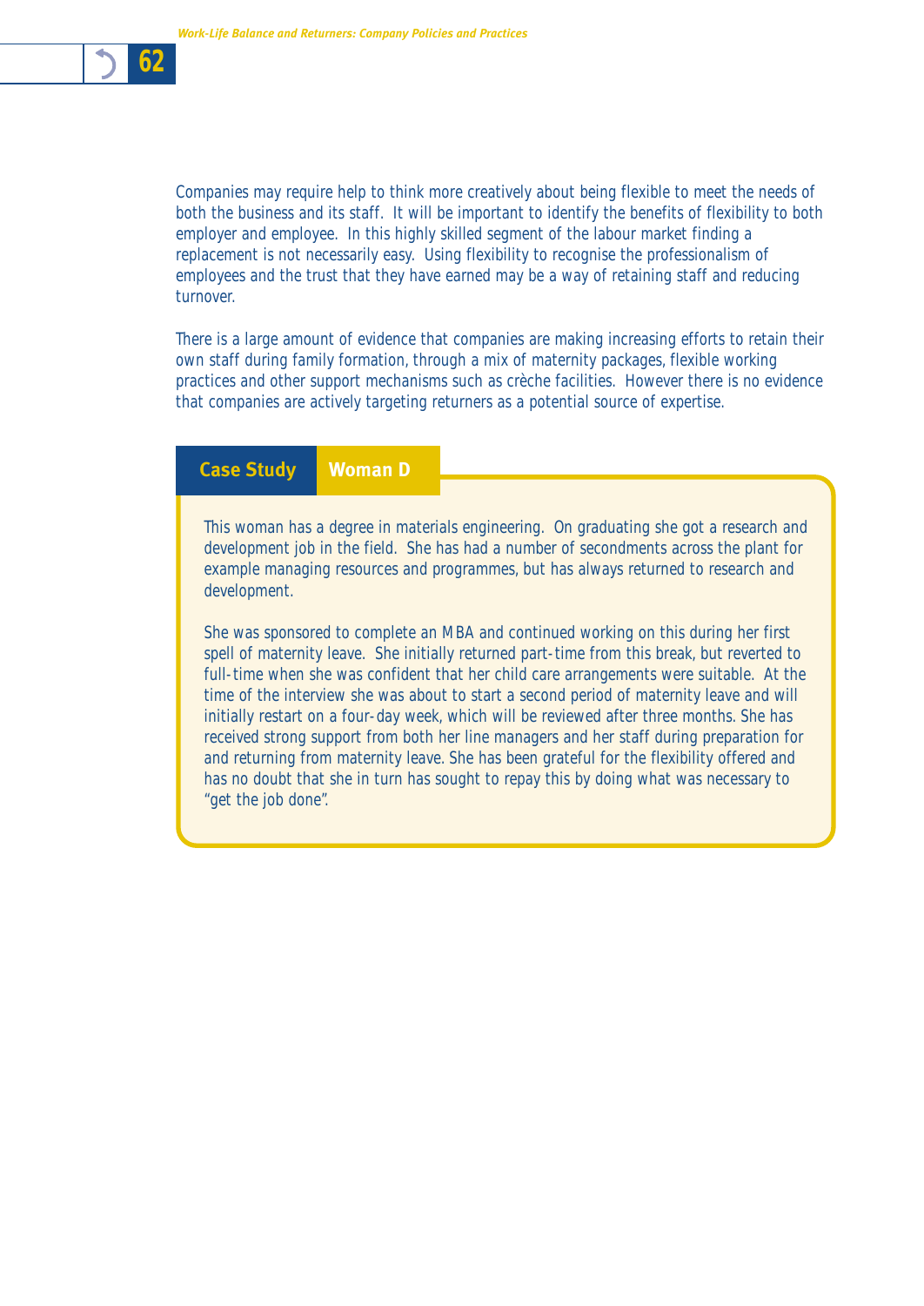Companies may require help to think more creatively about being flexible to meet the needs of both the business and its staff. It will be important to identify the benefits of flexibility to both employer and employee. In this highly skilled segment of the labour market finding a replacement is not necessarily easy. Using flexibility to recognise the professionalism of employees and the trust that they have earned may be a way of retaining staff and reducing turnover.

There is a large amount of evidence that companies are making increasing efforts to retain their own staff during family formation, through a mix of maternity packages, flexible working practices and other support mechanisms such as crèche facilities. However there is no evidence that companies are actively targeting returners as a potential source of expertise.

### Case Study Woman D

This woman has a degree in materials engineering. On graduating she got a research and development job in the field. She has had a number of secondments across the plant for example managing resources and programmes, but has always returned to research and development.

She was sponsored to complete an MBA and continued working on this during her first spell of maternity leave. She initially returned part-time from this break, but reverted to full-time when she was confident that her child care arrangements were suitable. At the time of the interview she was about to start a second period of maternity leave and will initially restart on a four-day week, which will be reviewed after three months. She has received strong support from both her line managers and her staff during preparation for and returning from maternity leave. She has been grateful for the flexibility offered and has no doubt that she in turn has sought to repay this by doing what was necessary to "get the job done".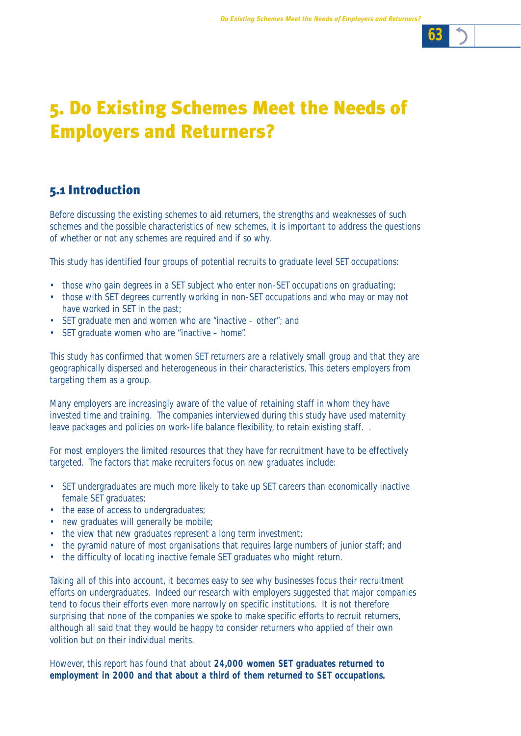# 5. Do Existing Schemes Meet the Needs of Employers and Returners?

## 5.1 Introduction

Before discussing the existing schemes to aid returners, the strengths and weaknesses of such schemes and the possible characteristics of new schemes, it is important to address the questions of whether or not any schemes are required and if so why.

This study has identified four groups of potential recruits to graduate level SET occupations:

- those who gain degrees in a SET subject who enter non-SET occupations on graduating;
- those with SET degrees currently working in non-SET occupations and who may or may not have worked in SET in the past;
- SET graduate men and women who are "inactive – other"; and
- SET graduate women who are "inactive – home".

This study has confirmed that women SET returners are a relatively small group and that they are geographically dispersed and heterogeneous in their characteristics. This deters employers from targeting them as a group.

Many employers are increasingly aware of the value of retaining staff in whom they have invested time and training. The companies interviewed during this study have used maternity leave packages and policies on work-life balance flexibility, to retain existing staff. .

For most employers the limited resources that they have for recruitment have to be effectively targeted. The factors that make recruiters focus on new graduates include:

- SET undergraduates are much more likely to take up SET careers than economically inactive female SET graduates;
- the ease of access to undergraduates;
- new graduates will generally be mobile;
- the view that new graduates represent a long term investment;
- the pyramid nature of most organisations that requires large numbers of junior staff; and
- the difficulty of locating inactive female SET graduates who might return.

Taking all of this into account, it becomes easy to see why businesses focus their recruitment efforts on undergraduates. Indeed our research with employers suggested that major companies tend to focus their efforts even more narrowly on specific institutions. It is not therefore surprising that none of the companies we spoke to make specific efforts to recruit returners, although all said that they would be happy to consider returners who applied of their own volition but on their individual merits.

However, this report has found that about **24,000 women SET graduates returned to employment in 2000 and that about a third of them returned to SET occupations.**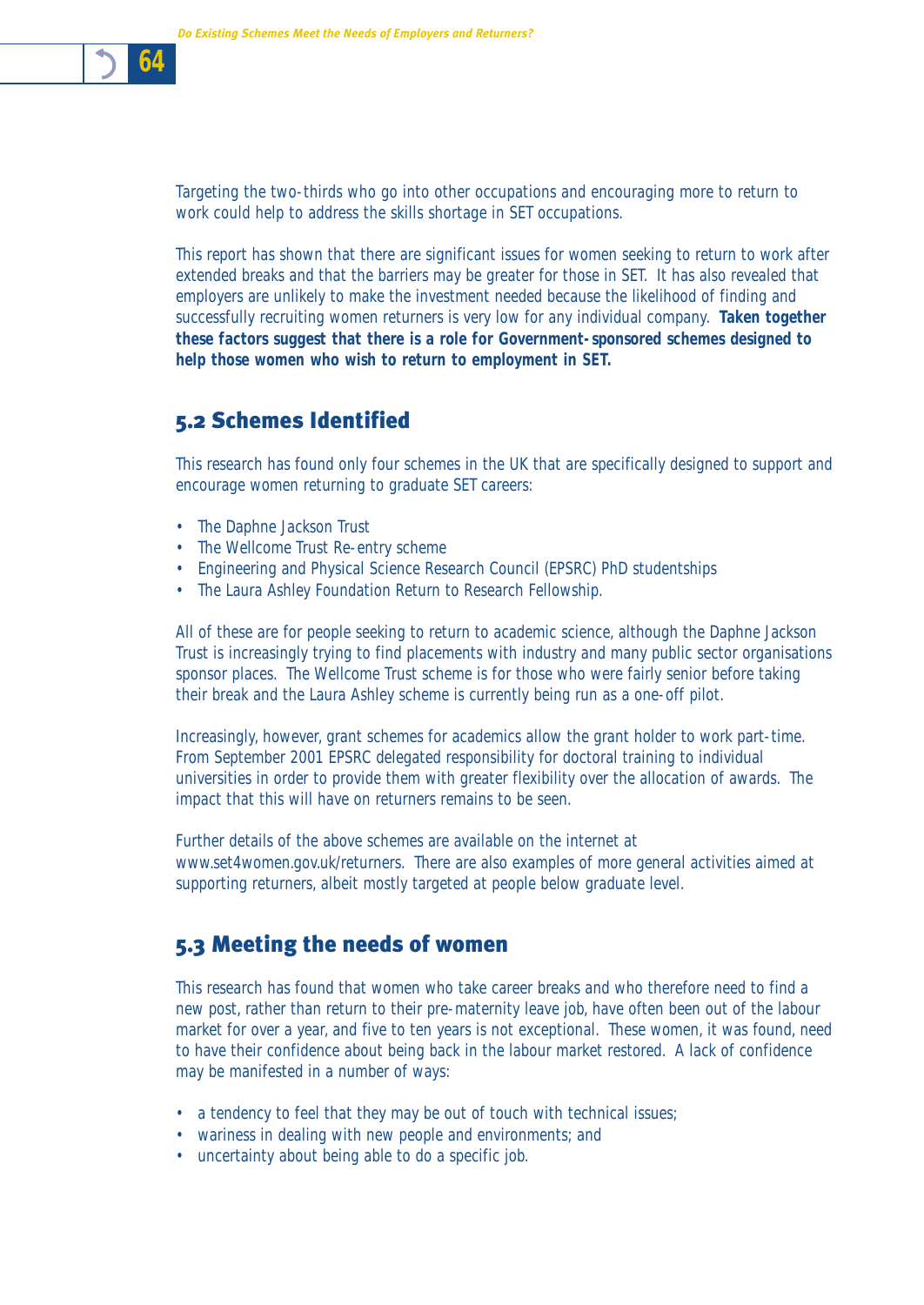Targeting the two-thirds who go into other occupations and encouraging more to return to work could help to address the skills shortage in SET occupations.

This report has shown that there are significant issues for women seeking to return to work after extended breaks and that the barriers may be greater for those in SET. It has also revealed that employers are unlikely to make the investment needed because the likelihood of finding and successfully recruiting women returners is very low for any individual company. **Taken together these factors suggest that there is a role for Government-sponsored schemes designed to help those women who wish to return to employment in SET.**

## 5.2 Schemes Identified

This research has found only four schemes in the UK that are specifically designed to support and encourage women returning to graduate SET careers:

- The Daphne Jackson Trust
- The Wellcome Trust Re-entry scheme
- Engineering and Physical Science Research Council (EPSRC) PhD studentships
- The Laura Ashley Foundation Return to Research Fellowship.

All of these are for people seeking to return to academic science, although the Daphne Jackson Trust is increasingly trying to find placements with industry and many public sector organisations sponsor places. The Wellcome Trust scheme is for those who were fairly senior before taking their break and the Laura Ashley scheme is currently being run as a one-off pilot.

Increasingly, however, grant schemes for academics allow the grant holder to work part-time. From September 2001 EPSRC delegated responsibility for doctoral training to individual universities in order to provide them with greater flexibility over the allocation of awards. The impact that this will have on returners remains to be seen.

Further details of the above schemes are available on the internet at www.set4women.gov.uk/returners. There are also examples of more general activities aimed at supporting returners, albeit mostly targeted at people below graduate level.

## 5.3 Meeting the needs of women

This research has found that women who take career breaks and who therefore need to find a new post, rather than return to their pre-maternity leave job, have often been out of the labour market for over a year, and five to ten years is not exceptional. These women, it was found, need to have their confidence about being back in the labour market restored. A lack of confidence may be manifested in a number of ways:

- a tendency to feel that they may be out of touch with technical issues;
- wariness in dealing with new people and environments; and
- uncertainty about being able to do a specific job.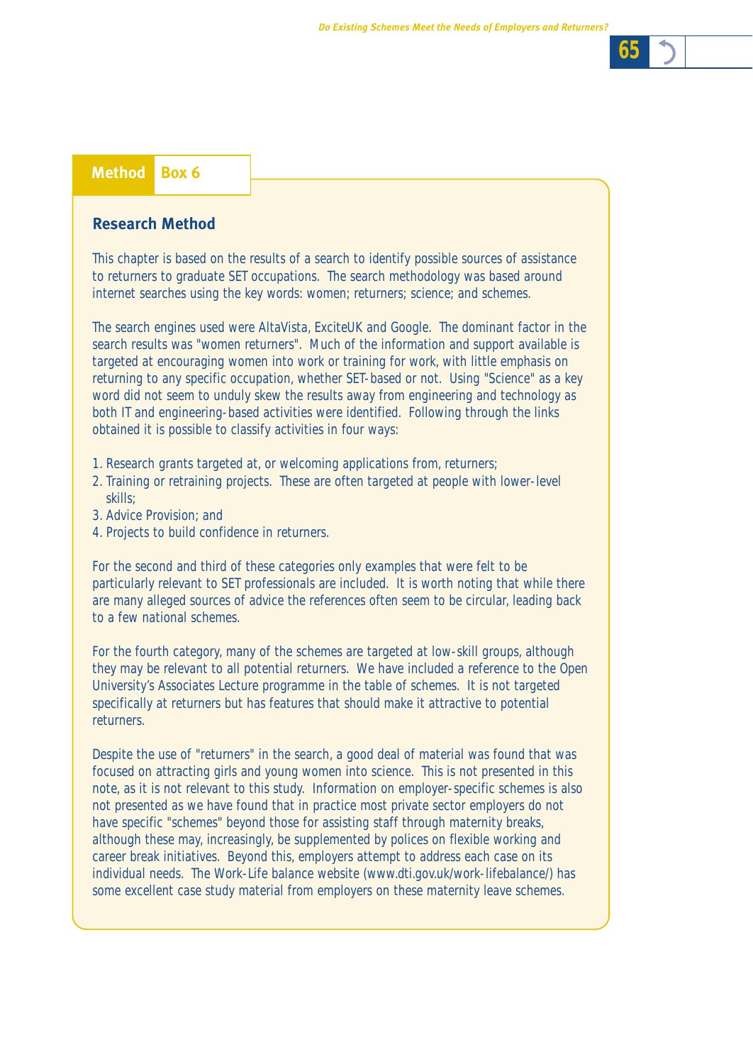**Method Box 6**

## Research Method

This chapter is based on the results of a search to identify possible sources of assistance to returners to graduate SET occupations. The search methodology was based around internet searches using the key words: women; returners; science; and schemes.

The search engines used were AltaVista, ExciteUK and Google. The dominant factor in the search results was "women returners". Much of the information and support available is targeted at encouraging women into work or training for work, with little emphasis on returning to any specific occupation, whether SET-based or not. Using "Science" as a key word did not seem to unduly skew the results away from engineering and technology as both IT and engineering-based activities were identified. Following through the links obtained it is possible to classify activities in four ways:

1. Research grants targeted at, or welcoming applications from, returners;
2. Training or retraining projects. These are often targeted at people with lower-level skills;
3. Advice Provision; and
4. Projects to build confidence in returners.

For the second and third of these categories only examples that were felt to be particularly relevant to SET professionals are included. It is worth noting that while there are many alleged sources of advice the references often seem to be circular, leading back to a few national schemes.

For the fourth category, many of the schemes are targeted at low-skill groups, although they may be relevant to all potential returners. We have included a reference to the Open University's Associates Lecture programme in the table of schemes. It is not targeted specifically at returners but has features that should make it attractive to potential returners.

Despite the use of "returners" in the search, a good deal of material was found that was focused on attracting girls and young women into science. This is not presented in this note, as it is not relevant to this study. Information on employer-specific schemes is also not presented as we have found that in practice most private sector employers do not have specific "schemes" beyond those for assisting staff through maternity breaks, although these may, increasingly, be supplemented by polices on flexible working and career break initiatives. Beyond this, employers attempt to address each case on its individual needs. The Work-Life balance website (www.dti.gov.uk/work-lifebalance/) has some excellent case study material from employers on these maternity leave schemes.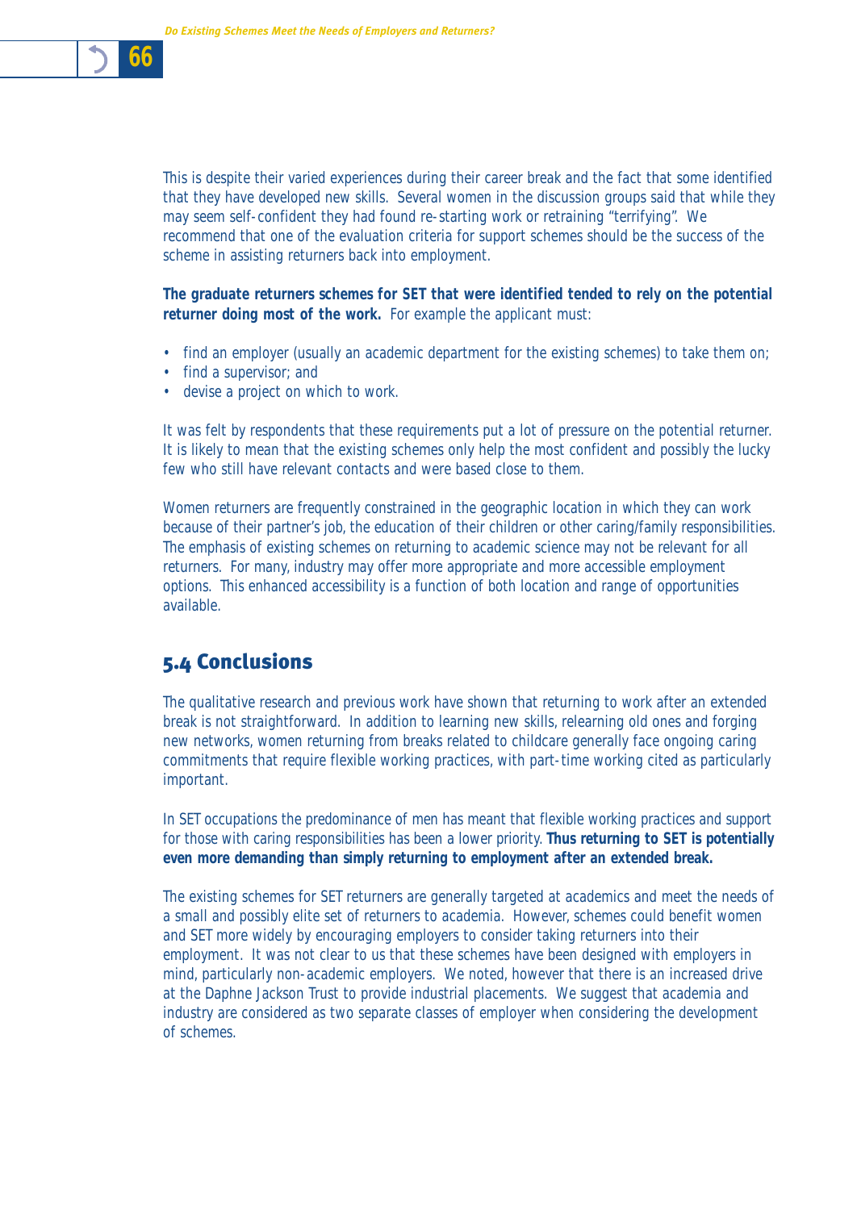This is despite their varied experiences during their career break and the fact that some identified that they have developed new skills. Several women in the discussion groups said that while they may seem self-confident they had found re-starting work or retraining "terrifying". We recommend that one of the evaluation criteria for support schemes should be the success of the scheme in assisting returners back into employment.

**The graduate returners schemes for SET that were identified tended to rely on the potential returner doing most of the work.** For example the applicant must:

- find an employer (usually an academic department for the existing schemes) to take them on;
- find a supervisor; and
- devise a project on which to work.

It was felt by respondents that these requirements put a lot of pressure on the potential returner. It is likely to mean that the existing schemes only help the most confident and possibly the lucky few who still have relevant contacts and were based close to them.

Women returners are frequently constrained in the geographic location in which they can work because of their partner's job, the education of their children or other caring/family responsibilities. The emphasis of existing schemes on returning to academic science may not be relevant for all returners. For many, industry may offer more appropriate and more accessible employment options. This enhanced accessibility is a function of both location and range of opportunities available.

## 5.4 Conclusions

The qualitative research and previous work have shown that returning to work after an extended break is not straightforward. In addition to learning new skills, relearning old ones and forging new networks, women returning from breaks related to childcare generally face ongoing caring commitments that require flexible working practices, with part-time working cited as particularly important.

In SET occupations the predominance of men has meant that flexible working practices and support for those with caring responsibilities has been a lower priority. **Thus returning to SET is potentially even more demanding than simply returning to employment after an extended break.**

The existing schemes for SET returners are generally targeted at academics and meet the needs of a small and possibly elite set of returners to academia. However, schemes could benefit women and SET more widely by encouraging employers to consider taking returners into their employment. It was not clear to us that these schemes have been designed with employers in mind, particularly non-academic employers. We noted, however that there is an increased drive at the Daphne Jackson Trust to provide industrial placements. We suggest that academia and industry are considered as two separate classes of employer when considering the development of schemes.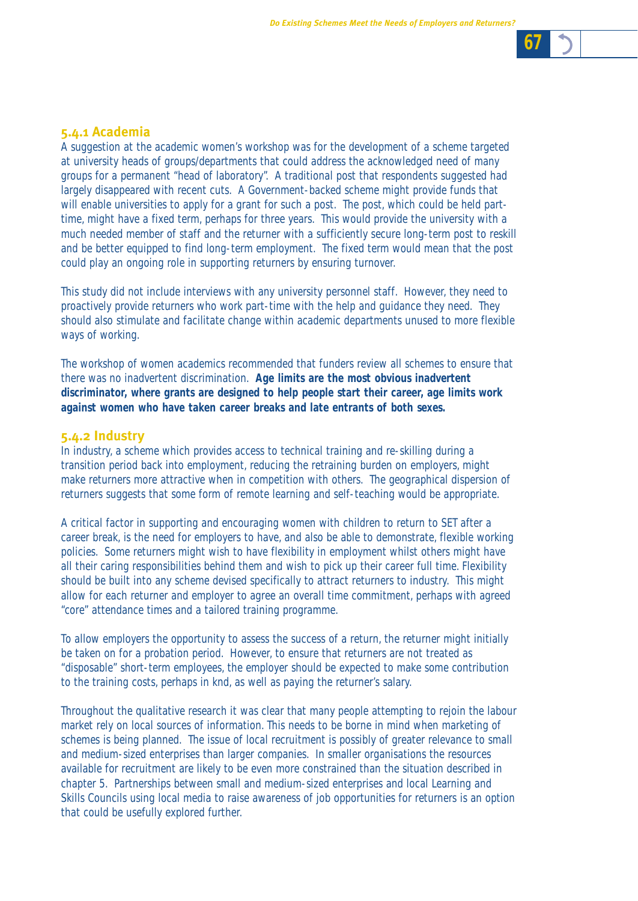### 5.4.1 Academia

A suggestion at the academic women's workshop was for the development of a scheme targeted at university heads of groups/departments that could address the acknowledged need of many groups for a permanent "head of laboratory". A traditional post that respondents suggested had largely disappeared with recent cuts. A Government-backed scheme might provide funds that will enable universities to apply for a grant for such a post. The post, which could be held part-time, might have a fixed term, perhaps for three years. This would provide the university with a much needed member of staff and the returner with a sufficiently secure long-term post to reskill and be better equipped to find long-term employment. The fixed term would mean that the post could play an ongoing role in supporting returners by ensuring turnover.

This study did not include interviews with any university personnel staff. However, they need to proactively provide returners who work part-time with the help and guidance they need. They should also stimulate and facilitate change within academic departments unused to more flexible ways of working.

The workshop of women academics recommended that funders review all schemes to ensure that there was no inadvertent discrimination. **Age limits are the most obvious inadvertent discriminator, where grants are designed to help people start their career, age limits work against women who have taken career breaks and late entrants of both sexes.**

### 5.4.2 Industry

In industry, a scheme which provides access to technical training and re-skilling during a transition period back into employment, reducing the retraining burden on employers, might make returners more attractive when in competition with others. The geographical dispersion of returners suggests that some form of remote learning and self-teaching would be appropriate.

A critical factor in supporting and encouraging women with children to return to SET after a career break, is the need for employers to have, and also be able to demonstrate, flexible working policies. Some returners might wish to have flexibility in employment whilst others might have all their caring responsibilities behind them and wish to pick up their career full time. Flexibility should be built into any scheme devised specifically to attract returners to industry. This might allow for each returner and employer to agree an overall time commitment, perhaps with agreed "core" attendance times and a tailored training programme.

To allow employers the opportunity to assess the success of a return, the returner might initially be taken on for a probation period. However, to ensure that returners are not treated as "disposable" short-term employees, the employer should be expected to make some contribution to the training costs, perhaps in knd, as well as paying the returner's salary.

Throughout the qualitative research it was clear that many people attempting to rejoin the labour market rely on local sources of information. This needs to be borne in mind when marketing of schemes is being planned. The issue of local recruitment is possibly of greater relevance to small and medium-sized enterprises than larger companies. In smaller organisations the resources available for recruitment are likely to be even more constrained than the situation described in chapter 5. Partnerships between small and medium-sized enterprises and local Learning and Skills Councils using local media to raise awareness of job opportunities for returners is an option that could be usefully explored further.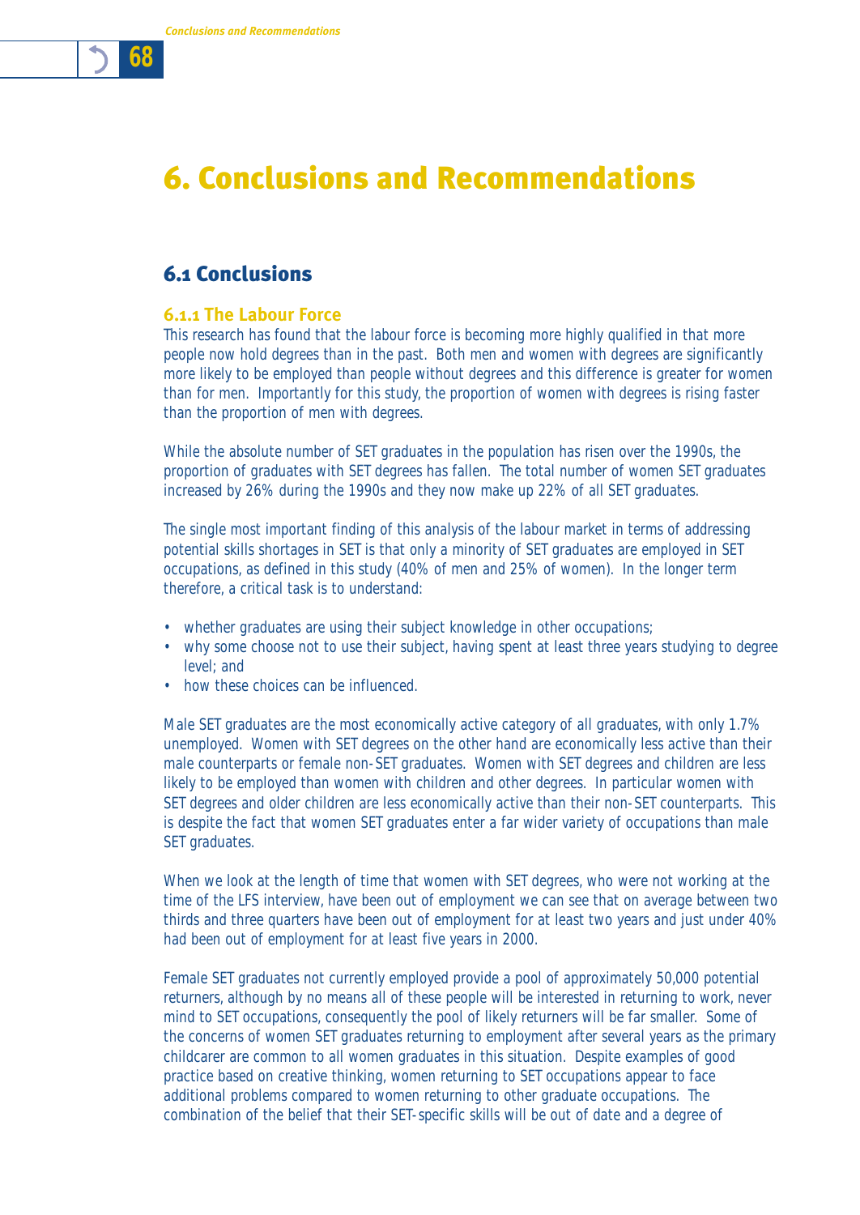# 6. Conclusions and Recommendations

## 6.1 Conclusions

### 6.1.1 The Labour Force

This research has found that the labour force is becoming more highly qualified in that more people now hold degrees than in the past. Both men and women with degrees are significantly more likely to be employed than people without degrees and this difference is greater for women than for men. Importantly for this study, the proportion of women with degrees is rising faster than the proportion of men with degrees.

While the absolute number of SET graduates in the population has risen over the 1990s, the proportion of graduates with SET degrees has fallen. The total number of women SET graduates increased by 26% during the 1990s and they now make up 22% of all SET graduates.

The single most important finding of this analysis of the labour market in terms of addressing potential skills shortages in SET is that only a minority of SET graduates are employed in SET occupations, as defined in this study (40% of men and 25% of women). In the longer term therefore, a critical task is to understand:

- whether graduates are using their subject knowledge in other occupations;
- why some choose not to use their subject, having spent at least three years studying to degree level; and
- how these choices can be influenced.

Male SET graduates are the most economically active category of all graduates, with only 1.7% unemployed. Women with SET degrees on the other hand are economically less active than their male counterparts or female non-SET graduates. Women with SET degrees and children are less likely to be employed than women with children and other degrees. In particular women with SET degrees and older children are less economically active than their non-SET counterparts. This is despite the fact that women SET graduates enter a far wider variety of occupations than male SET graduates.

When we look at the length of time that women with SET degrees, who were not working at the time of the LFS interview, have been out of employment we can see that on average between two thirds and three quarters have been out of employment for at least two years and just under 40% had been out of employment for at least five years in 2000.

Female SET graduates not currently employed provide a pool of approximately 50,000 potential returners, although by no means all of these people will be interested in returning to work, never mind to SET occupations, consequently the pool of likely returners will be far smaller. Some of the concerns of women SET graduates returning to employment after several years as the primary childcarer are common to all women graduates in this situation. Despite examples of good practice based on creative thinking, women returning to SET occupations appear to face additional problems compared to women returning to other graduate occupations. The combination of the belief that their SET-specific skills will be out of date and a degree of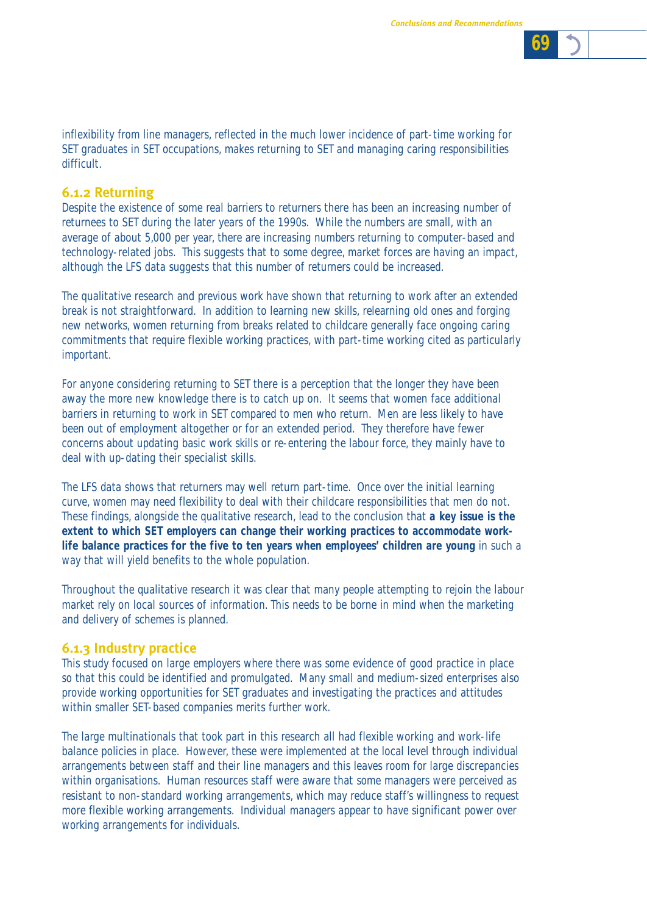inflexibility from line managers, reflected in the much lower incidence of part-time working for SET graduates in SET occupations, makes returning to SET and managing caring responsibilities difficult.

### 6.1.2 Returning

Despite the existence of some real barriers to returners there has been an increasing number of returnees to SET during the later years of the 1990s. While the numbers are small, with an average of about 5,000 per year, there are increasing numbers returning to computer-based and technology-related jobs. This suggests that to some degree, market forces are having an impact, although the LFS data suggests that this number of returners could be increased.

The qualitative research and previous work have shown that returning to work after an extended break is not straightforward. In addition to learning new skills, relearning old ones and forging new networks, women returning from breaks related to childcare generally face ongoing caring commitments that require flexible working practices, with part-time working cited as particularly important.

For anyone considering returning to SET there is a perception that the longer they have been away the more new knowledge there is to catch up on. It seems that women face additional barriers in returning to work in SET compared to men who return. Men are less likely to have been out of employment altogether or for an extended period. They therefore have fewer concerns about updating basic work skills or re-entering the labour force, they mainly have to deal with up-dating their specialist skills.

The LFS data shows that returners may well return part-time. Once over the initial learning curve, women may need flexibility to deal with their childcare responsibilities that men do not. These findings, alongside the qualitative research, lead to the conclusion that **a key issue is the extent to which SET employers can change their working practices to accommodate work-life balance practices for the five to ten years when employees' children are young** in such a way that will yield benefits to the whole population.

Throughout the qualitative research it was clear that many people attempting to rejoin the labour market rely on local sources of information. This needs to be borne in mind when the marketing and delivery of schemes is planned.

### 6.1.3 Industry practice

This study focused on large employers where there was some evidence of good practice in place so that this could be identified and promulgated. Many small and medium-sized enterprises also provide working opportunities for SET graduates and investigating the practices and attitudes within smaller SET-based companies merits further work.

The large multinationals that took part in this research all had flexible working and work-life balance policies in place. However, these were implemented at the local level through individual arrangements between staff and their line managers and this leaves room for large discrepancies within organisations. Human resources staff were aware that some managers were perceived as resistant to non-standard working arrangements, which may reduce staff's willingness to request more flexible working arrangements. Individual managers appear to have significant power over working arrangements for individuals.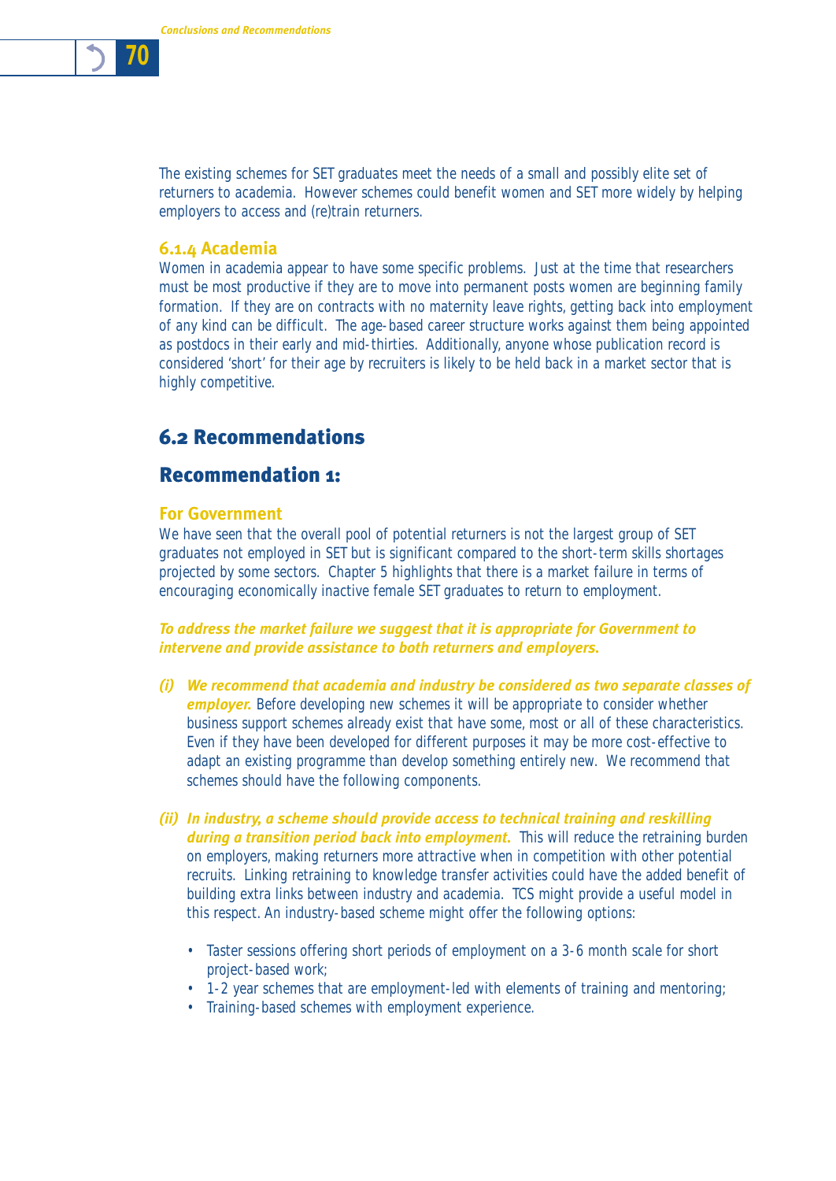The existing schemes for SET graduates meet the needs of a small and possibly elite set of returners to academia. However schemes could benefit women and SET more widely by helping employers to access and (re)train returners.

### 6.1.4 Academia

Women in academia appear to have some specific problems. Just at the time that researchers must be most productive if they are to move into permanent posts women are beginning family formation. If they are on contracts with no maternity leave rights, getting back into employment of any kind can be difficult. The age-based career structure works against them being appointed as postdocs in their early and mid-thirties. Additionally, anyone whose publication record is considered 'short' for their age by recruiters is likely to be held back in a market sector that is highly competitive.

## 6.2 Recommendations

## Recommendation 1:

### For Government

We have seen that the overall pool of potential returners is not the largest group of SET graduates not employed in SET but is significant compared to the short-term skills shortages projected by some sectors. Chapter 5 highlights that there is a market failure in terms of encouraging economically inactive female SET graduates to return to employment.

***To address the market failure we suggest that it is appropriate for Government to intervene and provide assistance to both returners and employers.***

***(i) We recommend that academia and industry be considered as two separate classes of employer.*** Before developing new schemes it will be appropriate to consider whether business support schemes already exist that have some, most or all of these characteristics. Even if they have been developed for different purposes it may be more cost-effective to adapt an existing programme than develop something entirely new. We recommend that schemes should have the following components.

***(ii) In industry, a scheme should provide access to technical training and reskilling during a transition period back into employment.*** This will reduce the retraining burden on employers, making returners more attractive when in competition with other potential recruits. Linking retraining to knowledge transfer activities could have the added benefit of building extra links between industry and academia. TCS might provide a useful model in this respect. An industry-based scheme might offer the following options:

- Taster sessions offering short periods of employment on a 3-6 month scale for short project-based work;
- 1-2 year schemes that are employment-led with elements of training and mentoring;
- Training-based schemes with employment experience.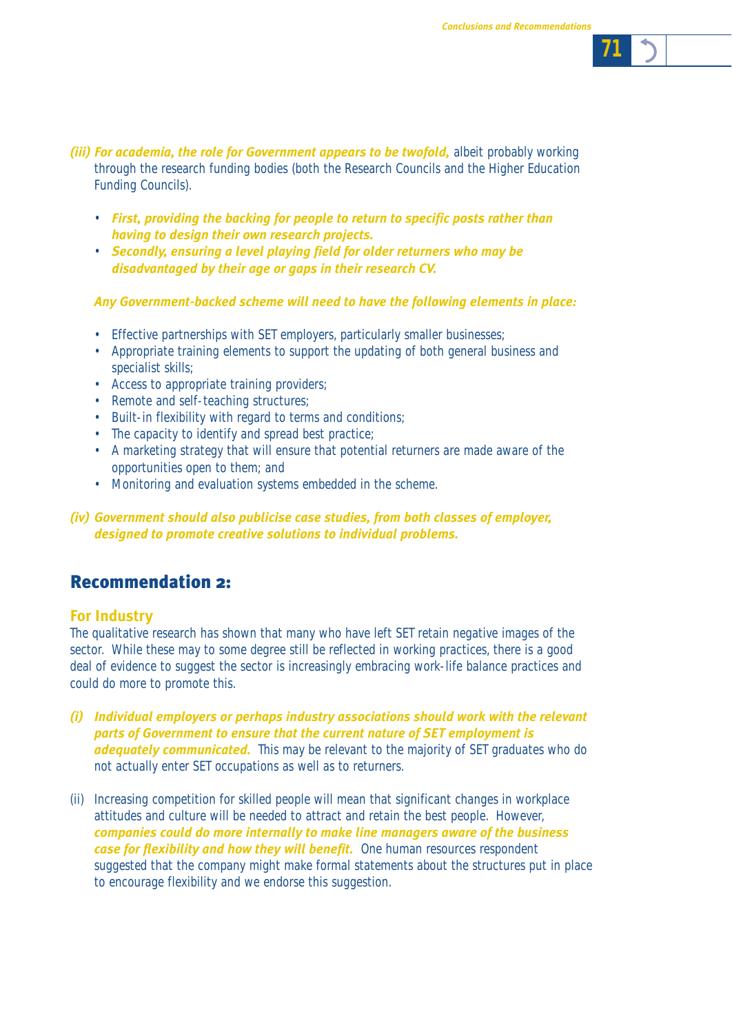***(iii) For academia, the role for Government appears to be twofold,*** albeit probably working through the research funding bodies (both the Research Councils and the Higher Education Funding Councils).

- ***First, providing the backing for people to return to specific posts rather than having to design their own research projects.***
- ***Secondly, ensuring a level playing field for older returners who may be disadvantaged by their age or gaps in their research CV.***

***Any Government-backed scheme will need to have the following elements in place:***

- Effective partnerships with SET employers, particularly smaller businesses;
- Appropriate training elements to support the updating of both general business and specialist skills;
- Access to appropriate training providers;
- Remote and self-teaching structures;
- Built-in flexibility with regard to terms and conditions;
- The capacity to identify and spread best practice;
- A marketing strategy that will ensure that potential returners are made aware of the opportunities open to them; and
- Monitoring and evaluation systems embedded in the scheme.

***(iv) Government should also publicise case studies, from both classes of employer, designed to promote creative solutions to individual problems.***

## Recommendation 2:

### For Industry

The qualitative research has shown that many who have left SET retain negative images of the sector. While these may to some degree still be reflected in working practices, there is a good deal of evidence to suggest the sector is increasingly embracing work-life balance practices and could do more to promote this.

***(i) Individual employers or perhaps industry associations should work with the relevant parts of Government to ensure that the current nature of SET employment is adequately communicated.*** This may be relevant to the majority of SET graduates who do not actually enter SET occupations as well as to returners.

(ii) Increasing competition for skilled people will mean that significant changes in workplace attitudes and culture will be needed to attract and retain the best people. However, ***companies could do more internally to make line managers aware of the business case for flexibility and how they will benefit.*** One human resources respondent suggested that the company might make formal statements about the structures put in place to encourage flexibility and we endorse this suggestion.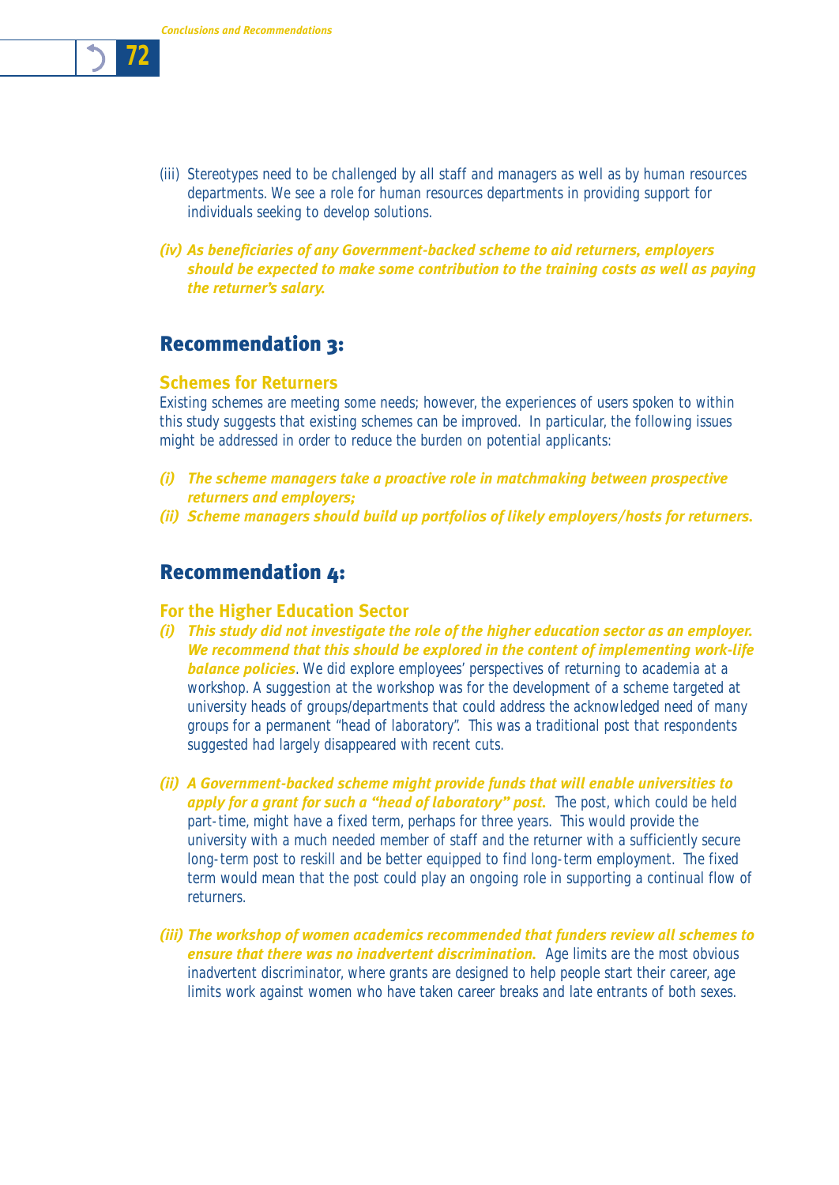(iii) Stereotypes need to be challenged by all staff and managers as well as by human resources departments. We see a role for human resources departments in providing support for individuals seeking to develop solutions.

***(iv) As beneficiaries of any Government-backed scheme to aid returners, employers should be expected to make some contribution to the training costs as well as paying the returner's salary.***

## Recommendation 3:

### Schemes for Returners

Existing schemes are meeting some needs; however, the experiences of users spoken to within this study suggests that existing schemes can be improved. In particular, the following issues might be addressed in order to reduce the burden on potential applicants:

***(i) The scheme managers take a proactive role in matchmaking between prospective returners and employers;***

***(ii) Scheme managers should build up portfolios of likely employers/hosts for returners.***

## Recommendation 4:

### For the Higher Education Sector

***(i) This study did not investigate the role of the higher education sector as an employer. We recommend that this should be explored in the content of implementing work-life balance policies***. We did explore employees' perspectives of returning to academia at a workshop. A suggestion at the workshop was for the development of a scheme targeted at university heads of groups/departments that could address the acknowledged need of many groups for a permanent "head of laboratory". This was a traditional post that respondents suggested had largely disappeared with recent cuts.

***(ii) A Government-backed scheme might provide funds that will enable universities to apply for a grant for such a "head of laboratory" post.*** The post, which could be held part-time, might have a fixed term, perhaps for three years. This would provide the university with a much needed member of staff and the returner with a sufficiently secure long-term post to reskill and be better equipped to find long-term employment. The fixed term would mean that the post could play an ongoing role in supporting a continual flow of returners.

***(iii) The workshop of women academics recommended that funders review all schemes to ensure that there was no inadvertent discrimination.*** Age limits are the most obvious inadvertent discriminator, where grants are designed to help people start their career, age limits work against women who have taken career breaks and late entrants of both sexes.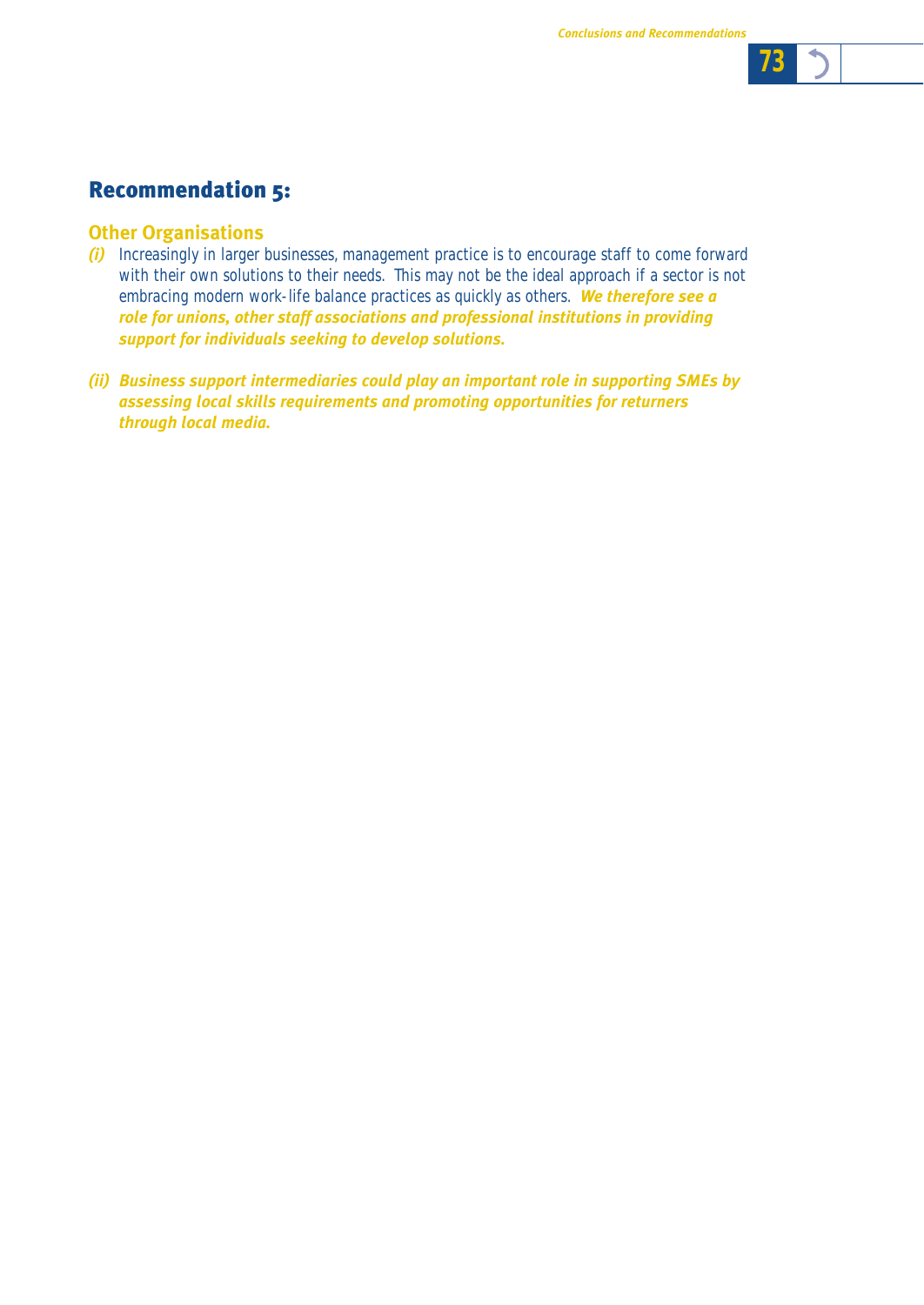## Recommendation 5:

### Other Organisations

*(i)* Increasingly in larger businesses, management practice is to encourage staff to come forward with their own solutions to their needs. This may not be the ideal approach if a sector is not embracing modern work-life balance practices as quickly as others. ***We therefore see a role for unions, other staff associations and professional institutions in providing support for individuals seeking to develop solutions.***

***(ii) Business support intermediaries could play an important role in supporting SMEs by assessing local skills requirements and promoting opportunities for returners through local media.***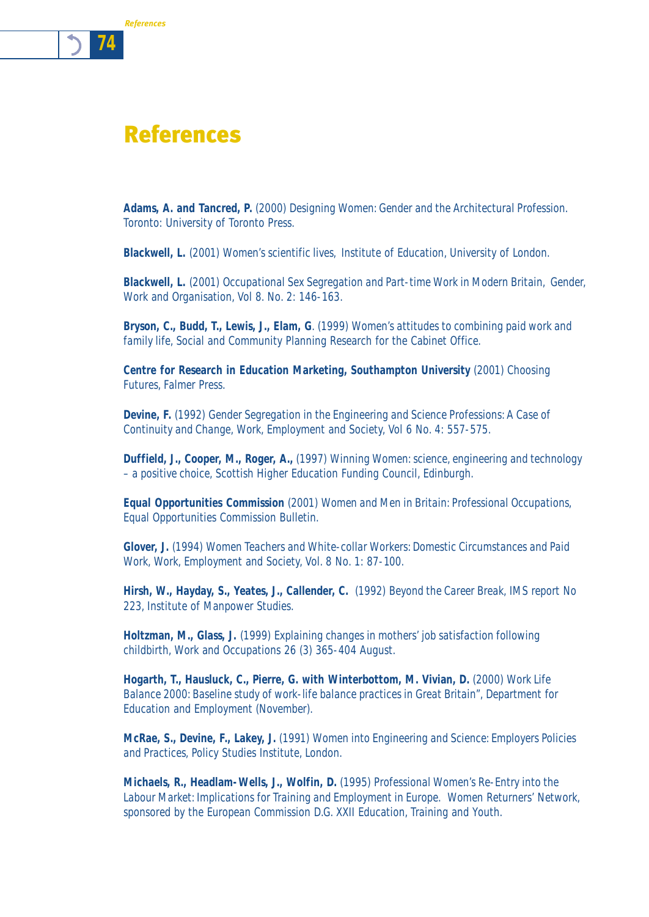# References

**Adams, A. and Tancred, P.** (2000) Designing Women: Gender and the Architectural Profession. Toronto: University of Toronto Press.

**Blackwell, L.** (2001) Women's scientific lives, Institute of Education, University of London.

**Blackwell, L.** (2001) Occupational Sex Segregation and Part-time Work in Modern Britain, Gender, Work and Organisation, Vol 8. No. 2: 146-163.

**Bryson, C., Budd, T., Lewis, J., Elam, G**. (1999) Women's attitudes to combining paid work and family life, Social and Community Planning Research for the Cabinet Office.

**Centre for Research in Education Marketing, Southampton University** (2001) Choosing Futures, Falmer Press.

**Devine, F.** (1992) Gender Segregation in the Engineering and Science Professions: A Case of Continuity and Change, Work, Employment and Society, Vol 6 No. 4: 557-575.

**Duffield, J., Cooper, M., Roger, A.,** (1997) Winning Women: science, engineering and technology – a positive choice, Scottish Higher Education Funding Council, Edinburgh.

**Equal Opportunities Commission** (2001) Women and Men in Britain: Professional Occupations, Equal Opportunities Commission Bulletin.

**Glover, J.** (1994) Women Teachers and White-collar Workers: Domestic Circumstances and Paid Work, Work, Employment and Society, Vol. 8 No. 1: 87-100.

**Hirsh, W., Hayday, S., Yeates, J., Callender, C.** (1992) Beyond the Career Break, IMS report No 223, Institute of Manpower Studies.

**Holtzman, M., Glass, J.** (1999) Explaining changes in mothers' job satisfaction following childbirth, Work and Occupations 26 (3) 365-404 August.

**Hogarth, T., Hausluck, C., Pierre, G. with Winterbottom, M. Vivian, D.** (2000) Work Life Balance 2000: Baseline study of work-life balance practices in Great Britain", Department for Education and Employment (November).

**McRae, S., Devine, F., Lakey, J.** (1991) Women into Engineering and Science: Employers Policies and Practices, Policy Studies Institute, London.

**Michaels, R., Headlam-Wells, J., Wolfin, D.** (1995) Professional Women's Re-Entry into the Labour Market: Implications for Training and Employment in Europe. Women Returners' Network, sponsored by the European Commission D.G. XXII Education, Training and Youth.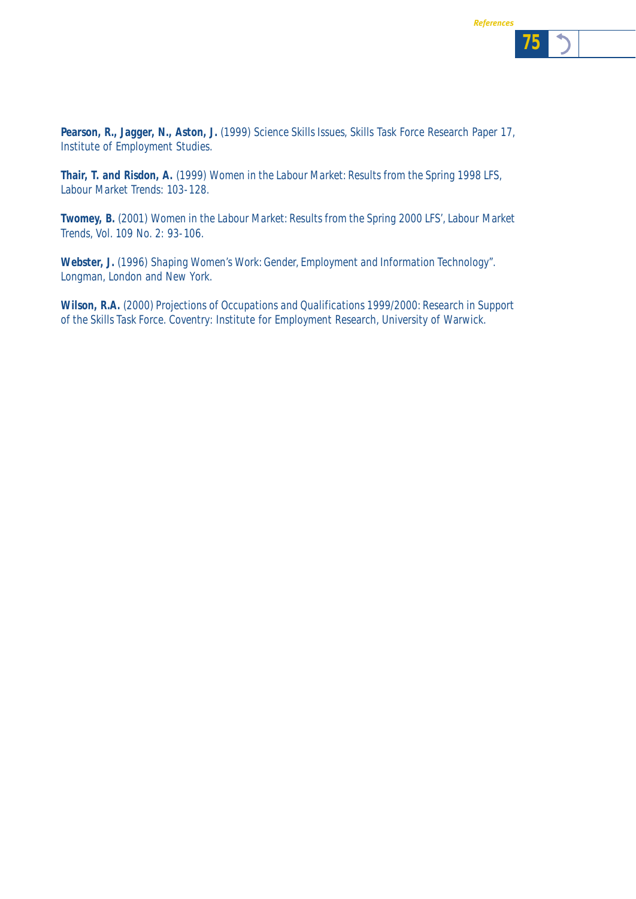**Pearson, R., Jagger, N., Aston, J.** (1999) Science Skills Issues, Skills Task Force Research Paper 17, Institute of Employment Studies.

**Thair, T. and Risdon, A.** (1999) Women in the Labour Market: Results from the Spring 1998 LFS, Labour Market Trends: 103-128.

**Twomey, B.** (2001) Women in the Labour Market: Results from the Spring 2000 LFS', Labour Market Trends, Vol. 109 No. 2: 93-106.

**Webster, J.** (1996) Shaping Women's Work: Gender, Employment and Information Technology". Longman, London and New York.

**Wilson, R.A.** (2000) Projections of Occupations and Qualifications 1999/2000: Research in Support of the Skills Task Force. Coventry: Institute for Employment Research, University of Warwick.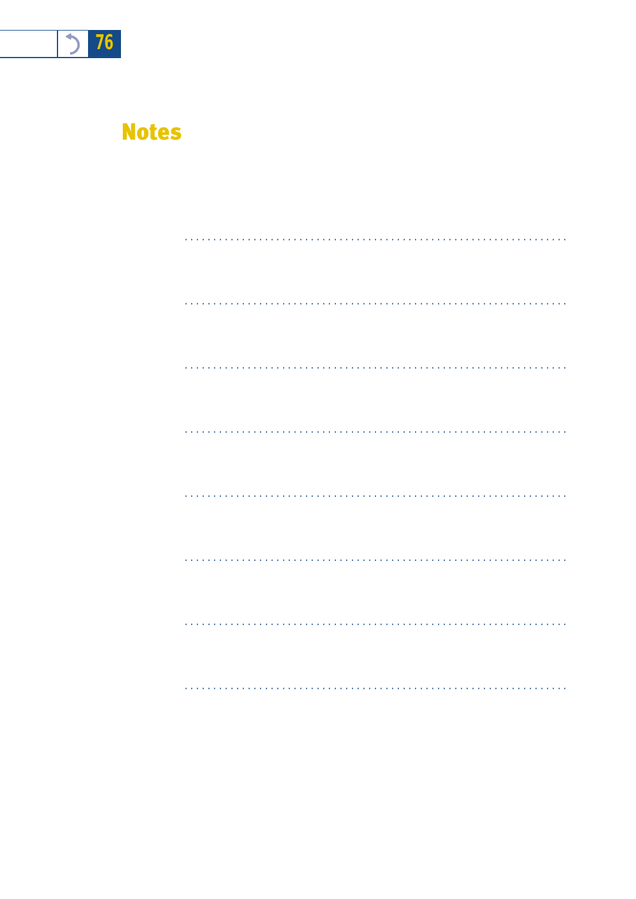# Notes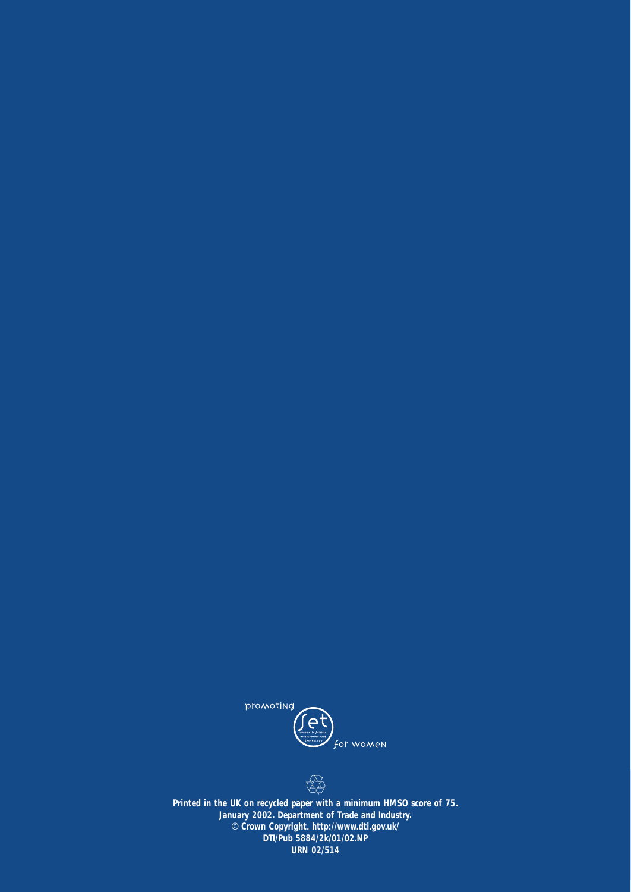promoting set for women

**Printed in the UK on recycled paper with a minimum HMSO score of 75.**
**January 2002. Department of Trade and Industry.**
**© Crown Copyright. http://www.dti.gov.uk/**
**DTI/Pub 5884/2k/01/02.NP**
**URN 02/514**